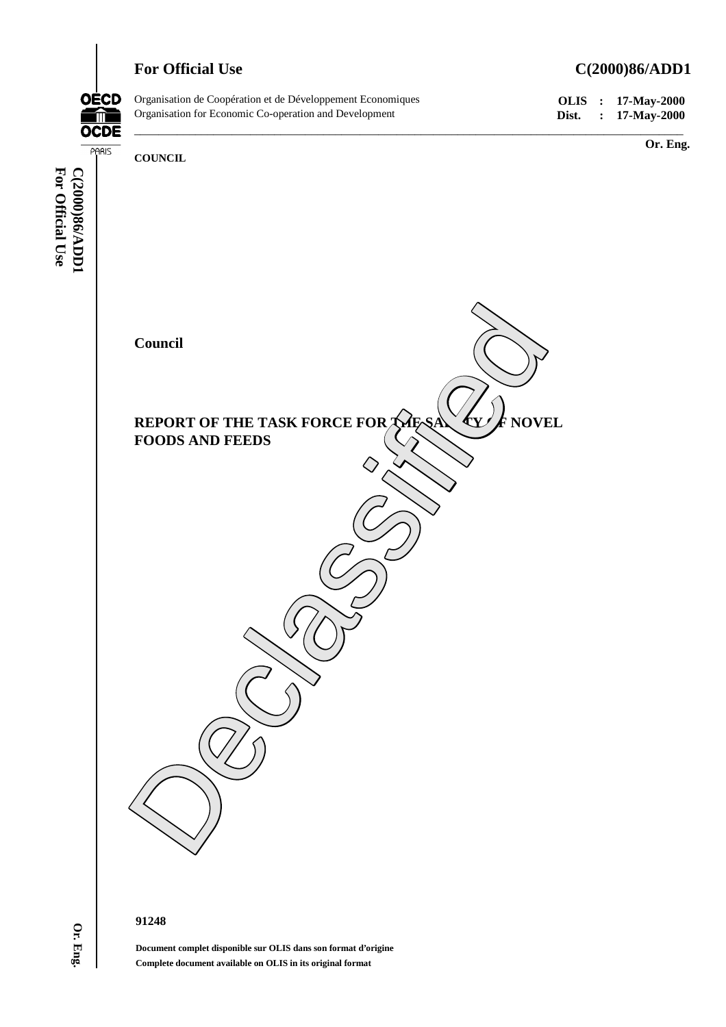**For Official Use** **C(2000)86/ADD1**

Organisation de Coopération et de Développement Economiques
Organisation for Economic Co-operation and Development

**OLIS : 17-May-2000**
**Dist. : 17-May-2000**

**Or. Eng.**

**COUNCIL**

**Council**

**REPORT OF THE TASK FORCE FOR THE SAFETY OF NOVEL FOODS AND FEEDS**

**91248**

**Document complet disponible sur OLIS dans son format d'origine**
**Complete document available on OLIS in its original format**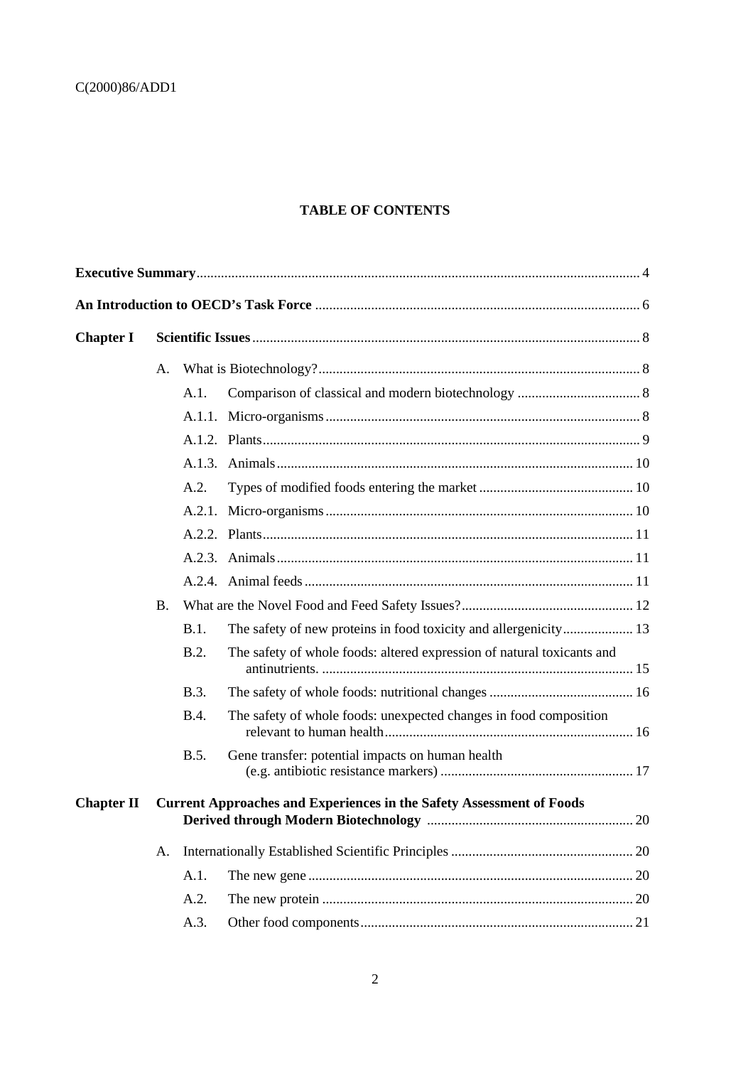# TABLE OF CONTENTS

**Executive Summary** ............ 4

**An Introduction to OECD's Task Force** ............ 6

**Chapter I** **Scientific Issues** ............ 8

A. What is Biotechnology? ............ 8

- A.1. Comparison of classical and modern biotechnology ............ 8
- A.1.1. Micro-organisms ............ 8
- A.1.2. Plants ............ 9
- A.1.3. Animals ............ 10
- A.2. Types of modified foods entering the market ............ 10
- A.2.1. Micro-organisms ............ 10
- A.2.2. Plants ............ 11
- A.2.3. Animals ............ 11
- A.2.4. Animal feeds ............ 11

B. What are the Novel Food and Feed Safety Issues? ............ 12

- B.1. The safety of new proteins in food toxicity and allergenicity ............ 13
- B.2. The safety of whole foods: altered expression of natural toxicants and antinutrients. ............ 15
- B.3. The safety of whole foods: nutritional changes ............ 16
- B.4. The safety of whole foods: unexpected changes in food composition relevant to human health ............ 16
- B.5. Gene transfer: potential impacts on human health (e.g. antibiotic resistance markers) ............ 17

**Chapter II** **Current Approaches and Experiences in the Safety Assessment of Foods Derived through Modern Biotechnology** ............ 20

A. Internationally Established Scientific Principles ............ 20

- A.1. The new gene ............ 20
- A.2. The new protein ............ 20
- A.3. Other food components ............ 21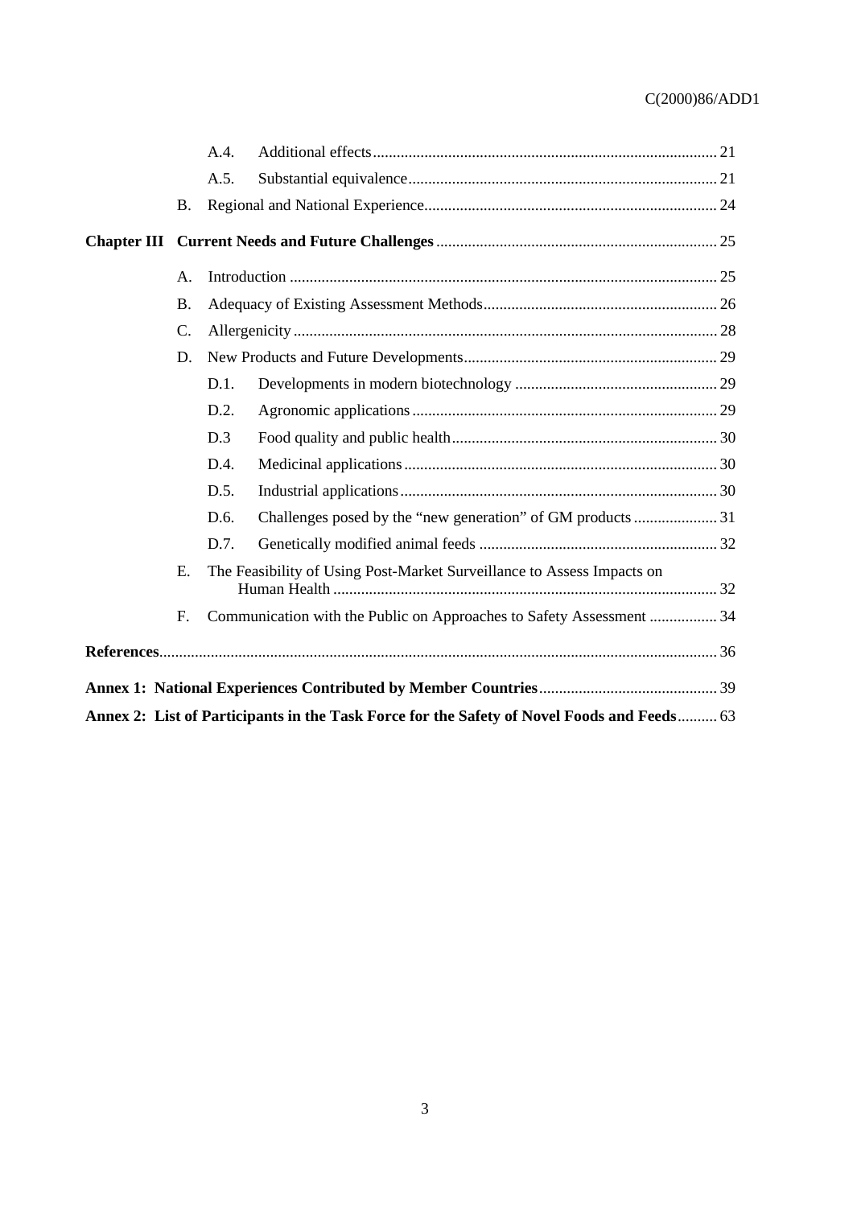| | | | |
|---|---|---|---|
| | A.4. | Additional effects | 21 |
| | A.5. | Substantial equivalence | 21 |
| B. | Regional and National Experience | | 24 |
| **Chapter III** | **Current Needs and Future Challenges** | | 25 |
| A. | Introduction | | 25 |
| B. | Adequacy of Existing Assessment Methods | | 26 |
| C. | Allergenicity | | 28 |
| D. | New Products and Future Developments | | 29 |
| | D.1. | Developments in modern biotechnology | 29 |
| | D.2. | Agronomic applications | 29 |
| | D.3 | Food quality and public health | 30 |
| | D.4. | Medicinal applications | 30 |
| | D.5. | Industrial applications | 30 |
| | D.6. | Challenges posed by the "new generation" of GM products | 31 |
| | D.7. | Genetically modified animal feeds | 32 |
| E. | The Feasibility of Using Post-Market Surveillance to Assess Impacts on Human Health | | 32 |
| F. | Communication with the Public on Approaches to Safety Assessment | | 34 |

**References** ........ 36

**Annex 1: National Experiences Contributed by Member Countries** ........ 39

**Annex 2: List of Participants in the Task Force for the Safety of Novel Foods and Feeds** ........ 63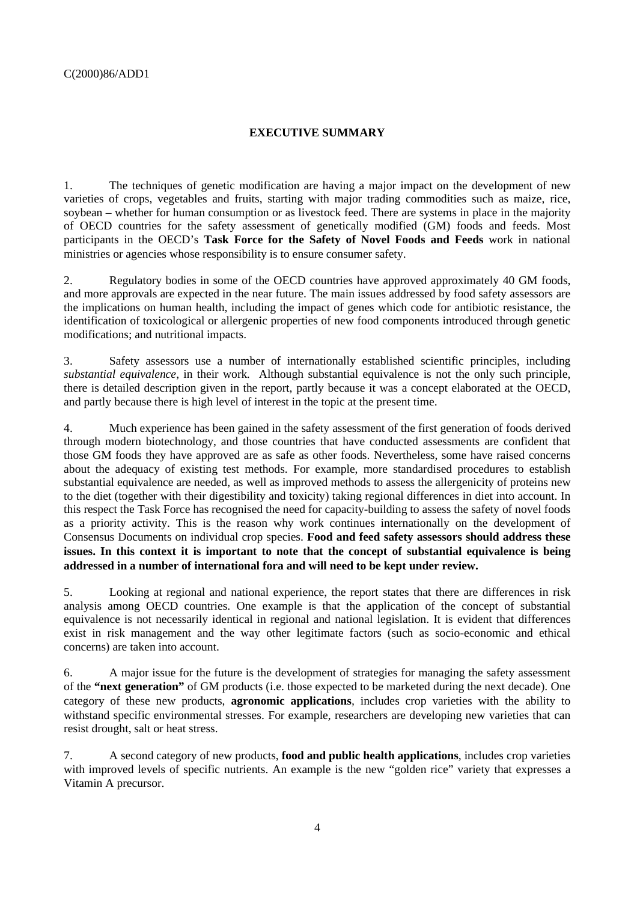## EXECUTIVE SUMMARY

1. The techniques of genetic modification are having a major impact on the development of new varieties of crops, vegetables and fruits, starting with major trading commodities such as maize, rice, soybean – whether for human consumption or as livestock feed. There are systems in place in the majority of OECD countries for the safety assessment of genetically modified (GM) foods and feeds. Most participants in the OECD's **Task Force for the Safety of Novel Foods and Feeds** work in national ministries or agencies whose responsibility is to ensure consumer safety.

2. Regulatory bodies in some of the OECD countries have approved approximately 40 GM foods, and more approvals are expected in the near future. The main issues addressed by food safety assessors are the implications on human health, including the impact of genes which code for antibiotic resistance, the identification of toxicological or allergenic properties of new food components introduced through genetic modifications; and nutritional impacts.

3. Safety assessors use a number of internationally established scientific principles, including *substantial equivalence*, in their work. Although substantial equivalence is not the only such principle, there is detailed description given in the report, partly because it was a concept elaborated at the OECD, and partly because there is high level of interest in the topic at the present time.

4. Much experience has been gained in the safety assessment of the first generation of foods derived through modern biotechnology, and those countries that have conducted assessments are confident that those GM foods they have approved are as safe as other foods. Nevertheless, some have raised concerns about the adequacy of existing test methods. For example, more standardised procedures to establish substantial equivalence are needed, as well as improved methods to assess the allergenicity of proteins new to the diet (together with their digestibility and toxicity) taking regional differences in diet into account. In this respect the Task Force has recognised the need for capacity-building to assess the safety of novel foods as a priority activity. This is the reason why work continues internationally on the development of Consensus Documents on individual crop species. **Food and feed safety assessors should address these issues. In this context it is important to note that the concept of substantial equivalence is being addressed in a number of international fora and will need to be kept under review.**

5. Looking at regional and national experience, the report states that there are differences in risk analysis among OECD countries. One example is that the application of the concept of substantial equivalence is not necessarily identical in regional and national legislation. It is evident that differences exist in risk management and the way other legitimate factors (such as socio-economic and ethical concerns) are taken into account.

6. A major issue for the future is the development of strategies for managing the safety assessment of the **"next generation"** of GM products (i.e. those expected to be marketed during the next decade). One category of these new products, **agronomic applications**, includes crop varieties with the ability to withstand specific environmental stresses. For example, researchers are developing new varieties that can resist drought, salt or heat stress.

7. A second category of new products, **food and public health applications**, includes crop varieties with improved levels of specific nutrients. An example is the new "golden rice" variety that expresses a Vitamin A precursor.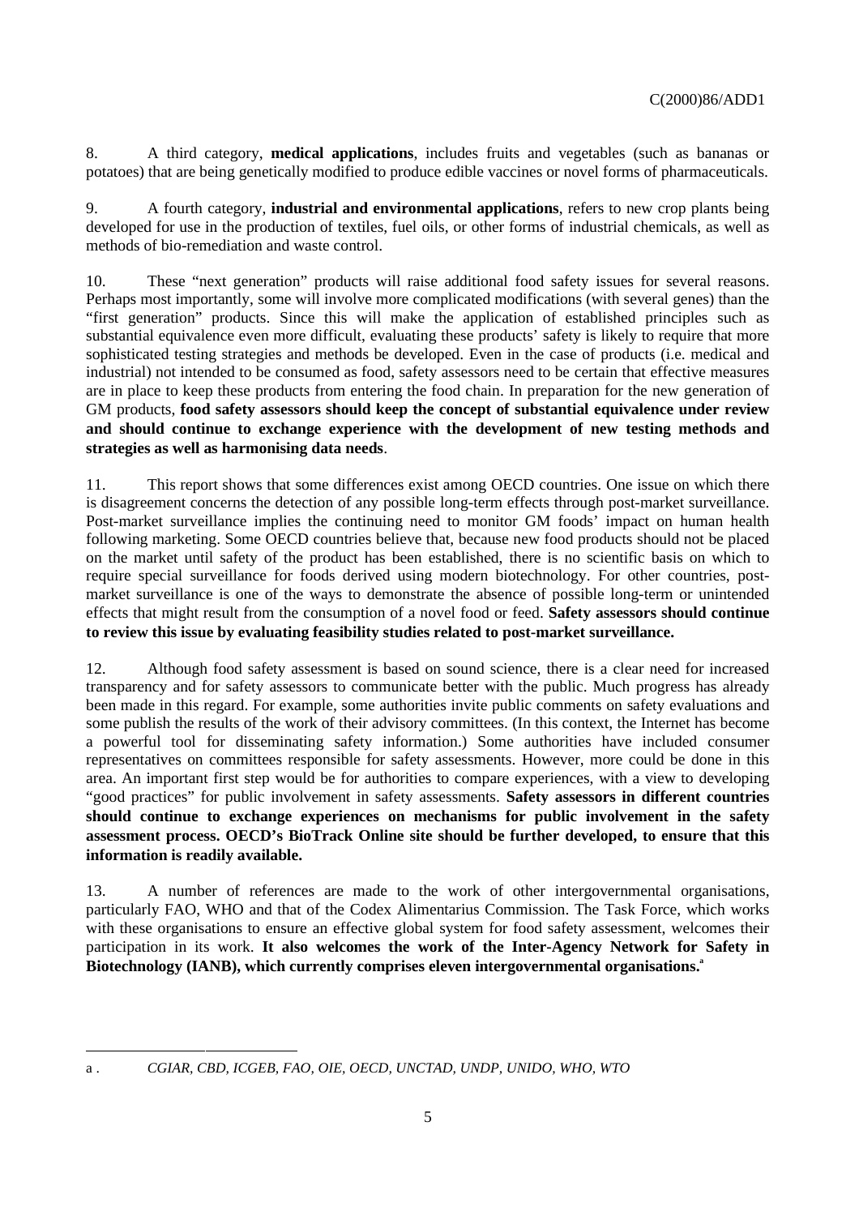8. A third category, **medical applications**, includes fruits and vegetables (such as bananas or potatoes) that are being genetically modified to produce edible vaccines or novel forms of pharmaceuticals.

9. A fourth category, **industrial and environmental applications**, refers to new crop plants being developed for use in the production of textiles, fuel oils, or other forms of industrial chemicals, as well as methods of bio-remediation and waste control.

10. These "next generation" products will raise additional food safety issues for several reasons. Perhaps most importantly, some will involve more complicated modifications (with several genes) than the "first generation" products. Since this will make the application of established principles such as substantial equivalence even more difficult, evaluating these products' safety is likely to require that more sophisticated testing strategies and methods be developed. Even in the case of products (i.e. medical and industrial) not intended to be consumed as food, safety assessors need to be certain that effective measures are in place to keep these products from entering the food chain. In preparation for the new generation of GM products, **food safety assessors should keep the concept of substantial equivalence under review and should continue to exchange experience with the development of new testing methods and strategies as well as harmonising data needs**.

11. This report shows that some differences exist among OECD countries. One issue on which there is disagreement concerns the detection of any possible long-term effects through post-market surveillance. Post-market surveillance implies the continuing need to monitor GM foods' impact on human health following marketing. Some OECD countries believe that, because new food products should not be placed on the market until safety of the product has been established, there is no scientific basis on which to require special surveillance for foods derived using modern biotechnology. For other countries, post-market surveillance is one of the ways to demonstrate the absence of possible long-term or unintended effects that might result from the consumption of a novel food or feed. **Safety assessors should continue to review this issue by evaluating feasibility studies related to post-market surveillance.**

12. Although food safety assessment is based on sound science, there is a clear need for increased transparency and for safety assessors to communicate better with the public. Much progress has already been made in this regard. For example, some authorities invite public comments on safety evaluations and some publish the results of the work of their advisory committees. (In this context, the Internet has become a powerful tool for disseminating safety information.) Some authorities have included consumer representatives on committees responsible for safety assessments. However, more could be done in this area. An important first step would be for authorities to compare experiences, with a view to developing "good practices" for public involvement in safety assessments. **Safety assessors in different countries should continue to exchange experiences on mechanisms for public involvement in the safety assessment process. OECD's BioTrack Online site should be further developed, to ensure that this information is readily available.**

13. A number of references are made to the work of other intergovernmental organisations, particularly FAO, WHO and that of the Codex Alimentarius Commission. The Task Force, which works with these organisations to ensure an effective global system for food safety assessment, welcomes their participation in its work. **It also welcomes the work of the Inter-Agency Network for Safety in Biotechnology (IANB), which currently comprises eleven intergovernmental organisations.**[a]

---

a . *CGIAR, CBD, ICGEB, FAO, OIE, OECD, UNCTAD, UNDP, UNIDO, WHO, WTO*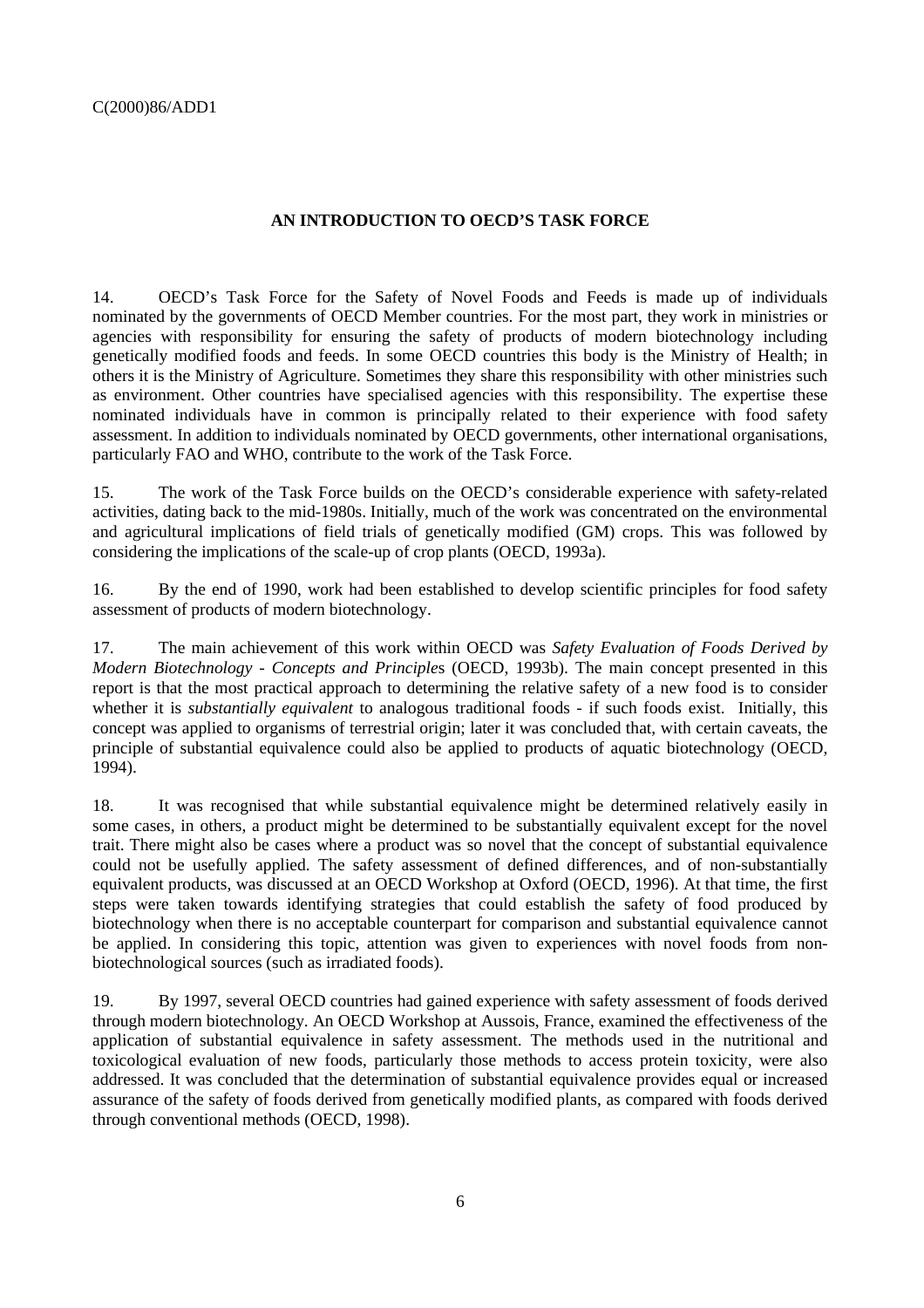## AN INTRODUCTION TO OECD'S TASK FORCE

14. OECD's Task Force for the Safety of Novel Foods and Feeds is made up of individuals nominated by the governments of OECD Member countries. For the most part, they work in ministries or agencies with responsibility for ensuring the safety of products of modern biotechnology including genetically modified foods and feeds. In some OECD countries this body is the Ministry of Health; in others it is the Ministry of Agriculture. Sometimes they share this responsibility with other ministries such as environment. Other countries have specialised agencies with this responsibility. The expertise these nominated individuals have in common is principally related to their experience with food safety assessment. In addition to individuals nominated by OECD governments, other international organisations, particularly FAO and WHO, contribute to the work of the Task Force.

15. The work of the Task Force builds on the OECD's considerable experience with safety-related activities, dating back to the mid-1980s. Initially, much of the work was concentrated on the environmental and agricultural implications of field trials of genetically modified (GM) crops. This was followed by considering the implications of the scale-up of crop plants (OECD, 1993a).

16. By the end of 1990, work had been established to develop scientific principles for food safety assessment of products of modern biotechnology.

17. The main achievement of this work within OECD was *Safety Evaluation of Foods Derived by Modern Biotechnology - Concepts and Principles* (OECD, 1993b). The main concept presented in this report is that the most practical approach to determining the relative safety of a new food is to consider whether it is *substantially equivalent* to analogous traditional foods - if such foods exist. Initially, this concept was applied to organisms of terrestrial origin; later it was concluded that, with certain caveats, the principle of substantial equivalence could also be applied to products of aquatic biotechnology (OECD, 1994).

18. It was recognised that while substantial equivalence might be determined relatively easily in some cases, in others, a product might be determined to be substantially equivalent except for the novel trait. There might also be cases where a product was so novel that the concept of substantial equivalence could not be usefully applied. The safety assessment of defined differences, and of non-substantially equivalent products, was discussed at an OECD Workshop at Oxford (OECD, 1996). At that time, the first steps were taken towards identifying strategies that could establish the safety of food produced by biotechnology when there is no acceptable counterpart for comparison and substantial equivalence cannot be applied. In considering this topic, attention was given to experiences with novel foods from non-biotechnological sources (such as irradiated foods).

19. By 1997, several OECD countries had gained experience with safety assessment of foods derived through modern biotechnology. An OECD Workshop at Aussois, France, examined the effectiveness of the application of substantial equivalence in safety assessment. The methods used in the nutritional and toxicological evaluation of new foods, particularly those methods to access protein toxicity, were also addressed. It was concluded that the determination of substantial equivalence provides equal or increased assurance of the safety of foods derived from genetically modified plants, as compared with foods derived through conventional methods (OECD, 1998).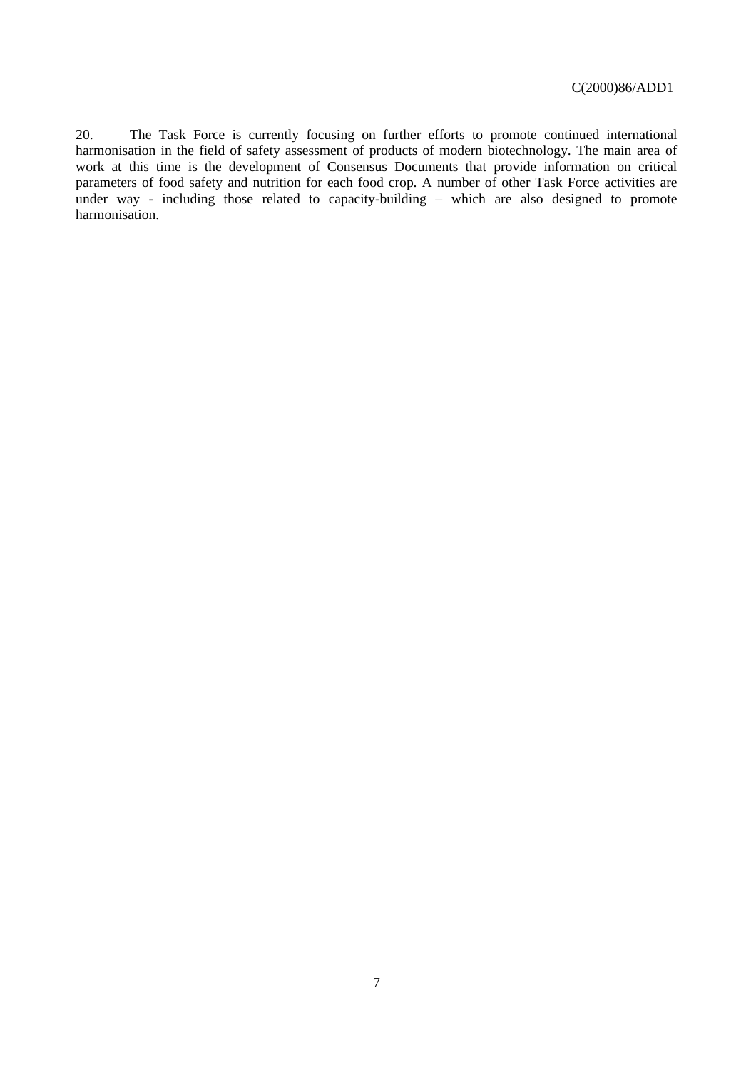20. The Task Force is currently focusing on further efforts to promote continued international harmonisation in the field of safety assessment of products of modern biotechnology. The main area of work at this time is the development of Consensus Documents that provide information on critical parameters of food safety and nutrition for each food crop. A number of other Task Force activities are under way - including those related to capacity-building – which are also designed to promote harmonisation.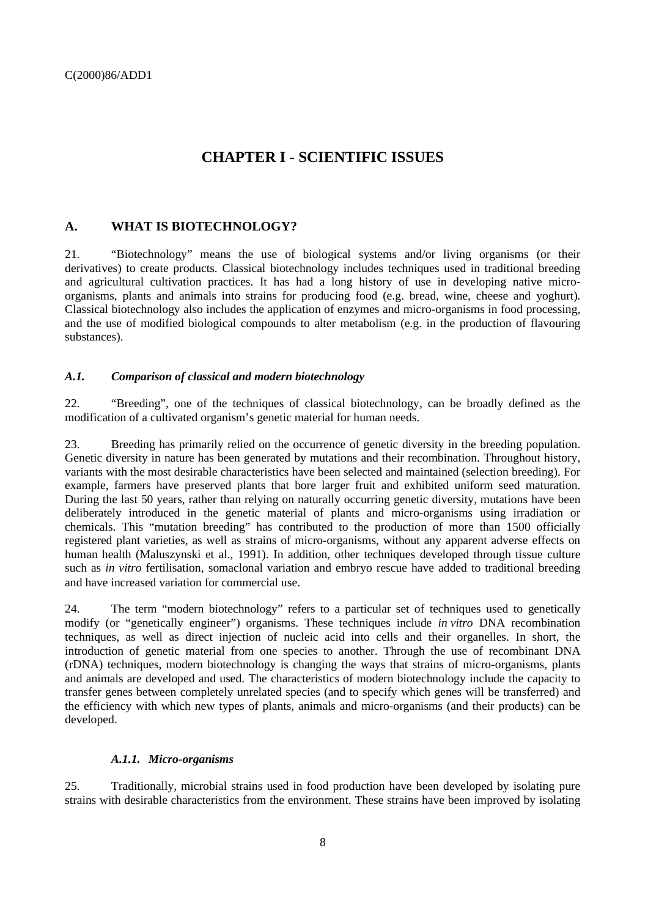# CHAPTER I - SCIENTIFIC ISSUES

## A. WHAT IS BIOTECHNOLOGY?

21. "Biotechnology" means the use of biological systems and/or living organisms (or their derivatives) to create products. Classical biotechnology includes techniques used in traditional breeding and agricultural cultivation practices. It has had a long history of use in developing native micro-organisms, plants and animals into strains for producing food (e.g. bread, wine, cheese and yoghurt). Classical biotechnology also includes the application of enzymes and micro-organisms in food processing, and the use of modified biological compounds to alter metabolism (e.g. in the production of flavouring substances).

### *A.1. Comparison of classical and modern biotechnology*

22. "Breeding", one of the techniques of classical biotechnology, can be broadly defined as the modification of a cultivated organism's genetic material for human needs.

23. Breeding has primarily relied on the occurrence of genetic diversity in the breeding population. Genetic diversity in nature has been generated by mutations and their recombination. Throughout history, variants with the most desirable characteristics have been selected and maintained (selection breeding). For example, farmers have preserved plants that bore larger fruit and exhibited uniform seed maturation. During the last 50 years, rather than relying on naturally occurring genetic diversity, mutations have been deliberately introduced in the genetic material of plants and micro-organisms using irradiation or chemicals. This "mutation breeding" has contributed to the production of more than 1500 officially registered plant varieties, as well as strains of micro-organisms, without any apparent adverse effects on human health (Maluszynski et al., 1991). In addition, other techniques developed through tissue culture such as *in vitro* fertilisation, somaclonal variation and embryo rescue have added to traditional breeding and have increased variation for commercial use.

24. The term "modern biotechnology" refers to a particular set of techniques used to genetically modify (or "genetically engineer") organisms. These techniques include *in vitro* DNA recombination techniques, as well as direct injection of nucleic acid into cells and their organelles. In short, the introduction of genetic material from one species to another. Through the use of recombinant DNA (rDNA) techniques, modern biotechnology is changing the ways that strains of micro-organisms, plants and animals are developed and used. The characteristics of modern biotechnology include the capacity to transfer genes between completely unrelated species (and to specify which genes will be transferred) and the efficiency with which new types of plants, animals and micro-organisms (and their products) can be developed.

#### *A.1.1. Micro-organisms*

25. Traditionally, microbial strains used in food production have been developed by isolating pure strains with desirable characteristics from the environment. These strains have been improved by isolating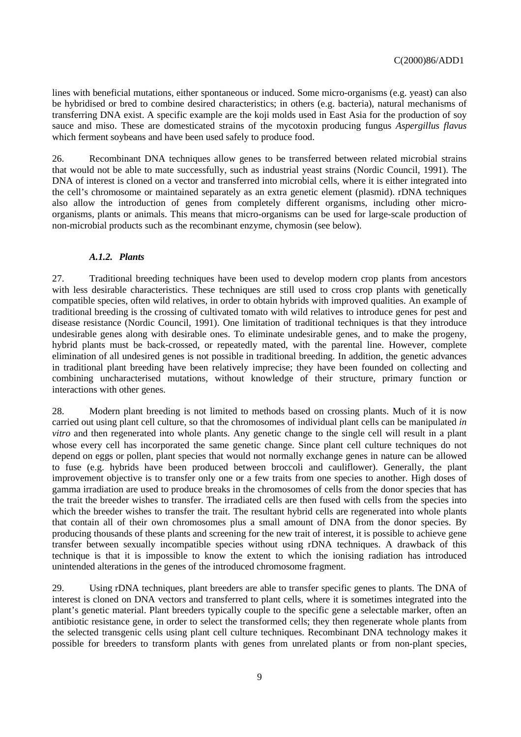lines with beneficial mutations, either spontaneous or induced. Some micro-organisms (e.g. yeast) can also be hybridised or bred to combine desired characteristics; in others (e.g. bacteria), natural mechanisms of transferring DNA exist. A specific example are the koji molds used in East Asia for the production of soy sauce and miso. These are domesticated strains of the mycotoxin producing fungus *Aspergillus flavus* which ferment soybeans and have been used safely to produce food.

26. Recombinant DNA techniques allow genes to be transferred between related microbial strains that would not be able to mate successfully, such as industrial yeast strains (Nordic Council, 1991). The DNA of interest is cloned on a vector and transferred into microbial cells, where it is either integrated into the cell's chromosome or maintained separately as an extra genetic element (plasmid). rDNA techniques also allow the introduction of genes from completely different organisms, including other micro-organisms, plants or animals. This means that micro-organisms can be used for large-scale production of non-microbial products such as the recombinant enzyme, chymosin (see below).

### *A.1.2. Plants*

27. Traditional breeding techniques have been used to develop modern crop plants from ancestors with less desirable characteristics. These techniques are still used to cross crop plants with genetically compatible species, often wild relatives, in order to obtain hybrids with improved qualities. An example of traditional breeding is the crossing of cultivated tomato with wild relatives to introduce genes for pest and disease resistance (Nordic Council, 1991). One limitation of traditional techniques is that they introduce undesirable genes along with desirable ones. To eliminate undesirable genes, and to make the progeny, hybrid plants must be back-crossed, or repeatedly mated, with the parental line. However, complete elimination of all undesired genes is not possible in traditional breeding. In addition, the genetic advances in traditional plant breeding have been relatively imprecise; they have been founded on collecting and combining uncharacterised mutations, without knowledge of their structure, primary function or interactions with other genes.

28. Modern plant breeding is not limited to methods based on crossing plants. Much of it is now carried out using plant cell culture, so that the chromosomes of individual plant cells can be manipulated *in vitro* and then regenerated into whole plants. Any genetic change to the single cell will result in a plant whose every cell has incorporated the same genetic change. Since plant cell culture techniques do not depend on eggs or pollen, plant species that would not normally exchange genes in nature can be allowed to fuse (e.g. hybrids have been produced between broccoli and cauliflower). Generally, the plant improvement objective is to transfer only one or a few traits from one species to another. High doses of gamma irradiation are used to produce breaks in the chromosomes of cells from the donor species that has the trait the breeder wishes to transfer. The irradiated cells are then fused with cells from the species into which the breeder wishes to transfer the trait. The resultant hybrid cells are regenerated into whole plants that contain all of their own chromosomes plus a small amount of DNA from the donor species. By producing thousands of these plants and screening for the new trait of interest, it is possible to achieve gene transfer between sexually incompatible species without using rDNA techniques. A drawback of this technique is that it is impossible to know the extent to which the ionising radiation has introduced unintended alterations in the genes of the introduced chromosome fragment.

29. Using rDNA techniques, plant breeders are able to transfer specific genes to plants. The DNA of interest is cloned on DNA vectors and transferred to plant cells, where it is sometimes integrated into the plant's genetic material. Plant breeders typically couple to the specific gene a selectable marker, often an antibiotic resistance gene, in order to select the transformed cells; they then regenerate whole plants from the selected transgenic cells using plant cell culture techniques. Recombinant DNA technology makes it possible for breeders to transform plants with genes from unrelated plants or from non-plant species,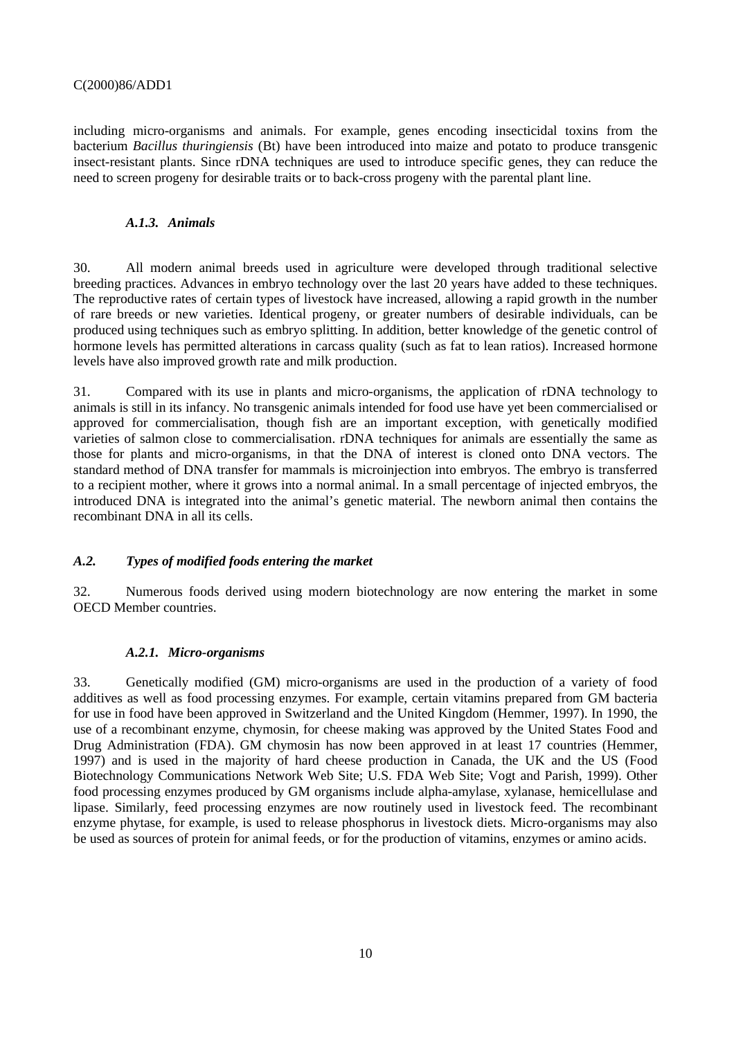including micro-organisms and animals. For example, genes encoding insecticidal toxins from the bacterium *Bacillus thuringiensis* (Bt) have been introduced into maize and potato to produce transgenic insect-resistant plants. Since rDNA techniques are used to introduce specific genes, they can reduce the need to screen progeny for desirable traits or to back-cross progeny with the parental plant line.

#### *A.1.3. Animals*

30. All modern animal breeds used in agriculture were developed through traditional selective breeding practices. Advances in embryo technology over the last 20 years have added to these techniques. The reproductive rates of certain types of livestock have increased, allowing a rapid growth in the number of rare breeds or new varieties. Identical progeny, or greater numbers of desirable individuals, can be produced using techniques such as embryo splitting. In addition, better knowledge of the genetic control of hormone levels has permitted alterations in carcass quality (such as fat to lean ratios). Increased hormone levels have also improved growth rate and milk production.

31. Compared with its use in plants and micro-organisms, the application of rDNA technology to animals is still in its infancy. No transgenic animals intended for food use have yet been commercialised or approved for commercialisation, though fish are an important exception, with genetically modified varieties of salmon close to commercialisation. rDNA techniques for animals are essentially the same as those for plants and micro-organisms, in that the DNA of interest is cloned onto DNA vectors. The standard method of DNA transfer for mammals is microinjection into embryos. The embryo is transferred to a recipient mother, where it grows into a normal animal. In a small percentage of injected embryos, the introduced DNA is integrated into the animal's genetic material. The newborn animal then contains the recombinant DNA in all its cells.

### *A.2. Types of modified foods entering the market*

32. Numerous foods derived using modern biotechnology are now entering the market in some OECD Member countries.

#### *A.2.1. Micro-organisms*

33. Genetically modified (GM) micro-organisms are used in the production of a variety of food additives as well as food processing enzymes. For example, certain vitamins prepared from GM bacteria for use in food have been approved in Switzerland and the United Kingdom (Hemmer, 1997). In 1990, the use of a recombinant enzyme, chymosin, for cheese making was approved by the United States Food and Drug Administration (FDA). GM chymosin has now been approved in at least 17 countries (Hemmer, 1997) and is used in the majority of hard cheese production in Canada, the UK and the US (Food Biotechnology Communications Network Web Site; U.S. FDA Web Site; Vogt and Parish, 1999). Other food processing enzymes produced by GM organisms include alpha-amylase, xylanase, hemicellulase and lipase. Similarly, feed processing enzymes are now routinely used in livestock feed. The recombinant enzyme phytase, for example, is used to release phosphorus in livestock diets. Micro-organisms may also be used as sources of protein for animal feeds, or for the production of vitamins, enzymes or amino acids.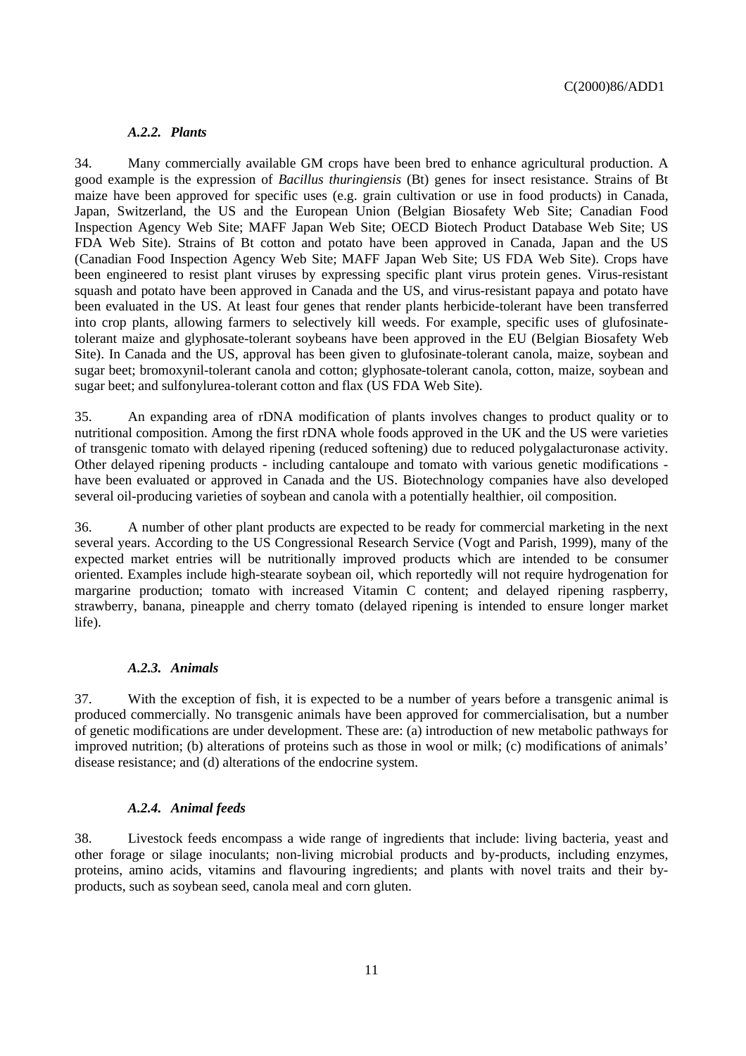#### *A.2.2. Plants*

34. Many commercially available GM crops have been bred to enhance agricultural production. A good example is the expression of *Bacillus thuringiensis* (Bt) genes for insect resistance. Strains of Bt maize have been approved for specific uses (e.g. grain cultivation or use in food products) in Canada, Japan, Switzerland, the US and the European Union (Belgian Biosafety Web Site; Canadian Food Inspection Agency Web Site; MAFF Japan Web Site; OECD Biotech Product Database Web Site; US FDA Web Site). Strains of Bt cotton and potato have been approved in Canada, Japan and the US (Canadian Food Inspection Agency Web Site; MAFF Japan Web Site; US FDA Web Site). Crops have been engineered to resist plant viruses by expressing specific plant virus protein genes. Virus-resistant squash and potato have been approved in Canada and the US, and virus-resistant papaya and potato have been evaluated in the US. At least four genes that render plants herbicide-tolerant have been transferred into crop plants, allowing farmers to selectively kill weeds. For example, specific uses of glufosinate-tolerant maize and glyphosate-tolerant soybeans have been approved in the EU (Belgian Biosafety Web Site). In Canada and the US, approval has been given to glufosinate-tolerant canola, maize, soybean and sugar beet; bromoxynil-tolerant canola and cotton; glyphosate-tolerant canola, cotton, maize, soybean and sugar beet; and sulfonylurea-tolerant cotton and flax (US FDA Web Site).

35. An expanding area of rDNA modification of plants involves changes to product quality or to nutritional composition. Among the first rDNA whole foods approved in the UK and the US were varieties of transgenic tomato with delayed ripening (reduced softening) due to reduced polygalacturonase activity. Other delayed ripening products - including cantaloupe and tomato with various genetic modifications - have been evaluated or approved in Canada and the US. Biotechnology companies have also developed several oil-producing varieties of soybean and canola with a potentially healthier, oil composition.

36. A number of other plant products are expected to be ready for commercial marketing in the next several years. According to the US Congressional Research Service (Vogt and Parish, 1999), many of the expected market entries will be nutritionally improved products which are intended to be consumer oriented. Examples include high-stearate soybean oil, which reportedly will not require hydrogenation for margarine production; tomato with increased Vitamin C content; and delayed ripening raspberry, strawberry, banana, pineapple and cherry tomato (delayed ripening is intended to ensure longer market life).

#### *A.2.3. Animals*

37. With the exception of fish, it is expected to be a number of years before a transgenic animal is produced commercially. No transgenic animals have been approved for commercialisation, but a number of genetic modifications are under development. These are: (a) introduction of new metabolic pathways for improved nutrition; (b) alterations of proteins such as those in wool or milk; (c) modifications of animals' disease resistance; and (d) alterations of the endocrine system.

#### *A.2.4. Animal feeds*

38. Livestock feeds encompass a wide range of ingredients that include: living bacteria, yeast and other forage or silage inoculants; non-living microbial products and by-products, including enzymes, proteins, amino acids, vitamins and flavouring ingredients; and plants with novel traits and their by-products, such as soybean seed, canola meal and corn gluten.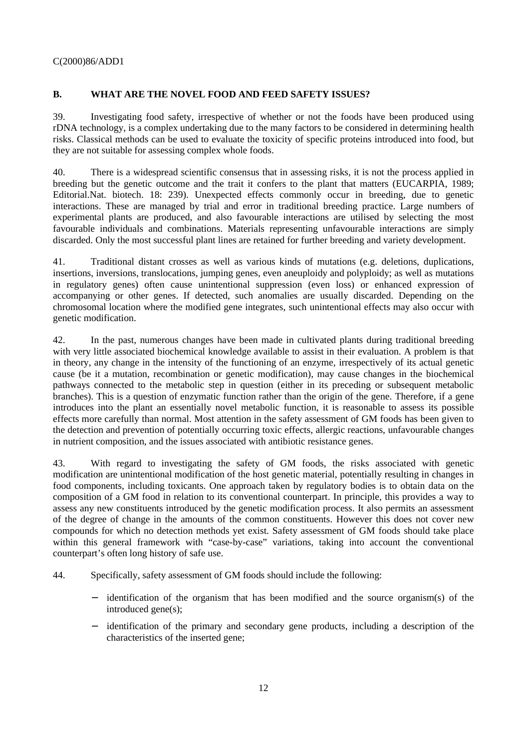## B. WHAT ARE THE NOVEL FOOD AND FEED SAFETY ISSUES?

39. Investigating food safety, irrespective of whether or not the foods have been produced using rDNA technology, is a complex undertaking due to the many factors to be considered in determining health risks. Classical methods can be used to evaluate the toxicity of specific proteins introduced into food, but they are not suitable for assessing complex whole foods.

40. There is a widespread scientific consensus that in assessing risks, it is not the process applied in breeding but the genetic outcome and the trait it confers to the plant that matters (EUCARPIA, 1989; Editorial.Nat. biotech. 18: 239). Unexpected effects commonly occur in breeding, due to genetic interactions. These are managed by trial and error in traditional breeding practice. Large numbers of experimental plants are produced, and also favourable interactions are utilised by selecting the most favourable individuals and combinations. Materials representing unfavourable interactions are simply discarded. Only the most successful plant lines are retained for further breeding and variety development.

41. Traditional distant crosses as well as various kinds of mutations (e.g. deletions, duplications, insertions, inversions, translocations, jumping genes, even aneuploidy and polyploidy; as well as mutations in regulatory genes) often cause unintentional suppression (even loss) or enhanced expression of accompanying or other genes. If detected, such anomalies are usually discarded. Depending on the chromosomal location where the modified gene integrates, such unintentional effects may also occur with genetic modification.

42. In the past, numerous changes have been made in cultivated plants during traditional breeding with very little associated biochemical knowledge available to assist in their evaluation. A problem is that in theory, any change in the intensity of the functioning of an enzyme, irrespectively of its actual genetic cause (be it a mutation, recombination or genetic modification), may cause changes in the biochemical pathways connected to the metabolic step in question (either in its preceding or subsequent metabolic branches). This is a question of enzymatic function rather than the origin of the gene. Therefore, if a gene introduces into the plant an essentially novel metabolic function, it is reasonable to assess its possible effects more carefully than normal. Most attention in the safety assessment of GM foods has been given to the detection and prevention of potentially occurring toxic effects, allergic reactions, unfavourable changes in nutrient composition, and the issues associated with antibiotic resistance genes.

43. With regard to investigating the safety of GM foods, the risks associated with genetic modification are unintentional modification of the host genetic material, potentially resulting in changes in food components, including toxicants. One approach taken by regulatory bodies is to obtain data on the composition of a GM food in relation to its conventional counterpart. In principle, this provides a way to assess any new constituents introduced by the genetic modification process. It also permits an assessment of the degree of change in the amounts of the common constituents. However this does not cover new compounds for which no detection methods yet exist. Safety assessment of GM foods should take place within this general framework with "case-by-case" variations, taking into account the conventional counterpart's often long history of safe use.

44. Specifically, safety assessment of GM foods should include the following:

- identification of the organism that has been modified and the source organism(s) of the introduced gene(s);
- identification of the primary and secondary gene products, including a description of the characteristics of the inserted gene;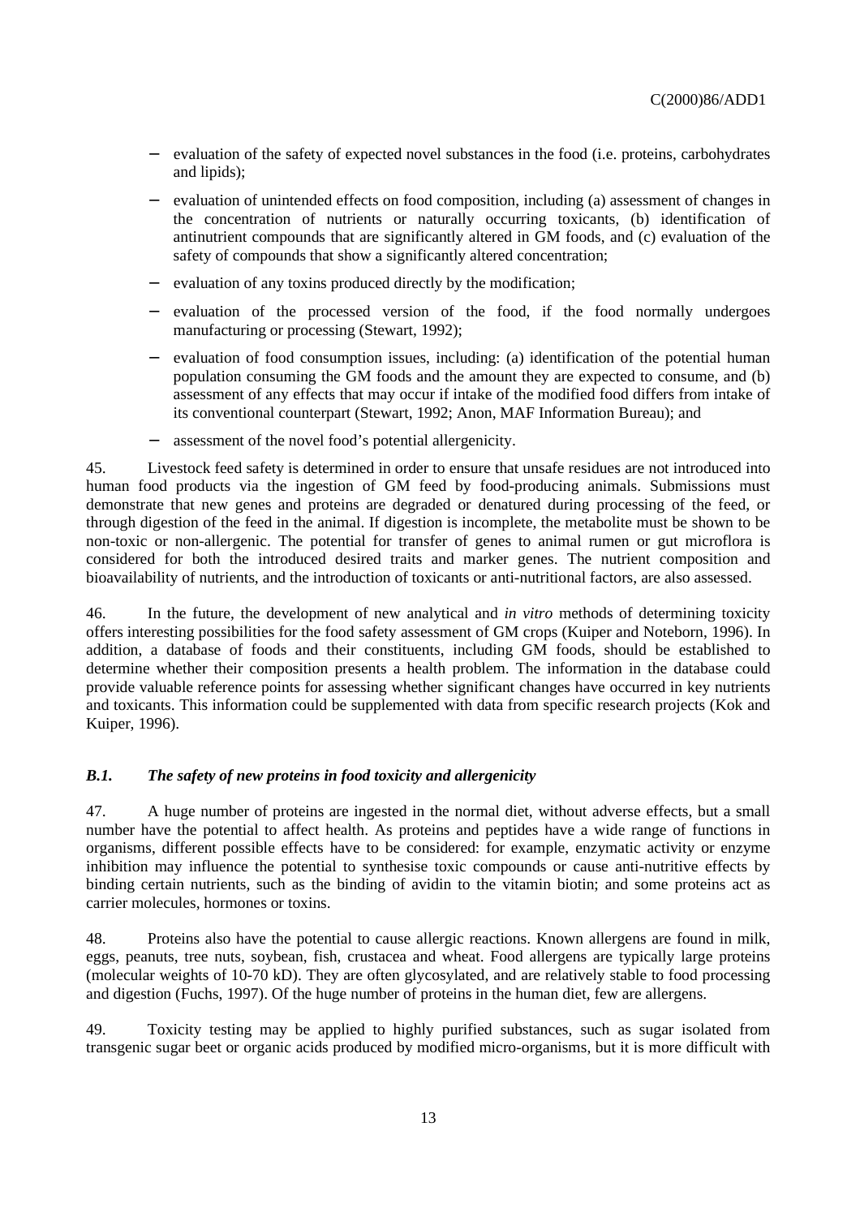- evaluation of the safety of expected novel substances in the food (i.e. proteins, carbohydrates and lipids);
- evaluation of unintended effects on food composition, including (a) assessment of changes in the concentration of nutrients or naturally occurring toxicants, (b) identification of antinutrient compounds that are significantly altered in GM foods, and (c) evaluation of the safety of compounds that show a significantly altered concentration;
- evaluation of any toxins produced directly by the modification;
- evaluation of the processed version of the food, if the food normally undergoes manufacturing or processing (Stewart, 1992);
- evaluation of food consumption issues, including: (a) identification of the potential human population consuming the GM foods and the amount they are expected to consume, and (b) assessment of any effects that may occur if intake of the modified food differs from intake of its conventional counterpart (Stewart, 1992; Anon, MAF Information Bureau); and
- assessment of the novel food's potential allergenicity.

45. Livestock feed safety is determined in order to ensure that unsafe residues are not introduced into human food products via the ingestion of GM feed by food-producing animals. Submissions must demonstrate that new genes and proteins are degraded or denatured during processing of the feed, or through digestion of the feed in the animal. If digestion is incomplete, the metabolite must be shown to be non-toxic or non-allergenic. The potential for transfer of genes to animal rumen or gut microflora is considered for both the introduced desired traits and marker genes. The nutrient composition and bioavailability of nutrients, and the introduction of toxicants or anti-nutritional factors, are also assessed.

46. In the future, the development of new analytical and *in vitro* methods of determining toxicity offers interesting possibilities for the food safety assessment of GM crops (Kuiper and Noteborn, 1996). In addition, a database of foods and their constituents, including GM foods, should be established to determine whether their composition presents a health problem. The information in the database could provide valuable reference points for assessing whether significant changes have occurred in key nutrients and toxicants. This information could be supplemented with data from specific research projects (Kok and Kuiper, 1996).

### *B.1. The safety of new proteins in food toxicity and allergenicity*

47. A huge number of proteins are ingested in the normal diet, without adverse effects, but a small number have the potential to affect health. As proteins and peptides have a wide range of functions in organisms, different possible effects have to be considered: for example, enzymatic activity or enzyme inhibition may influence the potential to synthesise toxic compounds or cause anti-nutritive effects by binding certain nutrients, such as the binding of avidin to the vitamin biotin; and some proteins act as carrier molecules, hormones or toxins.

48. Proteins also have the potential to cause allergic reactions. Known allergens are found in milk, eggs, peanuts, tree nuts, soybean, fish, crustacea and wheat. Food allergens are typically large proteins (molecular weights of 10-70 kD). They are often glycosylated, and are relatively stable to food processing and digestion (Fuchs, 1997). Of the huge number of proteins in the human diet, few are allergens.

49. Toxicity testing may be applied to highly purified substances, such as sugar isolated from transgenic sugar beet or organic acids produced by modified micro-organisms, but it is more difficult with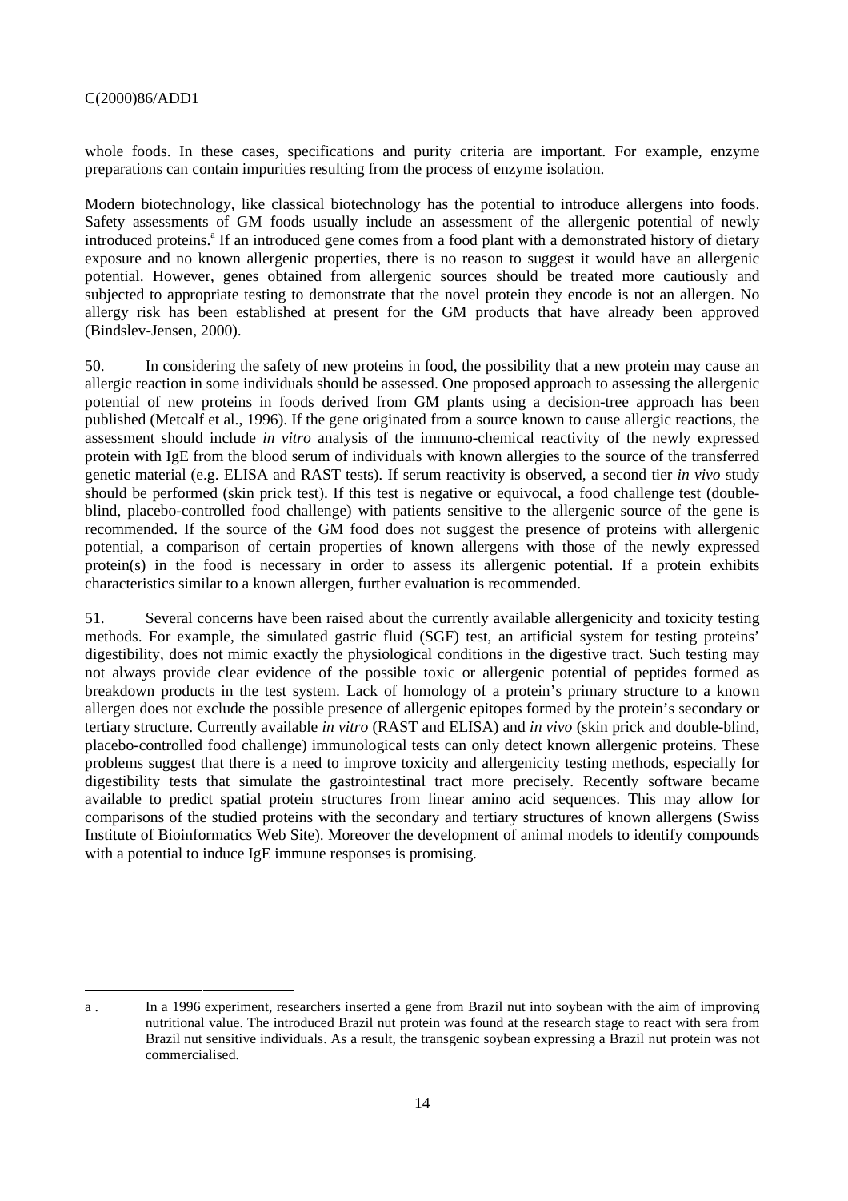whole foods. In these cases, specifications and purity criteria are important. For example, enzyme preparations can contain impurities resulting from the process of enzyme isolation.

Modern biotechnology, like classical biotechnology has the potential to introduce allergens into foods. Safety assessments of GM foods usually include an assessment of the allergenic potential of newly introduced proteins.[a] If an introduced gene comes from a food plant with a demonstrated history of dietary exposure and no known allergenic properties, there is no reason to suggest it would have an allergenic potential. However, genes obtained from allergenic sources should be treated more cautiously and subjected to appropriate testing to demonstrate that the novel protein they encode is not an allergen. No allergy risk has been established at present for the GM products that have already been approved (Bindslev-Jensen, 2000).

50. In considering the safety of new proteins in food, the possibility that a new protein may cause an allergic reaction in some individuals should be assessed. One proposed approach to assessing the allergenic potential of new proteins in foods derived from GM plants using a decision-tree approach has been published (Metcalf et al., 1996). If the gene originated from a source known to cause allergic reactions, the assessment should include *in vitro* analysis of the immuno-chemical reactivity of the newly expressed protein with IgE from the blood serum of individuals with known allergies to the source of the transferred genetic material (e.g. ELISA and RAST tests). If serum reactivity is observed, a second tier *in vivo* study should be performed (skin prick test). If this test is negative or equivocal, a food challenge test (double-blind, placebo-controlled food challenge) with patients sensitive to the allergenic source of the gene is recommended. If the source of the GM food does not suggest the presence of proteins with allergenic potential, a comparison of certain properties of known allergens with those of the newly expressed protein(s) in the food is necessary in order to assess its allergenic potential. If a protein exhibits characteristics similar to a known allergen, further evaluation is recommended.

51. Several concerns have been raised about the currently available allergenicity and toxicity testing methods. For example, the simulated gastric fluid (SGF) test, an artificial system for testing proteins' digestibility, does not mimic exactly the physiological conditions in the digestive tract. Such testing may not always provide clear evidence of the possible toxic or allergenic potential of peptides formed as breakdown products in the test system. Lack of homology of a protein's primary structure to a known allergen does not exclude the possible presence of allergenic epitopes formed by the protein's secondary or tertiary structure. Currently available *in vitro* (RAST and ELISA) and *in vivo* (skin prick and double-blind, placebo-controlled food challenge) immunological tests can only detect known allergenic proteins. These problems suggest that there is a need to improve toxicity and allergenicity testing methods, especially for digestibility tests that simulate the gastrointestinal tract more precisely. Recently software became available to predict spatial protein structures from linear amino acid sequences. This may allow for comparisons of the studied proteins with the secondary and tertiary structures of known allergens (Swiss Institute of Bioinformatics Web Site). Moreover the development of animal models to identify compounds with a potential to induce IgE immune responses is promising.

---

a . In a 1996 experiment, researchers inserted a gene from Brazil nut into soybean with the aim of improving nutritional value. The introduced Brazil nut protein was found at the research stage to react with sera from Brazil nut sensitive individuals. As a result, the transgenic soybean expressing a Brazil nut protein was not commercialised.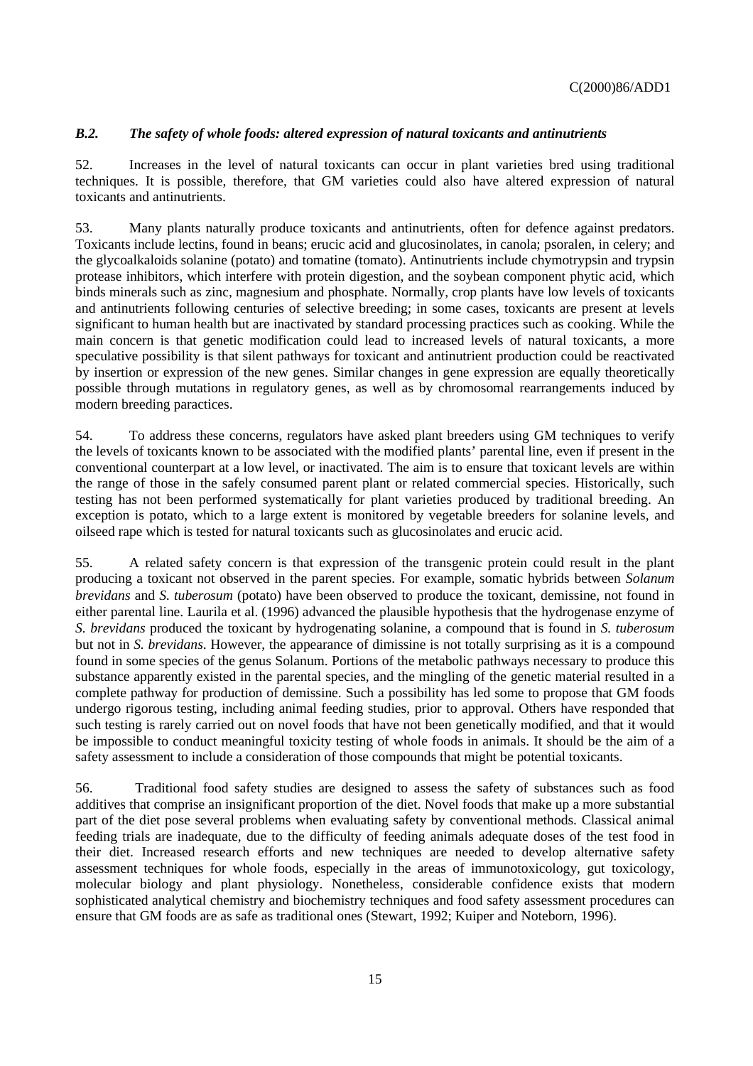### *B.2. The safety of whole foods: altered expression of natural toxicants and antinutrients*

52. Increases in the level of natural toxicants can occur in plant varieties bred using traditional techniques. It is possible, therefore, that GM varieties could also have altered expression of natural toxicants and antinutrients.

53. Many plants naturally produce toxicants and antinutrients, often for defence against predators. Toxicants include lectins, found in beans; erucic acid and glucosinolates, in canola; psoralen, in celery; and the glycoalkaloids solanine (potato) and tomatine (tomato). Antinutrients include chymotrypsin and trypsin protease inhibitors, which interfere with protein digestion, and the soybean component phytic acid, which binds minerals such as zinc, magnesium and phosphate. Normally, crop plants have low levels of toxicants and antinutrients following centuries of selective breeding; in some cases, toxicants are present at levels significant to human health but are inactivated by standard processing practices such as cooking. While the main concern is that genetic modification could lead to increased levels of natural toxicants, a more speculative possibility is that silent pathways for toxicant and antinutrient production could be reactivated by insertion or expression of the new genes. Similar changes in gene expression are equally theoretically possible through mutations in regulatory genes, as well as by chromosomal rearrangements induced by modern breeding paractices.

54. To address these concerns, regulators have asked plant breeders using GM techniques to verify the levels of toxicants known to be associated with the modified plants' parental line, even if present in the conventional counterpart at a low level, or inactivated. The aim is to ensure that toxicant levels are within the range of those in the safely consumed parent plant or related commercial species. Historically, such testing has not been performed systematically for plant varieties produced by traditional breeding. An exception is potato, which to a large extent is monitored by vegetable breeders for solanine levels, and oilseed rape which is tested for natural toxicants such as glucosinolates and erucic acid.

55. A related safety concern is that expression of the transgenic protein could result in the plant producing a toxicant not observed in the parent species. For example, somatic hybrids between *Solanum brevidans* and *S. tuberosum* (potato) have been observed to produce the toxicant, demissine, not found in either parental line. Laurila et al. (1996) advanced the plausible hypothesis that the hydrogenase enzyme of *S. brevidans* produced the toxicant by hydrogenating solanine, a compound that is found in *S. tuberosum* but not in *S. brevidans*. However, the appearance of dimissine is not totally surprising as it is a compound found in some species of the genus Solanum. Portions of the metabolic pathways necessary to produce this substance apparently existed in the parental species, and the mingling of the genetic material resulted in a complete pathway for production of demissine. Such a possibility has led some to propose that GM foods undergo rigorous testing, including animal feeding studies, prior to approval. Others have responded that such testing is rarely carried out on novel foods that have not been genetically modified, and that it would be impossible to conduct meaningful toxicity testing of whole foods in animals. It should be the aim of a safety assessment to include a consideration of those compounds that might be potential toxicants.

56. Traditional food safety studies are designed to assess the safety of substances such as food additives that comprise an insignificant proportion of the diet. Novel foods that make up a more substantial part of the diet pose several problems when evaluating safety by conventional methods. Classical animal feeding trials are inadequate, due to the difficulty of feeding animals adequate doses of the test food in their diet. Increased research efforts and new techniques are needed to develop alternative safety assessment techniques for whole foods, especially in the areas of immunotoxicology, gut toxicology, molecular biology and plant physiology. Nonetheless, considerable confidence exists that modern sophisticated analytical chemistry and biochemistry techniques and food safety assessment procedures can ensure that GM foods are as safe as traditional ones (Stewart, 1992; Kuiper and Noteborn, 1996).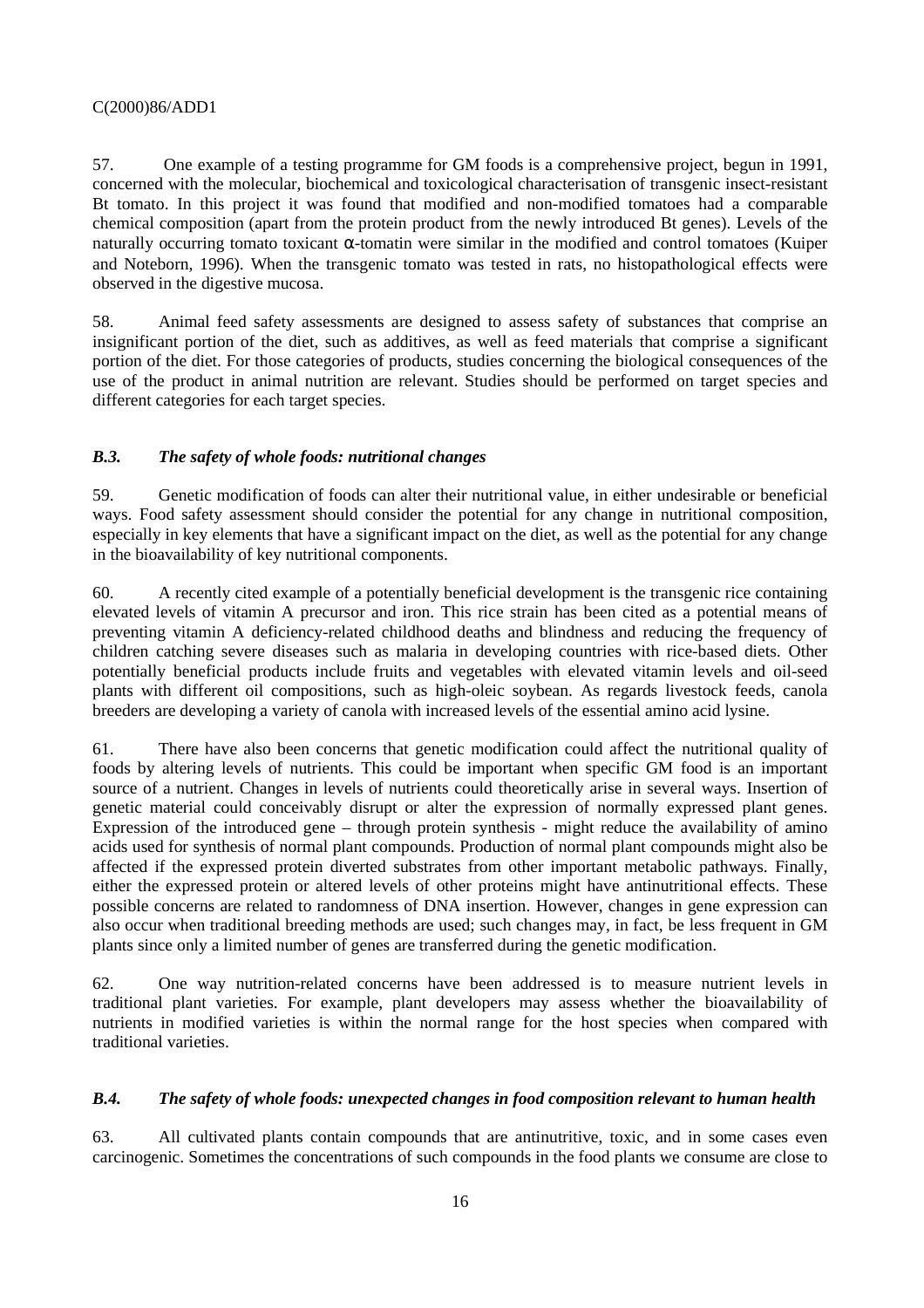57. One example of a testing programme for GM foods is a comprehensive project, begun in 1991, concerned with the molecular, biochemical and toxicological characterisation of transgenic insect-resistant Bt tomato. In this project it was found that modified and non-modified tomatoes had a comparable chemical composition (apart from the protein product from the newly introduced Bt genes). Levels of the naturally occurring tomato toxicant α-tomatin were similar in the modified and control tomatoes (Kuiper and Noteborn, 1996). When the transgenic tomato was tested in rats, no histopathological effects were observed in the digestive mucosa.

58. Animal feed safety assessments are designed to assess safety of substances that comprise an insignificant portion of the diet, such as additives, as well as feed materials that comprise a significant portion of the diet. For those categories of products, studies concerning the biological consequences of the use of the product in animal nutrition are relevant. Studies should be performed on target species and different categories for each target species.

### *B.3. The safety of whole foods: nutritional changes*

59. Genetic modification of foods can alter their nutritional value, in either undesirable or beneficial ways. Food safety assessment should consider the potential for any change in nutritional composition, especially in key elements that have a significant impact on the diet, as well as the potential for any change in the bioavailability of key nutritional components.

60. A recently cited example of a potentially beneficial development is the transgenic rice containing elevated levels of vitamin A precursor and iron. This rice strain has been cited as a potential means of preventing vitamin A deficiency-related childhood deaths and blindness and reducing the frequency of children catching severe diseases such as malaria in developing countries with rice-based diets. Other potentially beneficial products include fruits and vegetables with elevated vitamin levels and oil-seed plants with different oil compositions, such as high-oleic soybean. As regards livestock feeds, canola breeders are developing a variety of canola with increased levels of the essential amino acid lysine.

61. There have also been concerns that genetic modification could affect the nutritional quality of foods by altering levels of nutrients. This could be important when specific GM food is an important source of a nutrient. Changes in levels of nutrients could theoretically arise in several ways. Insertion of genetic material could conceivably disrupt or alter the expression of normally expressed plant genes. Expression of the introduced gene – through protein synthesis - might reduce the availability of amino acids used for synthesis of normal plant compounds. Production of normal plant compounds might also be affected if the expressed protein diverted substrates from other important metabolic pathways. Finally, either the expressed protein or altered levels of other proteins might have antinutritional effects. These possible concerns are related to randomness of DNA insertion. However, changes in gene expression can also occur when traditional breeding methods are used; such changes may, in fact, be less frequent in GM plants since only a limited number of genes are transferred during the genetic modification.

62. One way nutrition-related concerns have been addressed is to measure nutrient levels in traditional plant varieties. For example, plant developers may assess whether the bioavailability of nutrients in modified varieties is within the normal range for the host species when compared with traditional varieties.

### *B.4. The safety of whole foods: unexpected changes in food composition relevant to human health*

63. All cultivated plants contain compounds that are antinutritive, toxic, and in some cases even carcinogenic. Sometimes the concentrations of such compounds in the food plants we consume are close to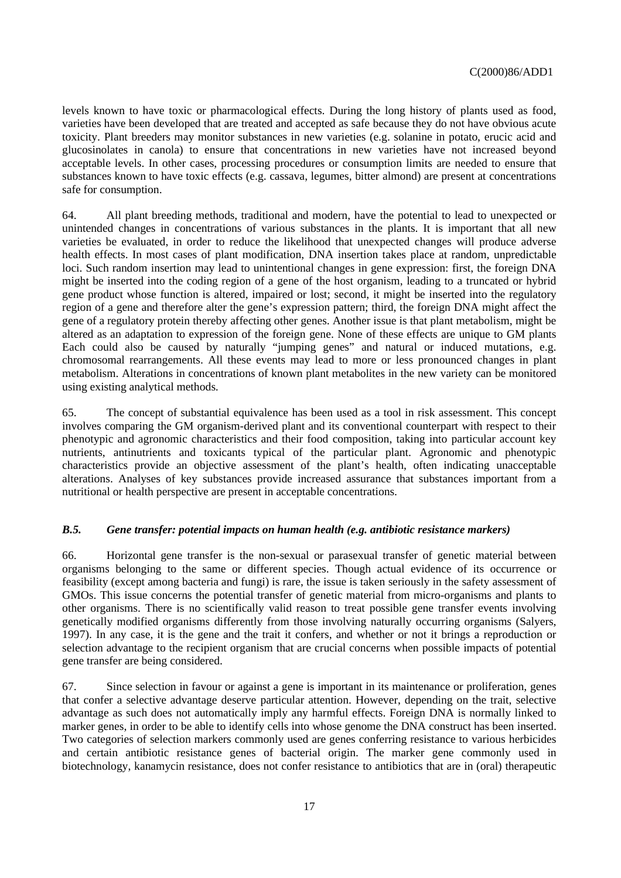levels known to have toxic or pharmacological effects. During the long history of plants used as food, varieties have been developed that are treated and accepted as safe because they do not have obvious acute toxicity. Plant breeders may monitor substances in new varieties (e.g. solanine in potato, erucic acid and glucosinolates in canola) to ensure that concentrations in new varieties have not increased beyond acceptable levels. In other cases, processing procedures or consumption limits are needed to ensure that substances known to have toxic effects (e.g. cassava, legumes, bitter almond) are present at concentrations safe for consumption.

64. All plant breeding methods, traditional and modern, have the potential to lead to unexpected or unintended changes in concentrations of various substances in the plants. It is important that all new varieties be evaluated, in order to reduce the likelihood that unexpected changes will produce adverse health effects. In most cases of plant modification, DNA insertion takes place at random, unpredictable loci. Such random insertion may lead to unintentional changes in gene expression: first, the foreign DNA might be inserted into the coding region of a gene of the host organism, leading to a truncated or hybrid gene product whose function is altered, impaired or lost; second, it might be inserted into the regulatory region of a gene and therefore alter the gene's expression pattern; third, the foreign DNA might affect the gene of a regulatory protein thereby affecting other genes. Another issue is that plant metabolism, might be altered as an adaptation to expression of the foreign gene. None of these effects are unique to GM plants Each could also be caused by naturally "jumping genes" and natural or induced mutations, e.g. chromosomal rearrangements. All these events may lead to more or less pronounced changes in plant metabolism. Alterations in concentrations of known plant metabolites in the new variety can be monitored using existing analytical methods.

65. The concept of substantial equivalence has been used as a tool in risk assessment. This concept involves comparing the GM organism-derived plant and its conventional counterpart with respect to their phenotypic and agronomic characteristics and their food composition, taking into particular account key nutrients, antinutrients and toxicants typical of the particular plant. Agronomic and phenotypic characteristics provide an objective assessment of the plant's health, often indicating unacceptable alterations. Analyses of key substances provide increased assurance that substances important from a nutritional or health perspective are present in acceptable concentrations.

### *B.5. Gene transfer: potential impacts on human health (e.g. antibiotic resistance markers)*

66. Horizontal gene transfer is the non-sexual or parasexual transfer of genetic material between organisms belonging to the same or different species. Though actual evidence of its occurrence or feasibility (except among bacteria and fungi) is rare, the issue is taken seriously in the safety assessment of GMOs. This issue concerns the potential transfer of genetic material from micro-organisms and plants to other organisms. There is no scientifically valid reason to treat possible gene transfer events involving genetically modified organisms differently from those involving naturally occurring organisms (Salyers, 1997). In any case, it is the gene and the trait it confers, and whether or not it brings a reproduction or selection advantage to the recipient organism that are crucial concerns when possible impacts of potential gene transfer are being considered.

67. Since selection in favour or against a gene is important in its maintenance or proliferation, genes that confer a selective advantage deserve particular attention. However, depending on the trait, selective advantage as such does not automatically imply any harmful effects. Foreign DNA is normally linked to marker genes, in order to be able to identify cells into whose genome the DNA construct has been inserted. Two categories of selection markers commonly used are genes conferring resistance to various herbicides and certain antibiotic resistance genes of bacterial origin. The marker gene commonly used in biotechnology, kanamycin resistance, does not confer resistance to antibiotics that are in (oral) therapeutic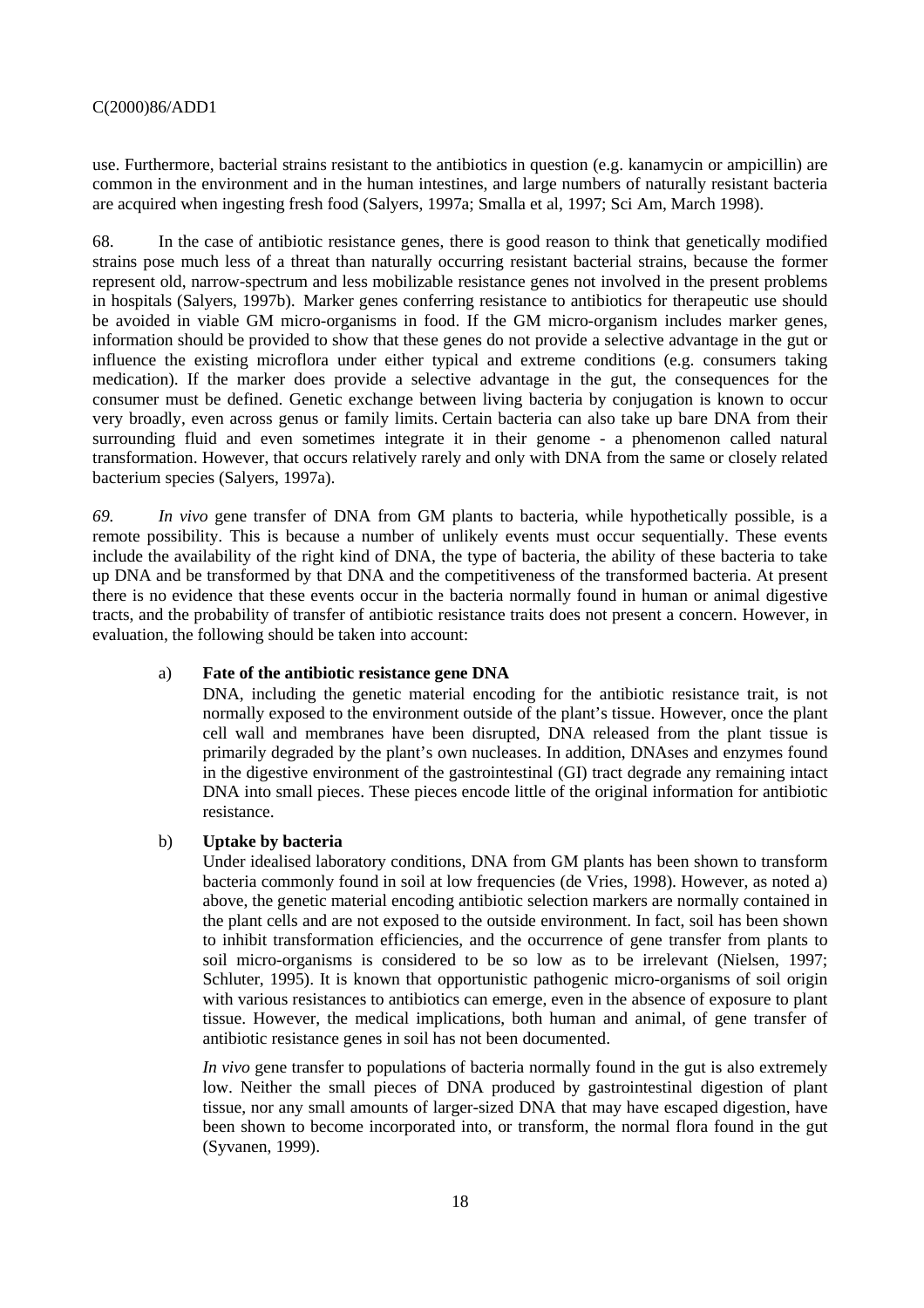use. Furthermore, bacterial strains resistant to the antibiotics in question (e.g. kanamycin or ampicillin) are common in the environment and in the human intestines, and large numbers of naturally resistant bacteria are acquired when ingesting fresh food (Salyers, 1997a; Smalla et al, 1997; Sci Am, March 1998).

68. In the case of antibiotic resistance genes, there is good reason to think that genetically modified strains pose much less of a threat than naturally occurring resistant bacterial strains, because the former represent old, narrow-spectrum and less mobilizable resistance genes not involved in the present problems in hospitals (Salyers, 1997b). Marker genes conferring resistance to antibiotics for therapeutic use should be avoided in viable GM micro-organisms in food. If the GM micro-organism includes marker genes, information should be provided to show that these genes do not provide a selective advantage in the gut or influence the existing microflora under either typical and extreme conditions (e.g. consumers taking medication). If the marker does provide a selective advantage in the gut, the consequences for the consumer must be defined. Genetic exchange between living bacteria by conjugation is known to occur very broadly, even across genus or family limits. Certain bacteria can also take up bare DNA from their surrounding fluid and even sometimes integrate it in their genome - a phenomenon called natural transformation. However, that occurs relatively rarely and only with DNA from the same or closely related bacterium species (Salyers, 1997a).

*69.* *In vivo* gene transfer of DNA from GM plants to bacteria, while hypothetically possible, is a remote possibility. This is because a number of unlikely events must occur sequentially. These events include the availability of the right kind of DNA, the type of bacteria, the ability of these bacteria to take up DNA and be transformed by that DNA and the competitiveness of the transformed bacteria. At present there is no evidence that these events occur in the bacteria normally found in human or animal digestive tracts, and the probability of transfer of antibiotic resistance traits does not present a concern. However, in evaluation, the following should be taken into account:

a) **Fate of the antibiotic resistance gene DNA**

DNA, including the genetic material encoding for the antibiotic resistance trait, is not normally exposed to the environment outside of the plant's tissue. However, once the plant cell wall and membranes have been disrupted, DNA released from the plant tissue is primarily degraded by the plant's own nucleases. In addition, DNAses and enzymes found in the digestive environment of the gastrointestinal (GI) tract degrade any remaining intact DNA into small pieces. These pieces encode little of the original information for antibiotic resistance.

b) **Uptake by bacteria**

Under idealised laboratory conditions, DNA from GM plants has been shown to transform bacteria commonly found in soil at low frequencies (de Vries, 1998). However, as noted a) above, the genetic material encoding antibiotic selection markers are normally contained in the plant cells and are not exposed to the outside environment. In fact, soil has been shown to inhibit transformation efficiencies, and the occurrence of gene transfer from plants to soil micro-organisms is considered to be so low as to be irrelevant (Nielsen, 1997; Schluter, 1995). It is known that opportunistic pathogenic micro-organisms of soil origin with various resistances to antibiotics can emerge, even in the absence of exposure to plant tissue. However, the medical implications, both human and animal, of gene transfer of antibiotic resistance genes in soil has not been documented.

*In vivo* gene transfer to populations of bacteria normally found in the gut is also extremely low. Neither the small pieces of DNA produced by gastrointestinal digestion of plant tissue, nor any small amounts of larger-sized DNA that may have escaped digestion, have been shown to become incorporated into, or transform, the normal flora found in the gut (Syvanen, 1999).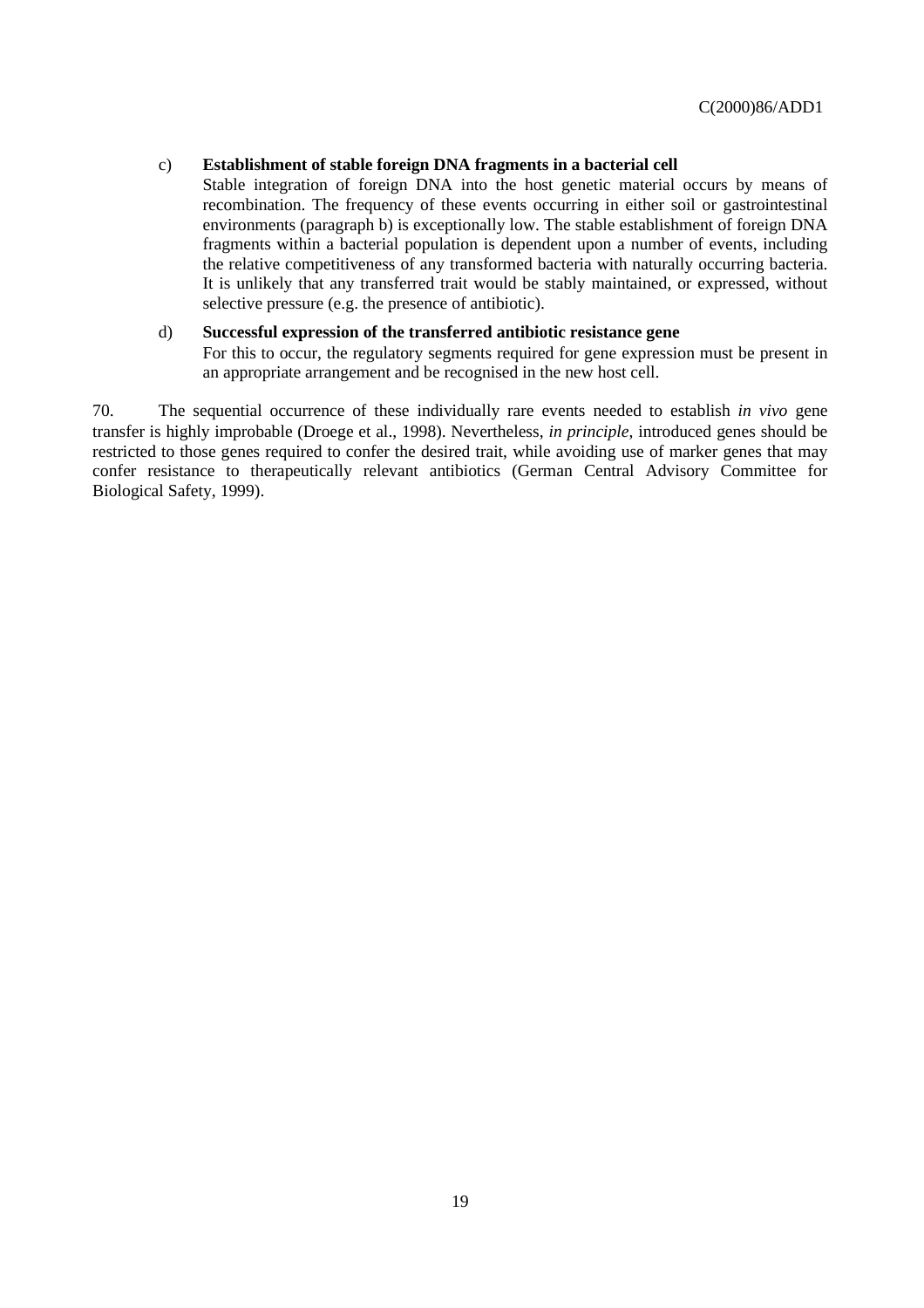c) **Establishment of stable foreign DNA fragments in a bacterial cell**
   Stable integration of foreign DNA into the host genetic material occurs by means of recombination. The frequency of these events occurring in either soil or gastrointestinal environments (paragraph b) is exceptionally low. The stable establishment of foreign DNA fragments within a bacterial population is dependent upon a number of events, including the relative competitiveness of any transformed bacteria with naturally occurring bacteria. It is unlikely that any transferred trait would be stably maintained, or expressed, without selective pressure (e.g. the presence of antibiotic).

d) **Successful expression of the transferred antibiotic resistance gene**
   For this to occur, the regulatory segments required for gene expression must be present in an appropriate arrangement and be recognised in the new host cell.

70. The sequential occurrence of these individually rare events needed to establish *in vivo* gene transfer is highly improbable (Droege et al., 1998). Nevertheless, *in principle*, introduced genes should be restricted to those genes required to confer the desired trait, while avoiding use of marker genes that may confer resistance to therapeutically relevant antibiotics (German Central Advisory Committee for Biological Safety, 1999).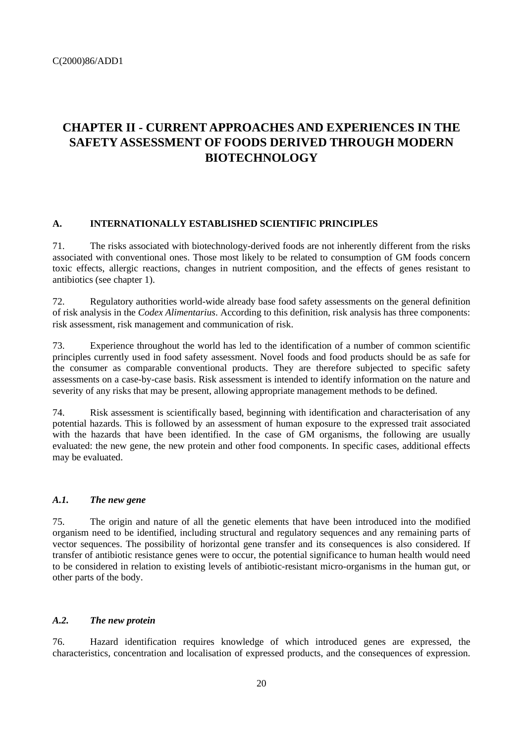# CHAPTER II - CURRENT APPROACHES AND EXPERIENCES IN THE SAFETY ASSESSMENT OF FOODS DERIVED THROUGH MODERN BIOTECHNOLOGY

## A. INTERNATIONALLY ESTABLISHED SCIENTIFIC PRINCIPLES

71. The risks associated with biotechnology-derived foods are not inherently different from the risks associated with conventional ones. Those most likely to be related to consumption of GM foods concern toxic effects, allergic reactions, changes in nutrient composition, and the effects of genes resistant to antibiotics (see chapter 1).

72. Regulatory authorities world-wide already base food safety assessments on the general definition of risk analysis in the *Codex Alimentarius*. According to this definition, risk analysis has three components: risk assessment, risk management and communication of risk.

73. Experience throughout the world has led to the identification of a number of common scientific principles currently used in food safety assessment. Novel foods and food products should be as safe for the consumer as comparable conventional products. They are therefore subjected to specific safety assessments on a case-by-case basis. Risk assessment is intended to identify information on the nature and severity of any risks that may be present, allowing appropriate management methods to be defined.

74. Risk assessment is scientifically based, beginning with identification and characterisation of any potential hazards. This is followed by an assessment of human exposure to the expressed trait associated with the hazards that have been identified. In the case of GM organisms, the following are usually evaluated: the new gene, the new protein and other food components. In specific cases, additional effects may be evaluated.

### *A.1. The new gene*

75. The origin and nature of all the genetic elements that have been introduced into the modified organism need to be identified, including structural and regulatory sequences and any remaining parts of vector sequences. The possibility of horizontal gene transfer and its consequences is also considered. If transfer of antibiotic resistance genes were to occur, the potential significance to human health would need to be considered in relation to existing levels of antibiotic-resistant micro-organisms in the human gut, or other parts of the body.

### *A.2. The new protein*

76. Hazard identification requires knowledge of which introduced genes are expressed, the characteristics, concentration and localisation of expressed products, and the consequences of expression.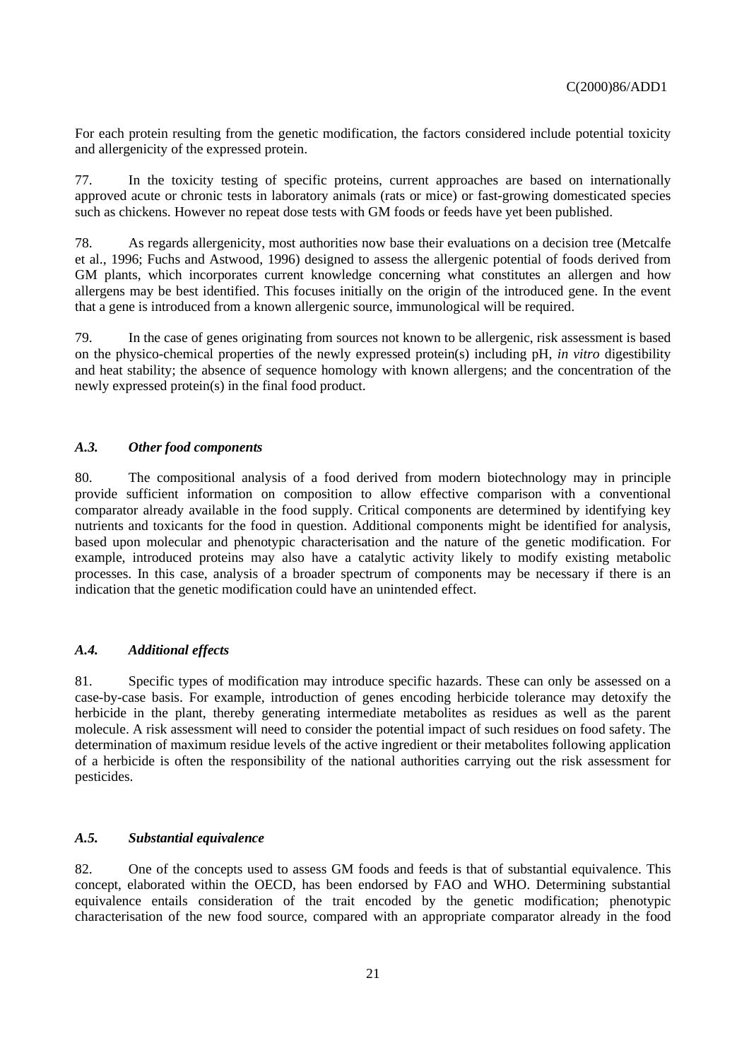For each protein resulting from the genetic modification, the factors considered include potential toxicity and allergenicity of the expressed protein.

77. In the toxicity testing of specific proteins, current approaches are based on internationally approved acute or chronic tests in laboratory animals (rats or mice) or fast-growing domesticated species such as chickens. However no repeat dose tests with GM foods or feeds have yet been published.

78. As regards allergenicity, most authorities now base their evaluations on a decision tree (Metcalfe et al., 1996; Fuchs and Astwood, 1996) designed to assess the allergenic potential of foods derived from GM plants, which incorporates current knowledge concerning what constitutes an allergen and how allergens may be best identified. This focuses initially on the origin of the introduced gene. In the event that a gene is introduced from a known allergenic source, immunological will be required.

79. In the case of genes originating from sources not known to be allergenic, risk assessment is based on the physico-chemical properties of the newly expressed protein(s) including pH, *in vitro* digestibility and heat stability; the absence of sequence homology with known allergens; and the concentration of the newly expressed protein(s) in the final food product.

### *A.3. Other food components*

80. The compositional analysis of a food derived from modern biotechnology may in principle provide sufficient information on composition to allow effective comparison with a conventional comparator already available in the food supply. Critical components are determined by identifying key nutrients and toxicants for the food in question. Additional components might be identified for analysis, based upon molecular and phenotypic characterisation and the nature of the genetic modification. For example, introduced proteins may also have a catalytic activity likely to modify existing metabolic processes. In this case, analysis of a broader spectrum of components may be necessary if there is an indication that the genetic modification could have an unintended effect.

### *A.4. Additional effects*

81. Specific types of modification may introduce specific hazards. These can only be assessed on a case-by-case basis. For example, introduction of genes encoding herbicide tolerance may detoxify the herbicide in the plant, thereby generating intermediate metabolites as residues as well as the parent molecule. A risk assessment will need to consider the potential impact of such residues on food safety. The determination of maximum residue levels of the active ingredient or their metabolites following application of a herbicide is often the responsibility of the national authorities carrying out the risk assessment for pesticides.

### *A.5. Substantial equivalence*

82. One of the concepts used to assess GM foods and feeds is that of substantial equivalence. This concept, elaborated within the OECD, has been endorsed by FAO and WHO. Determining substantial equivalence entails consideration of the trait encoded by the genetic modification; phenotypic characterisation of the new food source, compared with an appropriate comparator already in the food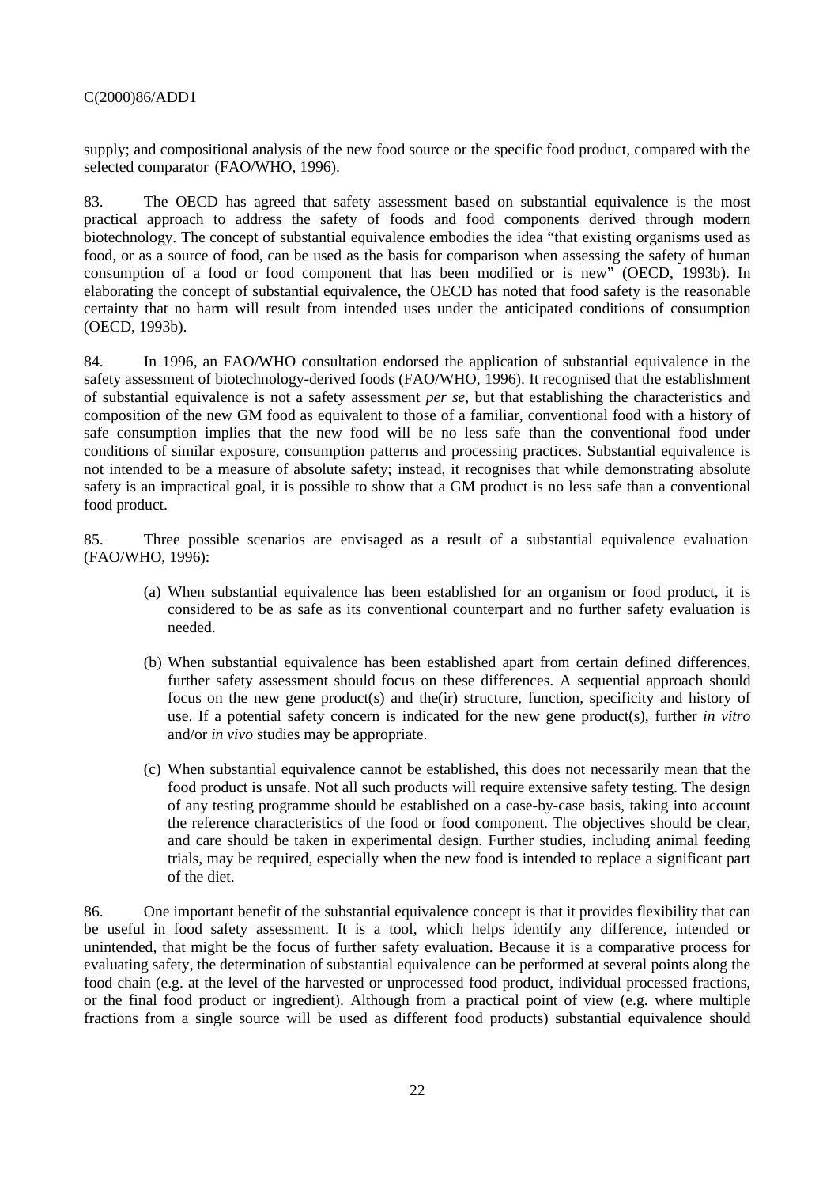supply; and compositional analysis of the new food source or the specific food product, compared with the selected comparator (FAO/WHO, 1996).

83. The OECD has agreed that safety assessment based on substantial equivalence is the most practical approach to address the safety of foods and food components derived through modern biotechnology. The concept of substantial equivalence embodies the idea "that existing organisms used as food, or as a source of food, can be used as the basis for comparison when assessing the safety of human consumption of a food or food component that has been modified or is new" (OECD, 1993b). In elaborating the concept of substantial equivalence, the OECD has noted that food safety is the reasonable certainty that no harm will result from intended uses under the anticipated conditions of consumption (OECD, 1993b).

84. In 1996, an FAO/WHO consultation endorsed the application of substantial equivalence in the safety assessment of biotechnology-derived foods (FAO/WHO, 1996). It recognised that the establishment of substantial equivalence is not a safety assessment *per se,* but that establishing the characteristics and composition of the new GM food as equivalent to those of a familiar, conventional food with a history of safe consumption implies that the new food will be no less safe than the conventional food under conditions of similar exposure, consumption patterns and processing practices. Substantial equivalence is not intended to be a measure of absolute safety; instead, it recognises that while demonstrating absolute safety is an impractical goal, it is possible to show that a GM product is no less safe than a conventional food product.

85. Three possible scenarios are envisaged as a result of a substantial equivalence evaluation (FAO/WHO, 1996):

(a) When substantial equivalence has been established for an organism or food product, it is considered to be as safe as its conventional counterpart and no further safety evaluation is needed.

(b) When substantial equivalence has been established apart from certain defined differences, further safety assessment should focus on these differences. A sequential approach should focus on the new gene product(s) and the(ir) structure, function, specificity and history of use. If a potential safety concern is indicated for the new gene product(s), further *in vitro* and/or *in vivo* studies may be appropriate.

(c) When substantial equivalence cannot be established, this does not necessarily mean that the food product is unsafe. Not all such products will require extensive safety testing. The design of any testing programme should be established on a case-by-case basis, taking into account the reference characteristics of the food or food component. The objectives should be clear, and care should be taken in experimental design. Further studies, including animal feeding trials, may be required, especially when the new food is intended to replace a significant part of the diet.

86. One important benefit of the substantial equivalence concept is that it provides flexibility that can be useful in food safety assessment. It is a tool, which helps identify any difference, intended or unintended, that might be the focus of further safety evaluation. Because it is a comparative process for evaluating safety, the determination of substantial equivalence can be performed at several points along the food chain (e.g. at the level of the harvested or unprocessed food product, individual processed fractions, or the final food product or ingredient). Although from a practical point of view (e.g. where multiple fractions from a single source will be used as different food products) substantial equivalence should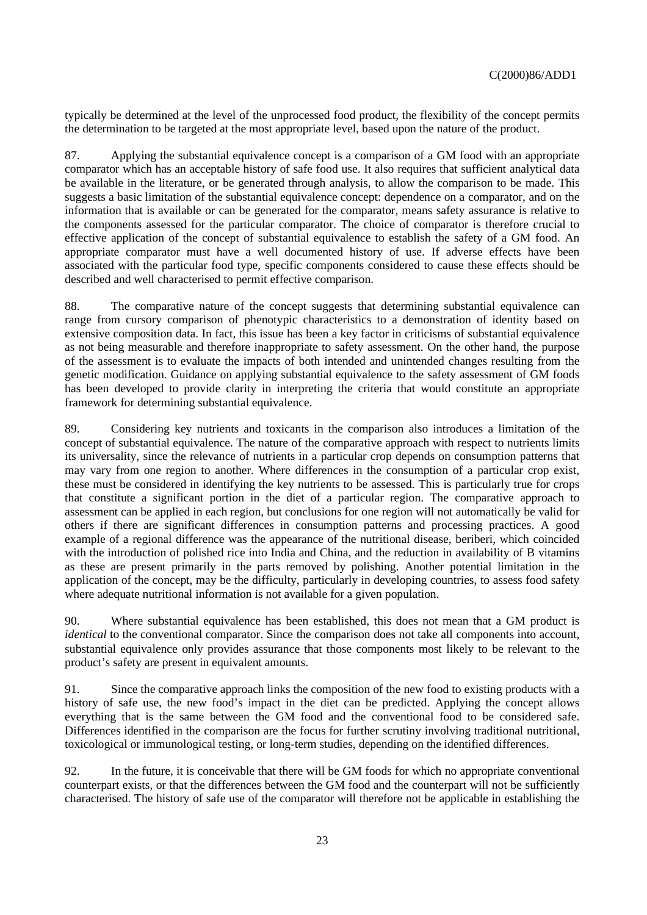typically be determined at the level of the unprocessed food product, the flexibility of the concept permits the determination to be targeted at the most appropriate level, based upon the nature of the product.

87. Applying the substantial equivalence concept is a comparison of a GM food with an appropriate comparator which has an acceptable history of safe food use. It also requires that sufficient analytical data be available in the literature, or be generated through analysis, to allow the comparison to be made. This suggests a basic limitation of the substantial equivalence concept: dependence on a comparator, and on the information that is available or can be generated for the comparator, means safety assurance is relative to the components assessed for the particular comparator. The choice of comparator is therefore crucial to effective application of the concept of substantial equivalence to establish the safety of a GM food. An appropriate comparator must have a well documented history of use. If adverse effects have been associated with the particular food type, specific components considered to cause these effects should be described and well characterised to permit effective comparison.

88. The comparative nature of the concept suggests that determining substantial equivalence can range from cursory comparison of phenotypic characteristics to a demonstration of identity based on extensive composition data. In fact, this issue has been a key factor in criticisms of substantial equivalence as not being measurable and therefore inappropriate to safety assessment. On the other hand, the purpose of the assessment is to evaluate the impacts of both intended and unintended changes resulting from the genetic modification. Guidance on applying substantial equivalence to the safety assessment of GM foods has been developed to provide clarity in interpreting the criteria that would constitute an appropriate framework for determining substantial equivalence.

89. Considering key nutrients and toxicants in the comparison also introduces a limitation of the concept of substantial equivalence. The nature of the comparative approach with respect to nutrients limits its universality, since the relevance of nutrients in a particular crop depends on consumption patterns that may vary from one region to another. Where differences in the consumption of a particular crop exist, these must be considered in identifying the key nutrients to be assessed. This is particularly true for crops that constitute a significant portion in the diet of a particular region. The comparative approach to assessment can be applied in each region, but conclusions for one region will not automatically be valid for others if there are significant differences in consumption patterns and processing practices. A good example of a regional difference was the appearance of the nutritional disease, beriberi, which coincided with the introduction of polished rice into India and China, and the reduction in availability of B vitamins as these are present primarily in the parts removed by polishing. Another potential limitation in the application of the concept, may be the difficulty, particularly in developing countries, to assess food safety where adequate nutritional information is not available for a given population.

90. Where substantial equivalence has been established, this does not mean that a GM product is *identical* to the conventional comparator. Since the comparison does not take all components into account, substantial equivalence only provides assurance that those components most likely to be relevant to the product's safety are present in equivalent amounts.

91. Since the comparative approach links the composition of the new food to existing products with a history of safe use, the new food's impact in the diet can be predicted. Applying the concept allows everything that is the same between the GM food and the conventional food to be considered safe. Differences identified in the comparison are the focus for further scrutiny involving traditional nutritional, toxicological or immunological testing, or long-term studies, depending on the identified differences.

92. In the future, it is conceivable that there will be GM foods for which no appropriate conventional counterpart exists, or that the differences between the GM food and the counterpart will not be sufficiently characterised. The history of safe use of the comparator will therefore not be applicable in establishing the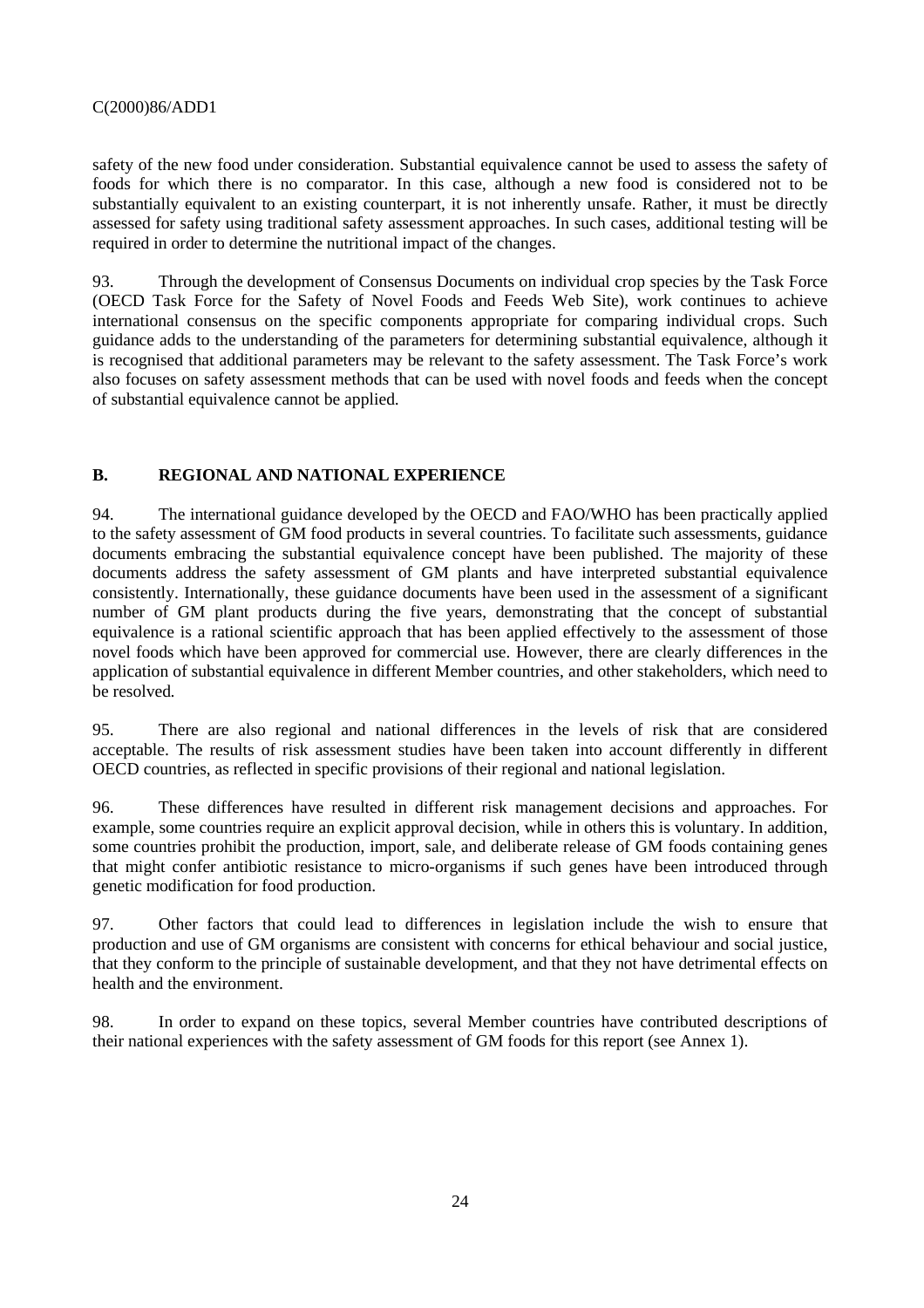safety of the new food under consideration. Substantial equivalence cannot be used to assess the safety of foods for which there is no comparator. In this case, although a new food is considered not to be substantially equivalent to an existing counterpart, it is not inherently unsafe. Rather, it must be directly assessed for safety using traditional safety assessment approaches. In such cases, additional testing will be required in order to determine the nutritional impact of the changes.

93. Through the development of Consensus Documents on individual crop species by the Task Force (OECD Task Force for the Safety of Novel Foods and Feeds Web Site), work continues to achieve international consensus on the specific components appropriate for comparing individual crops. Such guidance adds to the understanding of the parameters for determining substantial equivalence, although it is recognised that additional parameters may be relevant to the safety assessment. The Task Force's work also focuses on safety assessment methods that can be used with novel foods and feeds when the concept of substantial equivalence cannot be applied.

## B. REGIONAL AND NATIONAL EXPERIENCE

94. The international guidance developed by the OECD and FAO/WHO has been practically applied to the safety assessment of GM food products in several countries. To facilitate such assessments, guidance documents embracing the substantial equivalence concept have been published. The majority of these documents address the safety assessment of GM plants and have interpreted substantial equivalence consistently. Internationally, these guidance documents have been used in the assessment of a significant number of GM plant products during the five years, demonstrating that the concept of substantial equivalence is a rational scientific approach that has been applied effectively to the assessment of those novel foods which have been approved for commercial use. However, there are clearly differences in the application of substantial equivalence in different Member countries, and other stakeholders, which need to be resolved.

95. There are also regional and national differences in the levels of risk that are considered acceptable. The results of risk assessment studies have been taken into account differently in different OECD countries, as reflected in specific provisions of their regional and national legislation.

96. These differences have resulted in different risk management decisions and approaches. For example, some countries require an explicit approval decision, while in others this is voluntary. In addition, some countries prohibit the production, import, sale, and deliberate release of GM foods containing genes that might confer antibiotic resistance to micro-organisms if such genes have been introduced through genetic modification for food production.

97. Other factors that could lead to differences in legislation include the wish to ensure that production and use of GM organisms are consistent with concerns for ethical behaviour and social justice, that they conform to the principle of sustainable development, and that they not have detrimental effects on health and the environment.

98. In order to expand on these topics, several Member countries have contributed descriptions of their national experiences with the safety assessment of GM foods for this report (see Annex 1).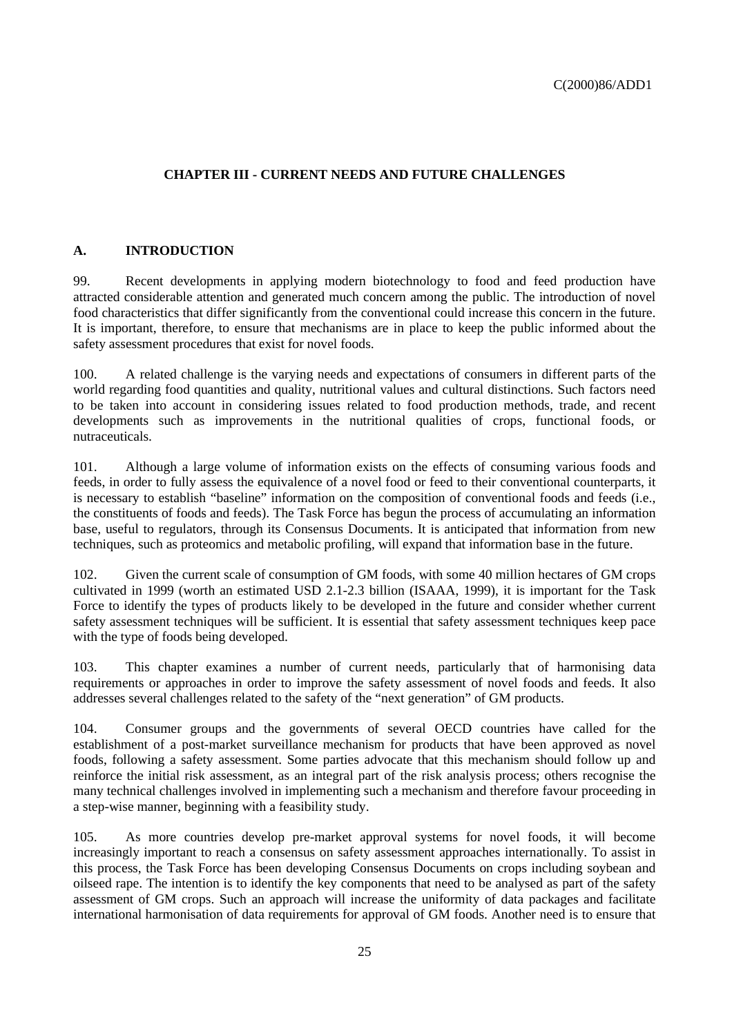## CHAPTER III - CURRENT NEEDS AND FUTURE CHALLENGES

### A. INTRODUCTION

99. Recent developments in applying modern biotechnology to food and feed production have attracted considerable attention and generated much concern among the public. The introduction of novel food characteristics that differ significantly from the conventional could increase this concern in the future. It is important, therefore, to ensure that mechanisms are in place to keep the public informed about the safety assessment procedures that exist for novel foods.

100. A related challenge is the varying needs and expectations of consumers in different parts of the world regarding food quantities and quality, nutritional values and cultural distinctions. Such factors need to be taken into account in considering issues related to food production methods, trade, and recent developments such as improvements in the nutritional qualities of crops, functional foods, or nutraceuticals.

101. Although a large volume of information exists on the effects of consuming various foods and feeds, in order to fully assess the equivalence of a novel food or feed to their conventional counterparts, it is necessary to establish "baseline" information on the composition of conventional foods and feeds (i.e., the constituents of foods and feeds). The Task Force has begun the process of accumulating an information base, useful to regulators, through its Consensus Documents. It is anticipated that information from new techniques, such as proteomics and metabolic profiling, will expand that information base in the future.

102. Given the current scale of consumption of GM foods, with some 40 million hectares of GM crops cultivated in 1999 (worth an estimated USD 2.1-2.3 billion (ISAAA, 1999), it is important for the Task Force to identify the types of products likely to be developed in the future and consider whether current safety assessment techniques will be sufficient. It is essential that safety assessment techniques keep pace with the type of foods being developed.

103. This chapter examines a number of current needs, particularly that of harmonising data requirements or approaches in order to improve the safety assessment of novel foods and feeds. It also addresses several challenges related to the safety of the "next generation" of GM products.

104. Consumer groups and the governments of several OECD countries have called for the establishment of a post-market surveillance mechanism for products that have been approved as novel foods, following a safety assessment. Some parties advocate that this mechanism should follow up and reinforce the initial risk assessment, as an integral part of the risk analysis process; others recognise the many technical challenges involved in implementing such a mechanism and therefore favour proceeding in a step-wise manner, beginning with a feasibility study.

105. As more countries develop pre-market approval systems for novel foods, it will become increasingly important to reach a consensus on safety assessment approaches internationally. To assist in this process, the Task Force has been developing Consensus Documents on crops including soybean and oilseed rape. The intention is to identify the key components that need to be analysed as part of the safety assessment of GM crops. Such an approach will increase the uniformity of data packages and facilitate international harmonisation of data requirements for approval of GM foods. Another need is to ensure that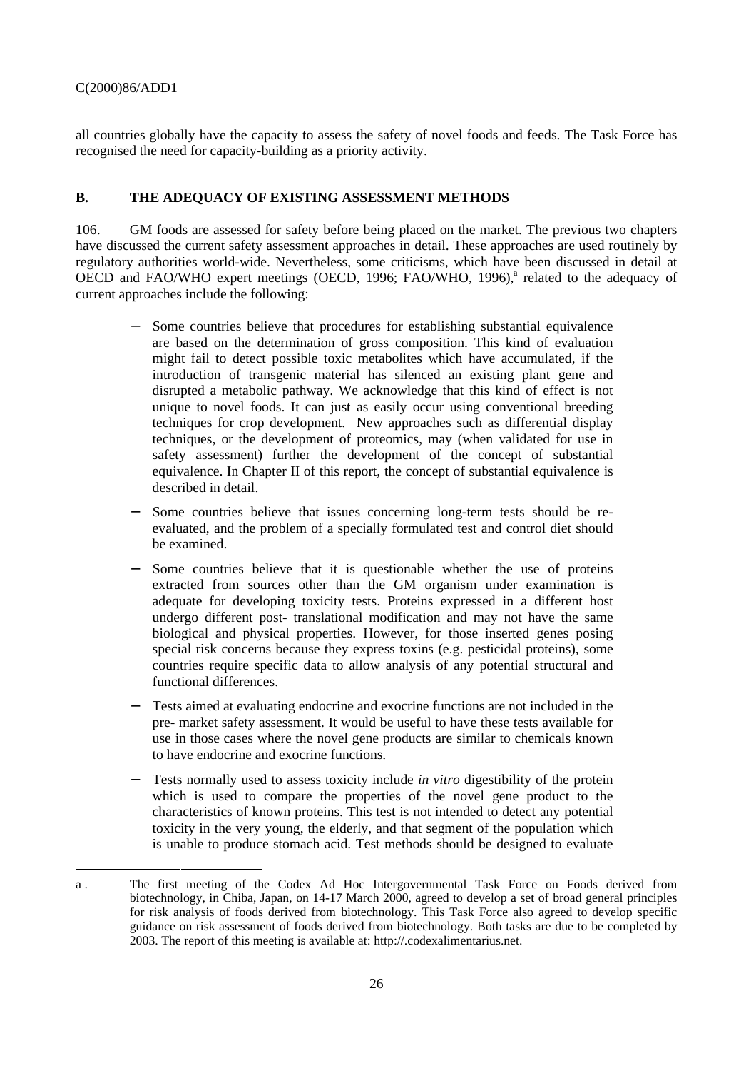all countries globally have the capacity to assess the safety of novel foods and feeds. The Task Force has recognised the need for capacity-building as a priority activity.

## B. THE ADEQUACY OF EXISTING ASSESSMENT METHODS

106. GM foods are assessed for safety before being placed on the market. The previous two chapters have discussed the current safety assessment approaches in detail. These approaches are used routinely by regulatory authorities world-wide. Nevertheless, some criticisms, which have been discussed in detail at OECD and FAO/WHO expert meetings (OECD, 1996; FAO/WHO, 1996),[a] related to the adequacy of current approaches include the following:

- Some countries believe that procedures for establishing substantial equivalence are based on the determination of gross composition. This kind of evaluation might fail to detect possible toxic metabolites which have accumulated, if the introduction of transgenic material has silenced an existing plant gene and disrupted a metabolic pathway. We acknowledge that this kind of effect is not unique to novel foods. It can just as easily occur using conventional breeding techniques for crop development. New approaches such as differential display techniques, or the development of proteomics, may (when validated for use in safety assessment) further the development of the concept of substantial equivalence. In Chapter II of this report, the concept of substantial equivalence is described in detail.
- Some countries believe that issues concerning long-term tests should be re-evaluated, and the problem of a specially formulated test and control diet should be examined.
- Some countries believe that it is questionable whether the use of proteins extracted from sources other than the GM organism under examination is adequate for developing toxicity tests. Proteins expressed in a different host undergo different post- translational modification and may not have the same biological and physical properties. However, for those inserted genes posing special risk concerns because they express toxins (e.g. pesticidal proteins), some countries require specific data to allow analysis of any potential structural and functional differences.
- Tests aimed at evaluating endocrine and exocrine functions are not included in the pre- market safety assessment. It would be useful to have these tests available for use in those cases where the novel gene products are similar to chemicals known to have endocrine and exocrine functions.
- Tests normally used to assess toxicity include *in vitro* digestibility of the protein which is used to compare the properties of the novel gene product to the characteristics of known proteins. This test is not intended to detect any potential toxicity in the very young, the elderly, and that segment of the population which is unable to produce stomach acid. Test methods should be designed to evaluate

---

a . The first meeting of the Codex Ad Hoc Intergovernmental Task Force on Foods derived from biotechnology, in Chiba, Japan, on 14-17 March 2000, agreed to develop a set of broad general principles for risk analysis of foods derived from biotechnology. This Task Force also agreed to develop specific guidance on risk assessment of foods derived from biotechnology. Both tasks are due to be completed by 2003. The report of this meeting is available at: http://.codexalimentarius.net.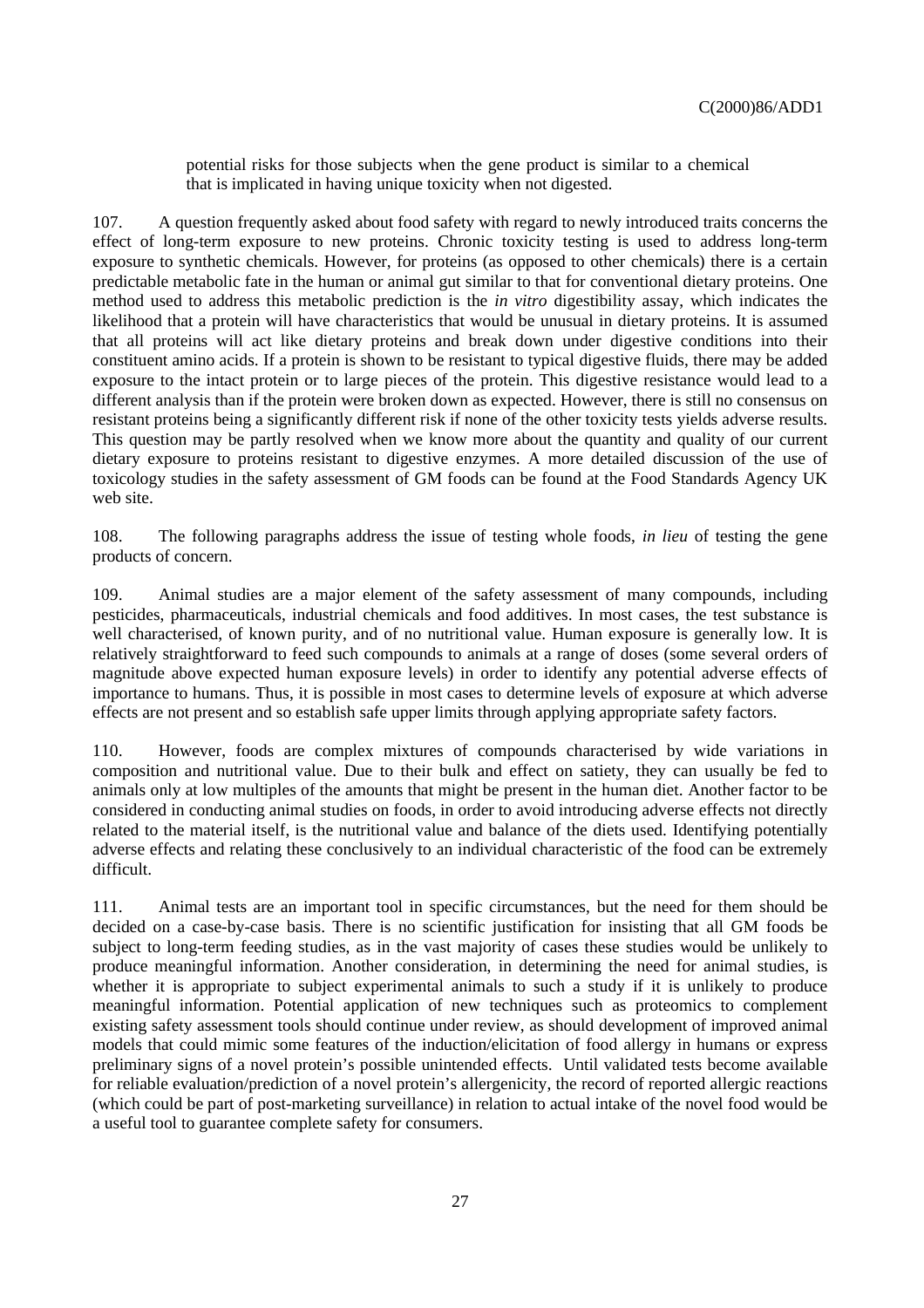potential risks for those subjects when the gene product is similar to a chemical that is implicated in having unique toxicity when not digested.

107. A question frequently asked about food safety with regard to newly introduced traits concerns the effect of long-term exposure to new proteins. Chronic toxicity testing is used to address long-term exposure to synthetic chemicals. However, for proteins (as opposed to other chemicals) there is a certain predictable metabolic fate in the human or animal gut similar to that for conventional dietary proteins. One method used to address this metabolic prediction is the *in vitro* digestibility assay, which indicates the likelihood that a protein will have characteristics that would be unusual in dietary proteins. It is assumed that all proteins will act like dietary proteins and break down under digestive conditions into their constituent amino acids. If a protein is shown to be resistant to typical digestive fluids, there may be added exposure to the intact protein or to large pieces of the protein. This digestive resistance would lead to a different analysis than if the protein were broken down as expected. However, there is still no consensus on resistant proteins being a significantly different risk if none of the other toxicity tests yields adverse results. This question may be partly resolved when we know more about the quantity and quality of our current dietary exposure to proteins resistant to digestive enzymes. A more detailed discussion of the use of toxicology studies in the safety assessment of GM foods can be found at the Food Standards Agency UK web site.

108. The following paragraphs address the issue of testing whole foods, *in lieu* of testing the gene products of concern.

109. Animal studies are a major element of the safety assessment of many compounds, including pesticides, pharmaceuticals, industrial chemicals and food additives. In most cases, the test substance is well characterised, of known purity, and of no nutritional value. Human exposure is generally low. It is relatively straightforward to feed such compounds to animals at a range of doses (some several orders of magnitude above expected human exposure levels) in order to identify any potential adverse effects of importance to humans. Thus, it is possible in most cases to determine levels of exposure at which adverse effects are not present and so establish safe upper limits through applying appropriate safety factors.

110. However, foods are complex mixtures of compounds characterised by wide variations in composition and nutritional value. Due to their bulk and effect on satiety, they can usually be fed to animals only at low multiples of the amounts that might be present in the human diet. Another factor to be considered in conducting animal studies on foods, in order to avoid introducing adverse effects not directly related to the material itself, is the nutritional value and balance of the diets used. Identifying potentially adverse effects and relating these conclusively to an individual characteristic of the food can be extremely difficult.

111. Animal tests are an important tool in specific circumstances, but the need for them should be decided on a case-by-case basis. There is no scientific justification for insisting that all GM foods be subject to long-term feeding studies, as in the vast majority of cases these studies would be unlikely to produce meaningful information. Another consideration, in determining the need for animal studies, is whether it is appropriate to subject experimental animals to such a study if it is unlikely to produce meaningful information. Potential application of new techniques such as proteomics to complement existing safety assessment tools should continue under review, as should development of improved animal models that could mimic some features of the induction/elicitation of food allergy in humans or express preliminary signs of a novel protein's possible unintended effects. Until validated tests become available for reliable evaluation/prediction of a novel protein's allergenicity, the record of reported allergic reactions (which could be part of post-marketing surveillance) in relation to actual intake of the novel food would be a useful tool to guarantee complete safety for consumers.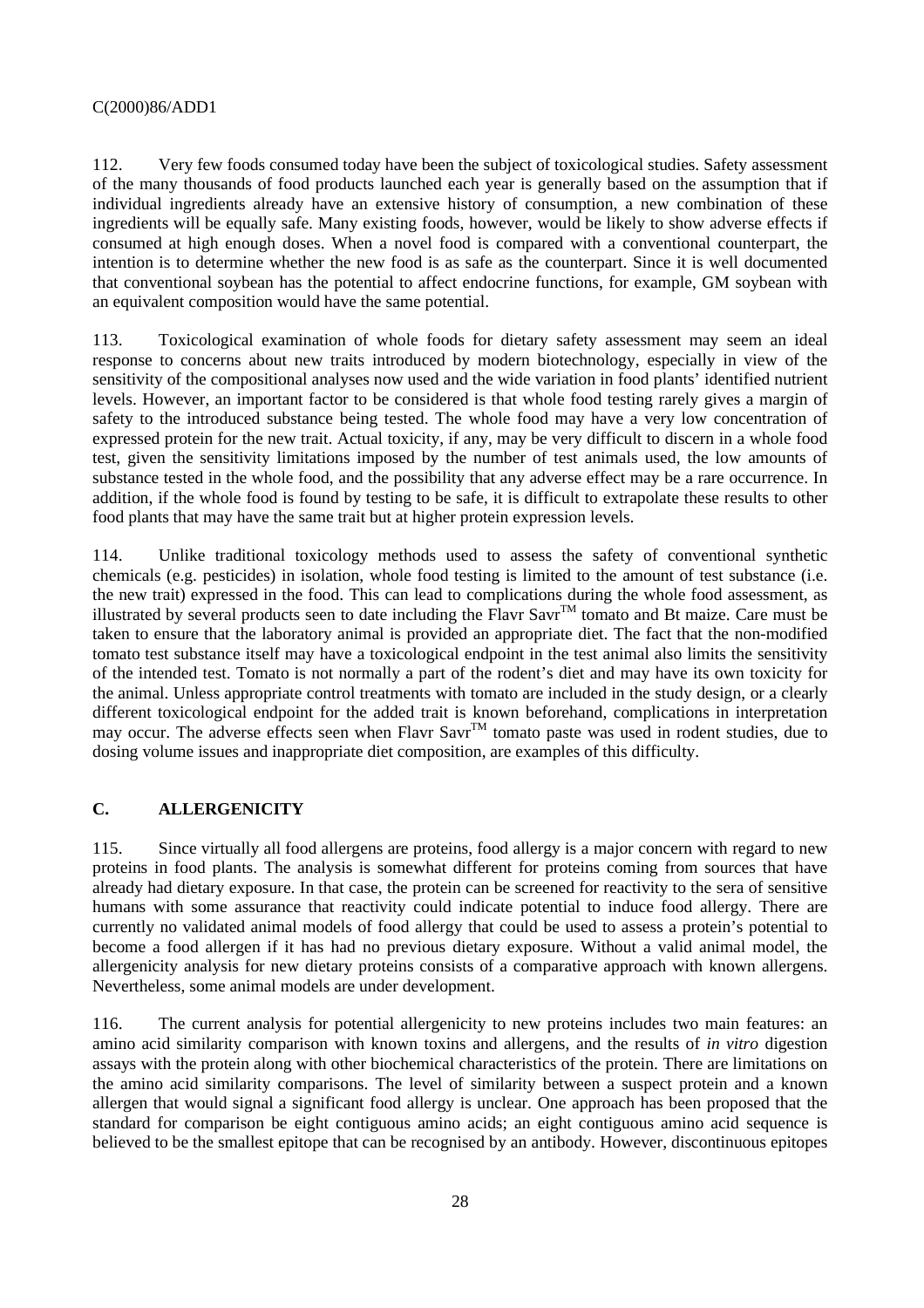112. Very few foods consumed today have been the subject of toxicological studies. Safety assessment of the many thousands of food products launched each year is generally based on the assumption that if individual ingredients already have an extensive history of consumption, a new combination of these ingredients will be equally safe. Many existing foods, however, would be likely to show adverse effects if consumed at high enough doses. When a novel food is compared with a conventional counterpart, the intention is to determine whether the new food is as safe as the counterpart. Since it is well documented that conventional soybean has the potential to affect endocrine functions, for example, GM soybean with an equivalent composition would have the same potential.

113. Toxicological examination of whole foods for dietary safety assessment may seem an ideal response to concerns about new traits introduced by modern biotechnology, especially in view of the sensitivity of the compositional analyses now used and the wide variation in food plants' identified nutrient levels. However, an important factor to be considered is that whole food testing rarely gives a margin of safety to the introduced substance being tested. The whole food may have a very low concentration of expressed protein for the new trait. Actual toxicity, if any, may be very difficult to discern in a whole food test, given the sensitivity limitations imposed by the number of test animals used, the low amounts of substance tested in the whole food, and the possibility that any adverse effect may be a rare occurrence. In addition, if the whole food is found by testing to be safe, it is difficult to extrapolate these results to other food plants that may have the same trait but at higher protein expression levels.

114. Unlike traditional toxicology methods used to assess the safety of conventional synthetic chemicals (e.g. pesticides) in isolation, whole food testing is limited to the amount of test substance (i.e. the new trait) expressed in the food. This can lead to complications during the whole food assessment, as illustrated by several products seen to date including the Flavr Savr™ tomato and Bt maize. Care must be taken to ensure that the laboratory animal is provided an appropriate diet. The fact that the non-modified tomato test substance itself may have a toxicological endpoint in the test animal also limits the sensitivity of the intended test. Tomato is not normally a part of the rodent's diet and may have its own toxicity for the animal. Unless appropriate control treatments with tomato are included in the study design, or a clearly different toxicological endpoint for the added trait is known beforehand, complications in interpretation may occur. The adverse effects seen when Flavr Savr™ tomato paste was used in rodent studies, due to dosing volume issues and inappropriate diet composition, are examples of this difficulty.

## C. ALLERGENICITY

115. Since virtually all food allergens are proteins, food allergy is a major concern with regard to new proteins in food plants. The analysis is somewhat different for proteins coming from sources that have already had dietary exposure. In that case, the protein can be screened for reactivity to the sera of sensitive humans with some assurance that reactivity could indicate potential to induce food allergy. There are currently no validated animal models of food allergy that could be used to assess a protein's potential to become a food allergen if it has had no previous dietary exposure. Without a valid animal model, the allergenicity analysis for new dietary proteins consists of a comparative approach with known allergens. Nevertheless, some animal models are under development.

116. The current analysis for potential allergenicity to new proteins includes two main features: an amino acid similarity comparison with known toxins and allergens, and the results of *in vitro* digestion assays with the protein along with other biochemical characteristics of the protein. There are limitations on the amino acid similarity comparisons. The level of similarity between a suspect protein and a known allergen that would signal a significant food allergy is unclear. One approach has been proposed that the standard for comparison be eight contiguous amino acids; an eight contiguous amino acid sequence is believed to be the smallest epitope that can be recognised by an antibody. However, discontinuous epitopes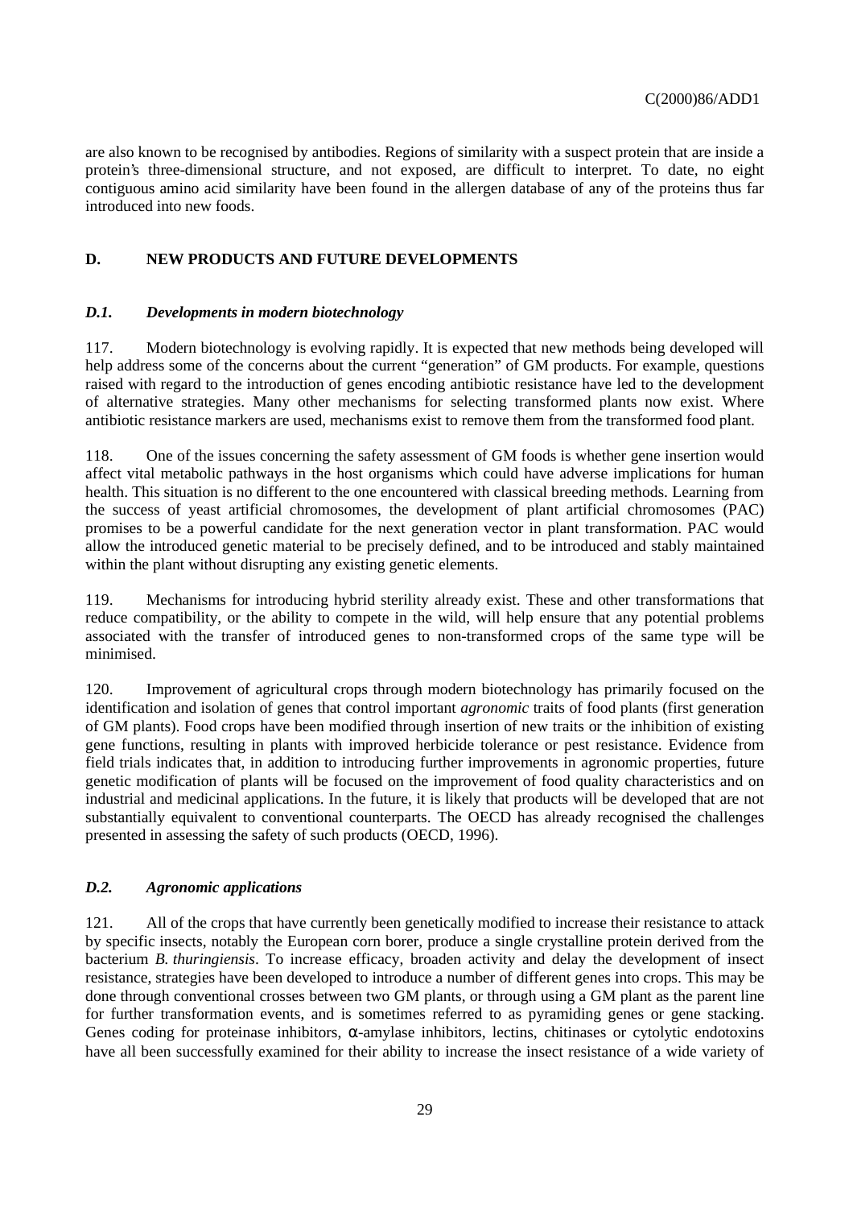are also known to be recognised by antibodies. Regions of similarity with a suspect protein that are inside a protein's three-dimensional structure, and not exposed, are difficult to interpret. To date, no eight contiguous amino acid similarity have been found in the allergen database of any of the proteins thus far introduced into new foods.

## D. NEW PRODUCTS AND FUTURE DEVELOPMENTS

### *D.1. Developments in modern biotechnology*

117. Modern biotechnology is evolving rapidly. It is expected that new methods being developed will help address some of the concerns about the current "generation" of GM products. For example, questions raised with regard to the introduction of genes encoding antibiotic resistance have led to the development of alternative strategies. Many other mechanisms for selecting transformed plants now exist. Where antibiotic resistance markers are used, mechanisms exist to remove them from the transformed food plant.

118. One of the issues concerning the safety assessment of GM foods is whether gene insertion would affect vital metabolic pathways in the host organisms which could have adverse implications for human health. This situation is no different to the one encountered with classical breeding methods. Learning from the success of yeast artificial chromosomes, the development of plant artificial chromosomes (PAC) promises to be a powerful candidate for the next generation vector in plant transformation. PAC would allow the introduced genetic material to be precisely defined, and to be introduced and stably maintained within the plant without disrupting any existing genetic elements.

119. Mechanisms for introducing hybrid sterility already exist. These and other transformations that reduce compatibility, or the ability to compete in the wild, will help ensure that any potential problems associated with the transfer of introduced genes to non-transformed crops of the same type will be minimised.

120. Improvement of agricultural crops through modern biotechnology has primarily focused on the identification and isolation of genes that control important *agronomic* traits of food plants (first generation of GM plants). Food crops have been modified through insertion of new traits or the inhibition of existing gene functions, resulting in plants with improved herbicide tolerance or pest resistance. Evidence from field trials indicates that, in addition to introducing further improvements in agronomic properties, future genetic modification of plants will be focused on the improvement of food quality characteristics and on industrial and medicinal applications. In the future, it is likely that products will be developed that are not substantially equivalent to conventional counterparts. The OECD has already recognised the challenges presented in assessing the safety of such products (OECD, 1996).

### *D.2. Agronomic applications*

121. All of the crops that have currently been genetically modified to increase their resistance to attack by specific insects, notably the European corn borer, produce a single crystalline protein derived from the bacterium *B. thuringiensis*. To increase efficacy, broaden activity and delay the development of insect resistance, strategies have been developed to introduce a number of different genes into crops. This may be done through conventional crosses between two GM plants, or through using a GM plant as the parent line for further transformation events, and is sometimes referred to as pyramiding genes or gene stacking. Genes coding for proteinase inhibitors, $\alpha$-amylase inhibitors, lectins, chitinases or cytolytic endotoxins have all been successfully examined for their ability to increase the insect resistance of a wide variety of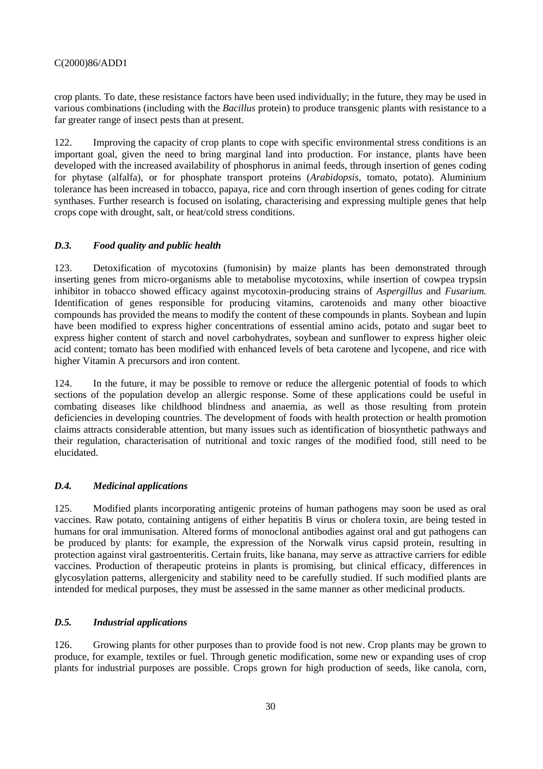crop plants. To date, these resistance factors have been used individually; in the future, they may be used in various combinations (including with the *Bacillus* protein) to produce transgenic plants with resistance to a far greater range of insect pests than at present.

122. Improving the capacity of crop plants to cope with specific environmental stress conditions is an important goal, given the need to bring marginal land into production. For instance, plants have been developed with the increased availability of phosphorus in animal feeds, through insertion of genes coding for phytase (alfalfa), or for phosphate transport proteins (*Arabidopsis*, tomato, potato). Aluminium tolerance has been increased in tobacco, papaya, rice and corn through insertion of genes coding for citrate synthases. Further research is focused on isolating, characterising and expressing multiple genes that help crops cope with drought, salt, or heat/cold stress conditions.

### *D.3. Food quality and public health*

123. Detoxification of mycotoxins (fumonisin) by maize plants has been demonstrated through inserting genes from micro-organisms able to metabolise mycotoxins, while insertion of cowpea trypsin inhibitor in tobacco showed efficacy against mycotoxin-producing strains of *Aspergillus* and *Fusarium.* Identification of genes responsible for producing vitamins, carotenoids and many other bioactive compounds has provided the means to modify the content of these compounds in plants. Soybean and lupin have been modified to express higher concentrations of essential amino acids, potato and sugar beet to express higher content of starch and novel carbohydrates, soybean and sunflower to express higher oleic acid content; tomato has been modified with enhanced levels of beta carotene and lycopene, and rice with higher Vitamin A precursors and iron content.

124. In the future, it may be possible to remove or reduce the allergenic potential of foods to which sections of the population develop an allergic response. Some of these applications could be useful in combating diseases like childhood blindness and anaemia, as well as those resulting from protein deficiencies in developing countries. The development of foods with health protection or health promotion claims attracts considerable attention, but many issues such as identification of biosynthetic pathways and their regulation, characterisation of nutritional and toxic ranges of the modified food, still need to be elucidated.

### *D.4. Medicinal applications*

125. Modified plants incorporating antigenic proteins of human pathogens may soon be used as oral vaccines. Raw potato, containing antigens of either hepatitis B virus or cholera toxin, are being tested in humans for oral immunisation. Altered forms of monoclonal antibodies against oral and gut pathogens can be produced by plants: for example, the expression of the Norwalk virus capsid protein, resulting in protection against viral gastroenteritis. Certain fruits, like banana, may serve as attractive carriers for edible vaccines. Production of therapeutic proteins in plants is promising, but clinical efficacy, differences in glycosylation patterns, allergenicity and stability need to be carefully studied. If such modified plants are intended for medical purposes, they must be assessed in the same manner as other medicinal products.

### *D.5. Industrial applications*

126. Growing plants for other purposes than to provide food is not new. Crop plants may be grown to produce, for example, textiles or fuel. Through genetic modification, some new or expanding uses of crop plants for industrial purposes are possible. Crops grown for high production of seeds, like canola, corn,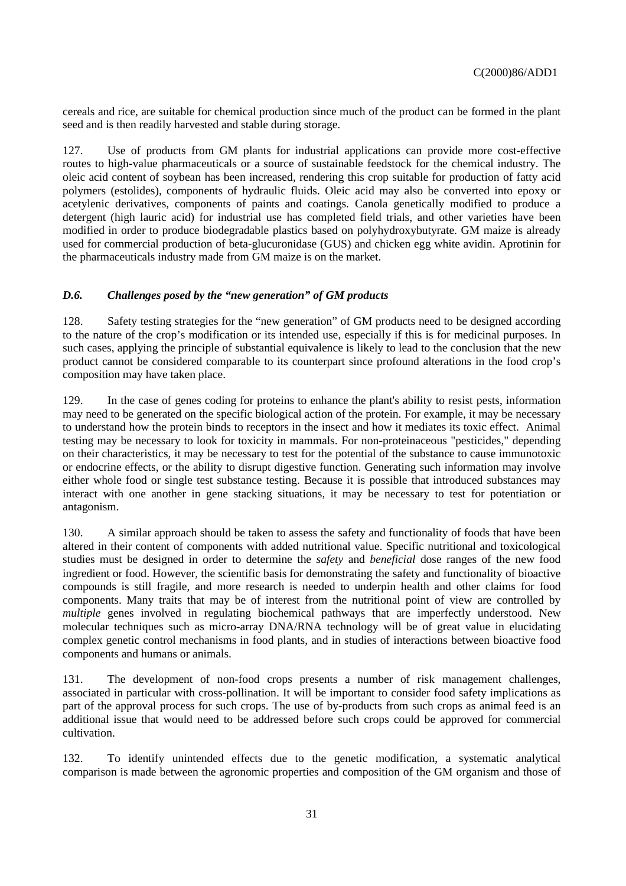cereals and rice, are suitable for chemical production since much of the product can be formed in the plant seed and is then readily harvested and stable during storage.

127. Use of products from GM plants for industrial applications can provide more cost-effective routes to high-value pharmaceuticals or a source of sustainable feedstock for the chemical industry. The oleic acid content of soybean has been increased, rendering this crop suitable for production of fatty acid polymers (estolides), components of hydraulic fluids. Oleic acid may also be converted into epoxy or acetylenic derivatives, components of paints and coatings. Canola genetically modified to produce a detergent (high lauric acid) for industrial use has completed field trials, and other varieties have been modified in order to produce biodegradable plastics based on polyhydroxybutyrate. GM maize is already used for commercial production of beta-glucuronidase (GUS) and chicken egg white avidin. Aprotinin for the pharmaceuticals industry made from GM maize is on the market.

### *D.6. Challenges posed by the "new generation" of GM products*

128. Safety testing strategies for the "new generation" of GM products need to be designed according to the nature of the crop's modification or its intended use, especially if this is for medicinal purposes. In such cases, applying the principle of substantial equivalence is likely to lead to the conclusion that the new product cannot be considered comparable to its counterpart since profound alterations in the food crop's composition may have taken place.

129. In the case of genes coding for proteins to enhance the plant's ability to resist pests, information may need to be generated on the specific biological action of the protein. For example, it may be necessary to understand how the protein binds to receptors in the insect and how it mediates its toxic effect. Animal testing may be necessary to look for toxicity in mammals. For non-proteinaceous "pesticides," depending on their characteristics, it may be necessary to test for the potential of the substance to cause immunotoxic or endocrine effects, or the ability to disrupt digestive function. Generating such information may involve either whole food or single test substance testing. Because it is possible that introduced substances may interact with one another in gene stacking situations, it may be necessary to test for potentiation or antagonism.

130. A similar approach should be taken to assess the safety and functionality of foods that have been altered in their content of components with added nutritional value. Specific nutritional and toxicological studies must be designed in order to determine the *safety* and *beneficial* dose ranges of the new food ingredient or food. However, the scientific basis for demonstrating the safety and functionality of bioactive compounds is still fragile, and more research is needed to underpin health and other claims for food components. Many traits that may be of interest from the nutritional point of view are controlled by *multiple* genes involved in regulating biochemical pathways that are imperfectly understood. New molecular techniques such as micro-array DNA/RNA technology will be of great value in elucidating complex genetic control mechanisms in food plants, and in studies of interactions between bioactive food components and humans or animals.

131. The development of non-food crops presents a number of risk management challenges, associated in particular with cross-pollination. It will be important to consider food safety implications as part of the approval process for such crops. The use of by-products from such crops as animal feed is an additional issue that would need to be addressed before such crops could be approved for commercial cultivation.

132. To identify unintended effects due to the genetic modification, a systematic analytical comparison is made between the agronomic properties and composition of the GM organism and those of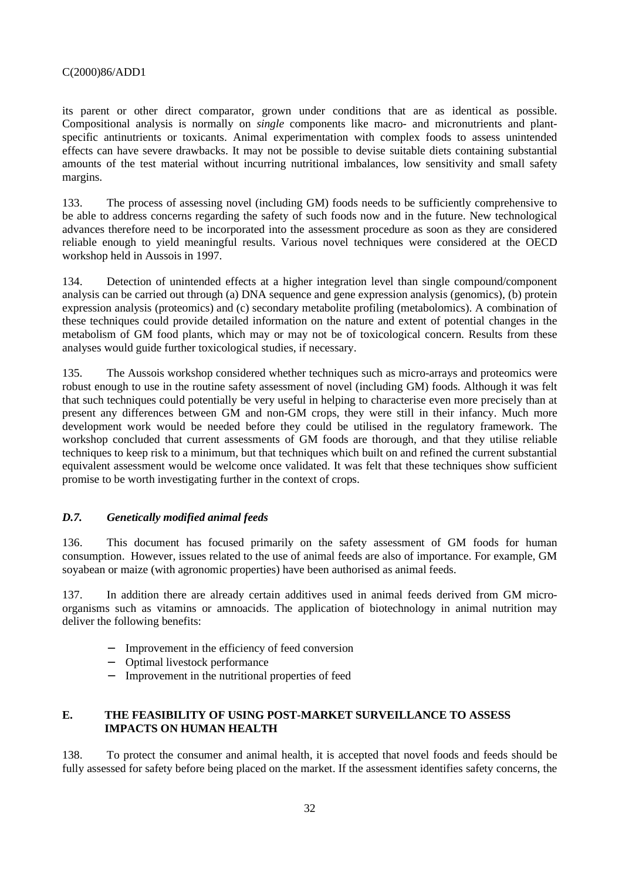its parent or other direct comparator, grown under conditions that are as identical as possible. Compositional analysis is normally on *single* components like macro- and micronutrients and plant-specific antinutrients or toxicants. Animal experimentation with complex foods to assess unintended effects can have severe drawbacks. It may not be possible to devise suitable diets containing substantial amounts of the test material without incurring nutritional imbalances, low sensitivity and small safety margins.

133. The process of assessing novel (including GM) foods needs to be sufficiently comprehensive to be able to address concerns regarding the safety of such foods now and in the future. New technological advances therefore need to be incorporated into the assessment procedure as soon as they are considered reliable enough to yield meaningful results. Various novel techniques were considered at the OECD workshop held in Aussois in 1997.

134. Detection of unintended effects at a higher integration level than single compound/component analysis can be carried out through (a) DNA sequence and gene expression analysis (genomics), (b) protein expression analysis (proteomics) and (c) secondary metabolite profiling (metabolomics). A combination of these techniques could provide detailed information on the nature and extent of potential changes in the metabolism of GM food plants, which may or may not be of toxicological concern. Results from these analyses would guide further toxicological studies, if necessary.

135. The Aussois workshop considered whether techniques such as micro-arrays and proteomics were robust enough to use in the routine safety assessment of novel (including GM) foods. Although it was felt that such techniques could potentially be very useful in helping to characterise even more precisely than at present any differences between GM and non-GM crops, they were still in their infancy. Much more development work would be needed before they could be utilised in the regulatory framework. The workshop concluded that current assessments of GM foods are thorough, and that they utilise reliable techniques to keep risk to a minimum, but that techniques which built on and refined the current substantial equivalent assessment would be welcome once validated. It was felt that these techniques show sufficient promise to be worth investigating further in the context of crops.

### *D.7. Genetically modified animal feeds*

136. This document has focused primarily on the safety assessment of GM foods for human consumption. However, issues related to the use of animal feeds are also of importance. For example, GM soyabean or maize (with agronomic properties) have been authorised as animal feeds.

137. In addition there are already certain additives used in animal feeds derived from GM micro-organisms such as vitamins or amnoacids. The application of biotechnology in animal nutrition may deliver the following benefits:

- Improvement in the efficiency of feed conversion
- Optimal livestock performance
- Improvement in the nutritional properties of feed

## E. THE FEASIBILITY OF USING POST-MARKET SURVEILLANCE TO ASSESS IMPACTS ON HUMAN HEALTH

138. To protect the consumer and animal health, it is accepted that novel foods and feeds should be fully assessed for safety before being placed on the market. If the assessment identifies safety concerns, the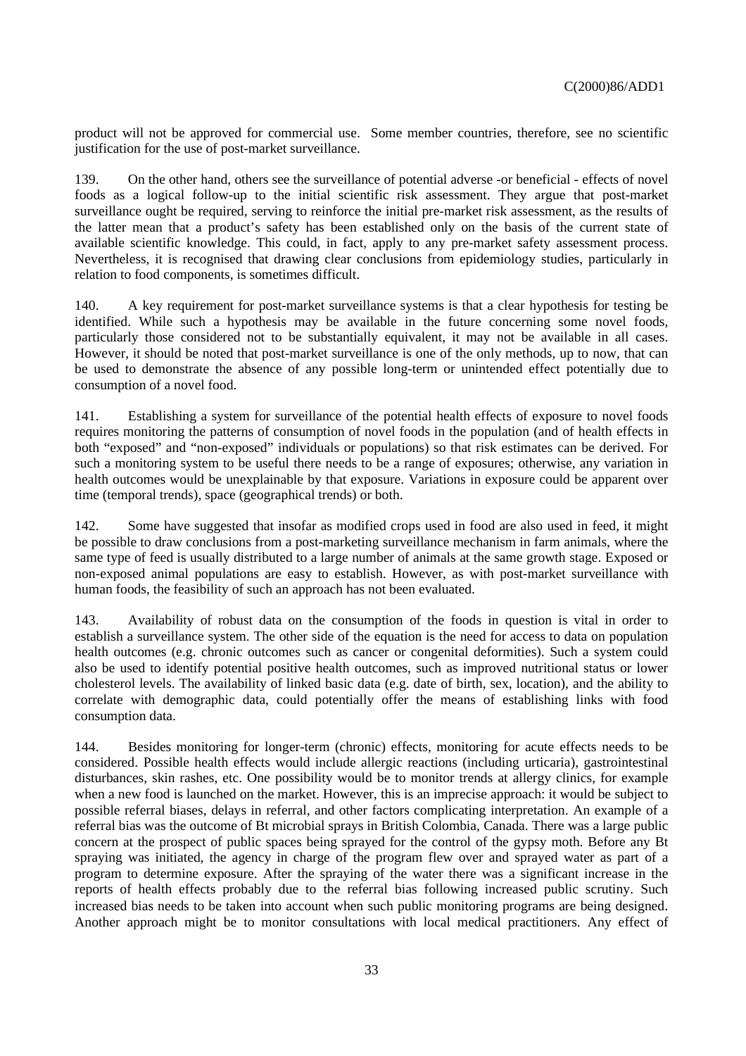product will not be approved for commercial use. Some member countries, therefore, see no scientific justification for the use of post-market surveillance.

139. On the other hand, others see the surveillance of potential adverse -or beneficial - effects of novel foods as a logical follow-up to the initial scientific risk assessment. They argue that post-market surveillance ought be required, serving to reinforce the initial pre-market risk assessment, as the results of the latter mean that a product's safety has been established only on the basis of the current state of available scientific knowledge. This could, in fact, apply to any pre-market safety assessment process. Nevertheless, it is recognised that drawing clear conclusions from epidemiology studies, particularly in relation to food components, is sometimes difficult.

140. A key requirement for post-market surveillance systems is that a clear hypothesis for testing be identified. While such a hypothesis may be available in the future concerning some novel foods, particularly those considered not to be substantially equivalent, it may not be available in all cases. However, it should be noted that post-market surveillance is one of the only methods, up to now, that can be used to demonstrate the absence of any possible long-term or unintended effect potentially due to consumption of a novel food.

141. Establishing a system for surveillance of the potential health effects of exposure to novel foods requires monitoring the patterns of consumption of novel foods in the population (and of health effects in both "exposed" and "non-exposed" individuals or populations) so that risk estimates can be derived. For such a monitoring system to be useful there needs to be a range of exposures; otherwise, any variation in health outcomes would be unexplainable by that exposure. Variations in exposure could be apparent over time (temporal trends), space (geographical trends) or both.

142. Some have suggested that insofar as modified crops used in food are also used in feed, it might be possible to draw conclusions from a post-marketing surveillance mechanism in farm animals, where the same type of feed is usually distributed to a large number of animals at the same growth stage. Exposed or non-exposed animal populations are easy to establish. However, as with post-market surveillance with human foods, the feasibility of such an approach has not been evaluated.

143. Availability of robust data on the consumption of the foods in question is vital in order to establish a surveillance system. The other side of the equation is the need for access to data on population health outcomes (e.g. chronic outcomes such as cancer or congenital deformities). Such a system could also be used to identify potential positive health outcomes, such as improved nutritional status or lower cholesterol levels. The availability of linked basic data (e.g. date of birth, sex, location), and the ability to correlate with demographic data, could potentially offer the means of establishing links with food consumption data.

144. Besides monitoring for longer-term (chronic) effects, monitoring for acute effects needs to be considered. Possible health effects would include allergic reactions (including urticaria), gastrointestinal disturbances, skin rashes, etc. One possibility would be to monitor trends at allergy clinics, for example when a new food is launched on the market. However, this is an imprecise approach: it would be subject to possible referral biases, delays in referral, and other factors complicating interpretation. An example of a referral bias was the outcome of Bt microbial sprays in British Colombia, Canada. There was a large public concern at the prospect of public spaces being sprayed for the control of the gypsy moth. Before any Bt spraying was initiated, the agency in charge of the program flew over and sprayed water as part of a program to determine exposure. After the spraying of the water there was a significant increase in the reports of health effects probably due to the referral bias following increased public scrutiny. Such increased bias needs to be taken into account when such public monitoring programs are being designed. Another approach might be to monitor consultations with local medical practitioners. Any effect of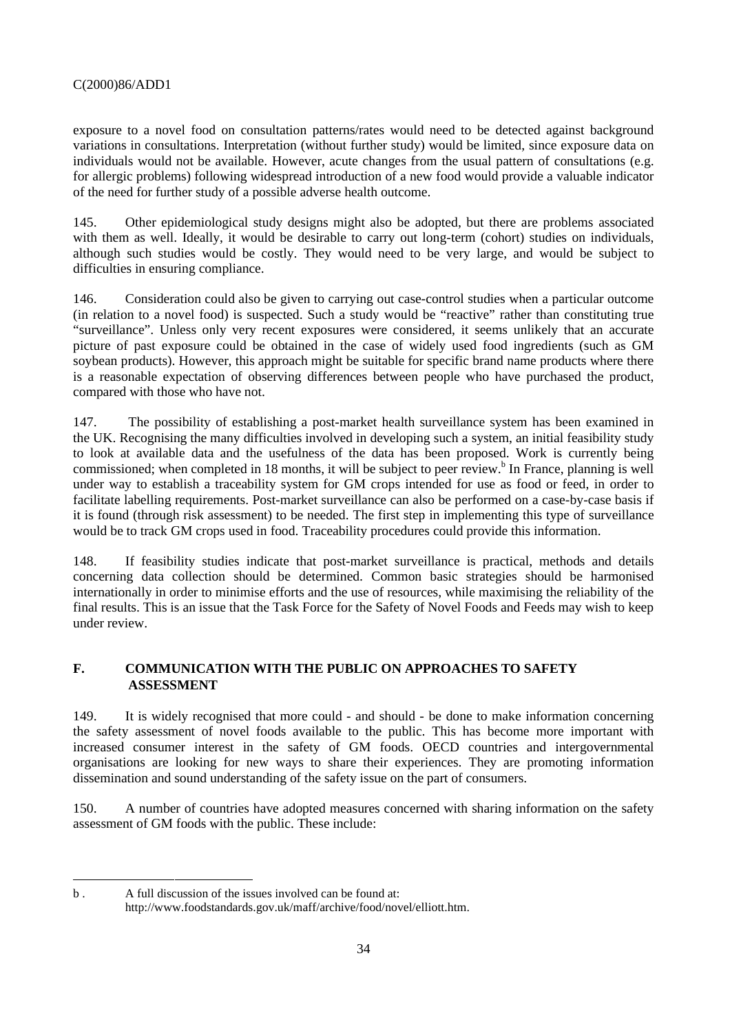exposure to a novel food on consultation patterns/rates would need to be detected against background variations in consultations. Interpretation (without further study) would be limited, since exposure data on individuals would not be available. However, acute changes from the usual pattern of consultations (e.g. for allergic problems) following widespread introduction of a new food would provide a valuable indicator of the need for further study of a possible adverse health outcome.

145. Other epidemiological study designs might also be adopted, but there are problems associated with them as well. Ideally, it would be desirable to carry out long-term (cohort) studies on individuals, although such studies would be costly. They would need to be very large, and would be subject to difficulties in ensuring compliance.

146. Consideration could also be given to carrying out case-control studies when a particular outcome (in relation to a novel food) is suspected. Such a study would be "reactive" rather than constituting true "surveillance". Unless only very recent exposures were considered, it seems unlikely that an accurate picture of past exposure could be obtained in the case of widely used food ingredients (such as GM soybean products). However, this approach might be suitable for specific brand name products where there is a reasonable expectation of observing differences between people who have purchased the product, compared with those who have not.

147. The possibility of establishing a post-market health surveillance system has been examined in the UK. Recognising the many difficulties involved in developing such a system, an initial feasibility study to look at available data and the usefulness of the data has been proposed. Work is currently being commissioned; when completed in 18 months, it will be subject to peer review.[b] In France, planning is well under way to establish a traceability system for GM crops intended for use as food or feed, in order to facilitate labelling requirements. Post-market surveillance can also be performed on a case-by-case basis if it is found (through risk assessment) to be needed. The first step in implementing this type of surveillance would be to track GM crops used in food. Traceability procedures could provide this information.

148. If feasibility studies indicate that post-market surveillance is practical, methods and details concerning data collection should be determined. Common basic strategies should be harmonised internationally in order to minimise efforts and the use of resources, while maximising the reliability of the final results. This is an issue that the Task Force for the Safety of Novel Foods and Feeds may wish to keep under review.

## F. COMMUNICATION WITH THE PUBLIC ON APPROACHES TO SAFETY ASSESSMENT

149. It is widely recognised that more could - and should - be done to make information concerning the safety assessment of novel foods available to the public. This has become more important with increased consumer interest in the safety of GM foods. OECD countries and intergovernmental organisations are looking for new ways to share their experiences. They are promoting information dissemination and sound understanding of the safety issue on the part of consumers.

150. A number of countries have adopted measures concerned with sharing information on the safety assessment of GM foods with the public. These include:

---

b . A full discussion of the issues involved can be found at: http://www.foodstandards.gov.uk/maff/archive/food/novel/elliott.htm.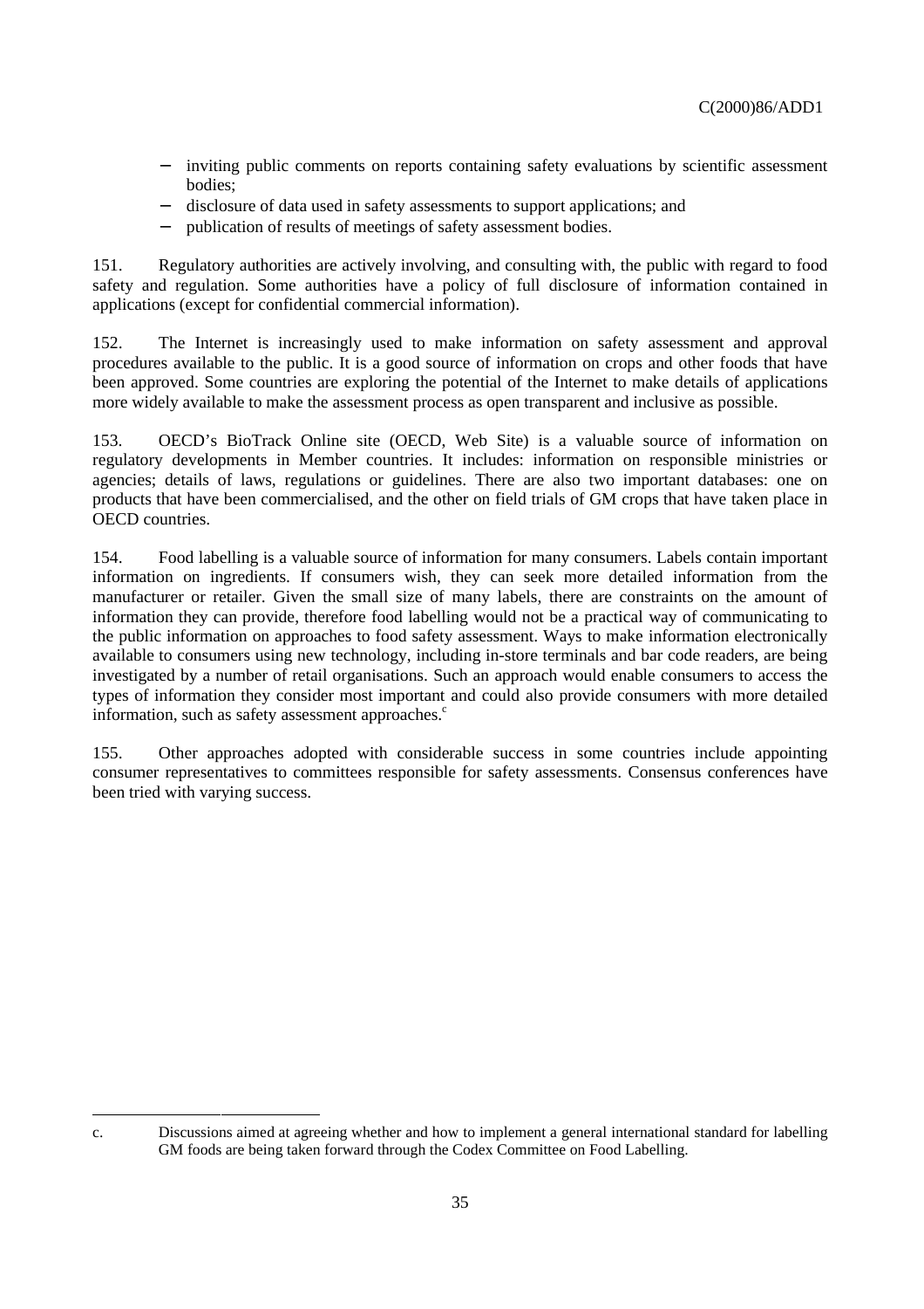- inviting public comments on reports containing safety evaluations by scientific assessment bodies;
- disclosure of data used in safety assessments to support applications; and
- publication of results of meetings of safety assessment bodies.

151. Regulatory authorities are actively involving, and consulting with, the public with regard to food safety and regulation. Some authorities have a policy of full disclosure of information contained in applications (except for confidential commercial information).

152. The Internet is increasingly used to make information on safety assessment and approval procedures available to the public. It is a good source of information on crops and other foods that have been approved. Some countries are exploring the potential of the Internet to make details of applications more widely available to make the assessment process as open transparent and inclusive as possible.

153. OECD's BioTrack Online site (OECD, Web Site) is a valuable source of information on regulatory developments in Member countries. It includes: information on responsible ministries or agencies; details of laws, regulations or guidelines. There are also two important databases: one on products that have been commercialised, and the other on field trials of GM crops that have taken place in OECD countries.

154. Food labelling is a valuable source of information for many consumers. Labels contain important information on ingredients. If consumers wish, they can seek more detailed information from the manufacturer or retailer. Given the small size of many labels, there are constraints on the amount of information they can provide, therefore food labelling would not be a practical way of communicating to the public information on approaches to food safety assessment. Ways to make information electronically available to consumers using new technology, including in-store terminals and bar code readers, are being investigated by a number of retail organisations. Such an approach would enable consumers to access the types of information they consider most important and could also provide consumers with more detailed information, such as safety assessment approaches.[c]

155. Other approaches adopted with considerable success in some countries include appointing consumer representatives to committees responsible for safety assessments. Consensus conferences have been tried with varying success.

---

c. Discussions aimed at agreeing whether and how to implement a general international standard for labelling GM foods are being taken forward through the Codex Committee on Food Labelling.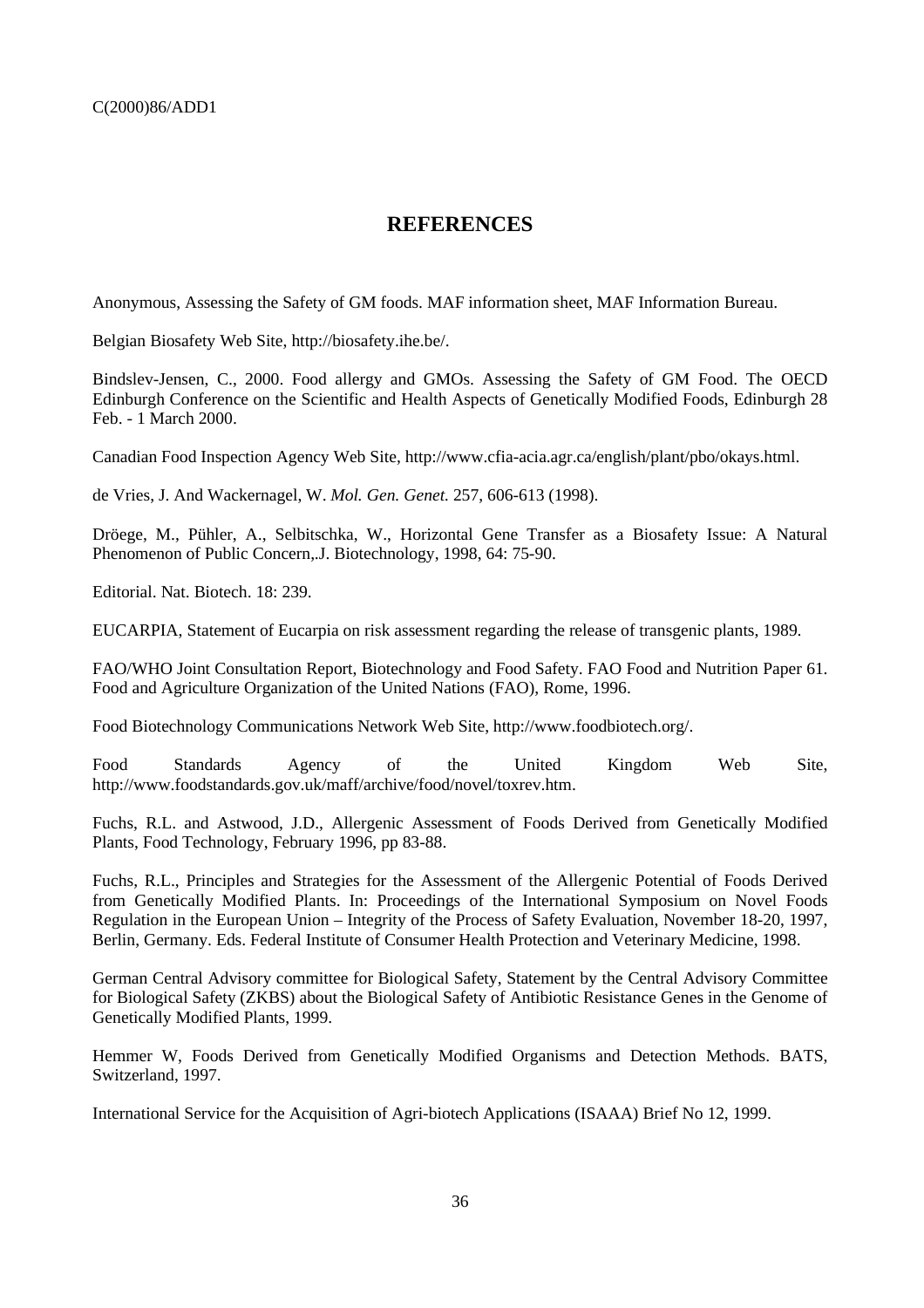# REFERENCES

Anonymous, Assessing the Safety of GM foods. MAF information sheet, MAF Information Bureau.

Belgian Biosafety Web Site, http://biosafety.ihe.be/.

Bindslev-Jensen, C., 2000. Food allergy and GMOs. Assessing the Safety of GM Food. The OECD Edinburgh Conference on the Scientific and Health Aspects of Genetically Modified Foods, Edinburgh 28 Feb. - 1 March 2000.

Canadian Food Inspection Agency Web Site, http://www.cfia-acia.agr.ca/english/plant/pbo/okays.html.

de Vries, J. And Wackernagel, W. *Mol. Gen. Genet.* 257, 606-613 (1998).

Dröege, M., Pühler, A., Selbitschka, W., Horizontal Gene Transfer as a Biosafety Issue: A Natural Phenomenon of Public Concern,.J. Biotechnology, 1998, 64: 75-90.

Editorial. Nat. Biotech. 18: 239.

EUCARPIA, Statement of Eucarpia on risk assessment regarding the release of transgenic plants, 1989.

FAO/WHO Joint Consultation Report, Biotechnology and Food Safety. FAO Food and Nutrition Paper 61. Food and Agriculture Organization of the United Nations (FAO), Rome, 1996.

Food Biotechnology Communications Network Web Site, http://www.foodbiotech.org/.

Food Standards Agency of the United Kingdom Web Site, http://www.foodstandards.gov.uk/maff/archive/food/novel/toxrev.htm.

Fuchs, R.L. and Astwood, J.D., Allergenic Assessment of Foods Derived from Genetically Modified Plants, Food Technology, February 1996, pp 83-88.

Fuchs, R.L., Principles and Strategies for the Assessment of the Allergenic Potential of Foods Derived from Genetically Modified Plants. In: Proceedings of the International Symposium on Novel Foods Regulation in the European Union – Integrity of the Process of Safety Evaluation, November 18-20, 1997, Berlin, Germany. Eds. Federal Institute of Consumer Health Protection and Veterinary Medicine, 1998.

German Central Advisory committee for Biological Safety, Statement by the Central Advisory Committee for Biological Safety (ZKBS) about the Biological Safety of Antibiotic Resistance Genes in the Genome of Genetically Modified Plants, 1999.

Hemmer W, Foods Derived from Genetically Modified Organisms and Detection Methods. BATS, Switzerland, 1997.

International Service for the Acquisition of Agri-biotech Applications (ISAAA) Brief No 12, 1999.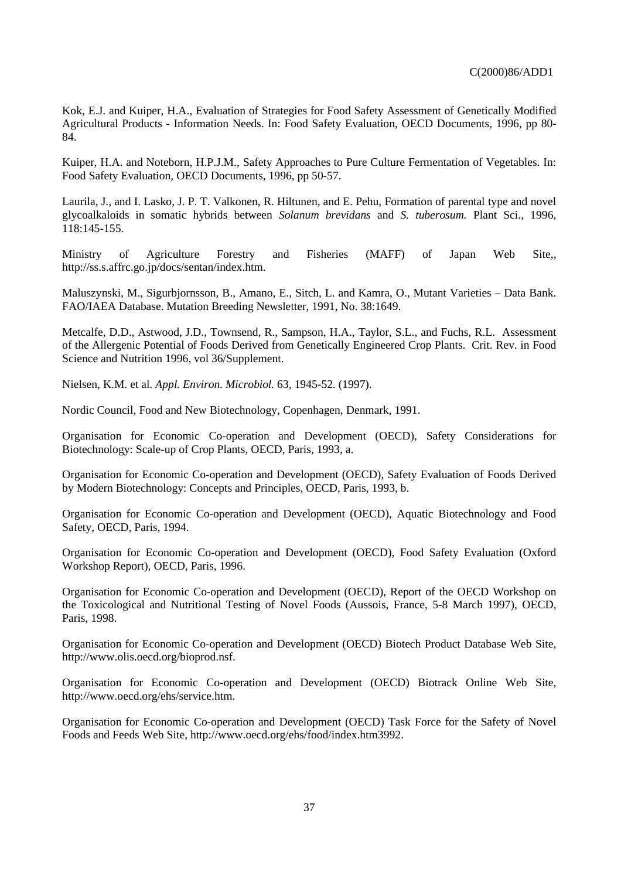Kok, E.J. and Kuiper, H.A., Evaluation of Strategies for Food Safety Assessment of Genetically Modified Agricultural Products - Information Needs. In: Food Safety Evaluation, OECD Documents, 1996, pp 80-84.

Kuiper, H.A. and Noteborn, H.P.J.M., Safety Approaches to Pure Culture Fermentation of Vegetables. In: Food Safety Evaluation, OECD Documents, 1996, pp 50-57.

Laurila, J., and I. Lasko, J. P. T. Valkonen, R. Hiltunen, and E. Pehu, Formation of parental type and novel glycoalkaloids in somatic hybrids between *Solanum brevidans* and *S. tuberosum.* Plant Sci., 1996, 118:145-155.

Ministry of Agriculture Forestry and Fisheries (MAFF) of Japan Web Site,, http://ss.s.affrc.go.jp/docs/sentan/index.htm.

Maluszynski, M., Sigurbjornsson, B., Amano, E., Sitch, L. and Kamra, O., Mutant Varieties – Data Bank. FAO/IAEA Database. Mutation Breeding Newsletter, 1991, No. 38:1649.

Metcalfe, D.D., Astwood, J.D., Townsend, R., Sampson, H.A., Taylor, S.L., and Fuchs, R.L. Assessment of the Allergenic Potential of Foods Derived from Genetically Engineered Crop Plants. Crit. Rev. in Food Science and Nutrition 1996, vol 36/Supplement.

Nielsen, K.M. et al. *Appl. Environ. Microbiol.* 63, 1945-52. (1997).

Nordic Council, Food and New Biotechnology, Copenhagen, Denmark, 1991.

Organisation for Economic Co-operation and Development (OECD), Safety Considerations for Biotechnology: Scale-up of Crop Plants, OECD, Paris, 1993, a.

Organisation for Economic Co-operation and Development (OECD), Safety Evaluation of Foods Derived by Modern Biotechnology: Concepts and Principles, OECD, Paris, 1993, b.

Organisation for Economic Co-operation and Development (OECD), Aquatic Biotechnology and Food Safety, OECD, Paris, 1994.

Organisation for Economic Co-operation and Development (OECD), Food Safety Evaluation (Oxford Workshop Report), OECD, Paris, 1996.

Organisation for Economic Co-operation and Development (OECD), Report of the OECD Workshop on the Toxicological and Nutritional Testing of Novel Foods (Aussois, France, 5-8 March 1997), OECD, Paris, 1998.

Organisation for Economic Co-operation and Development (OECD) Biotech Product Database Web Site, http://www.olis.oecd.org/bioprod.nsf.

Organisation for Economic Co-operation and Development (OECD) Biotrack Online Web Site, http://www.oecd.org/ehs/service.htm.

Organisation for Economic Co-operation and Development (OECD) Task Force for the Safety of Novel Foods and Feeds Web Site, http://www.oecd.org/ehs/food/index.htm3992.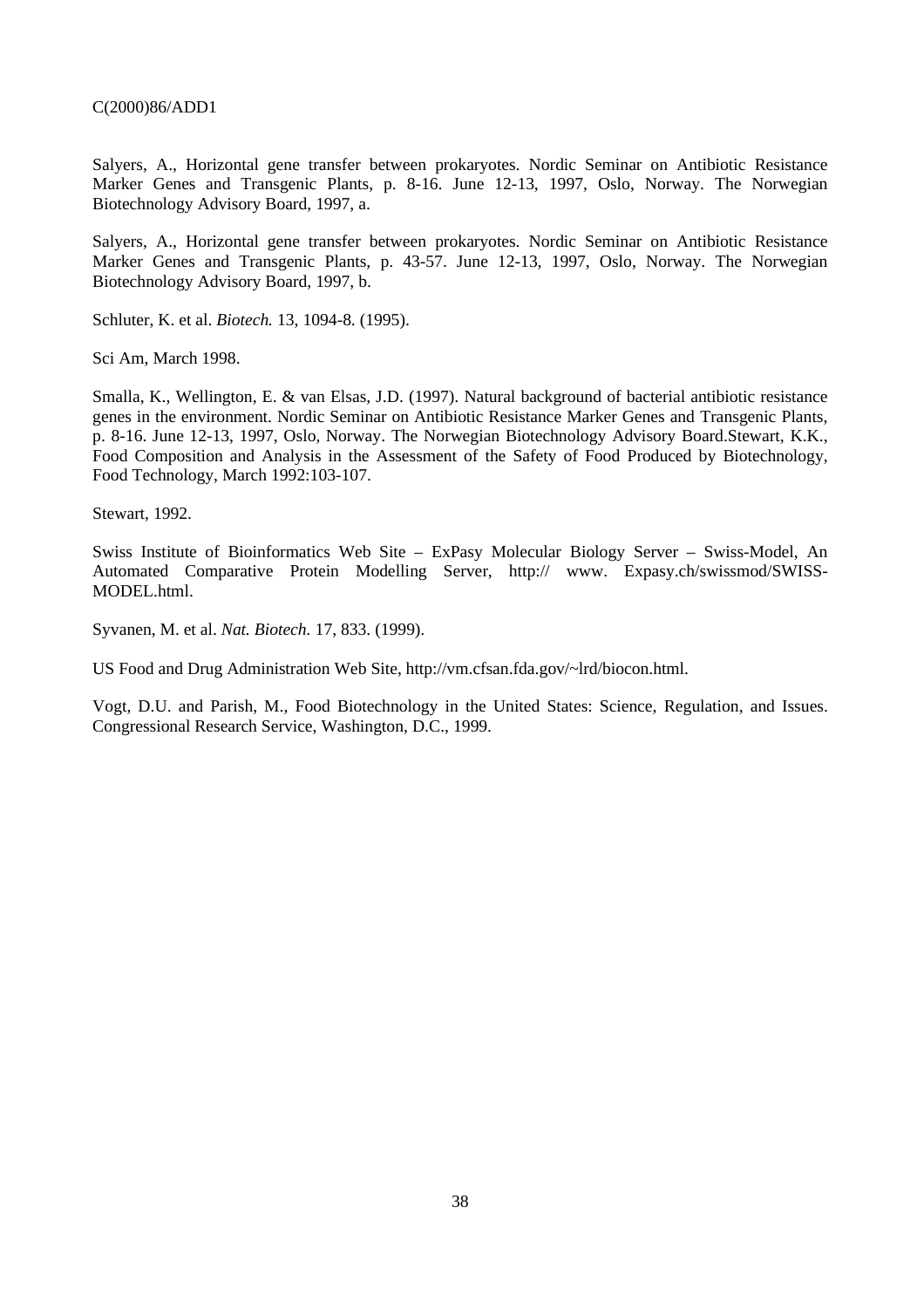Salyers, A., Horizontal gene transfer between prokaryotes. Nordic Seminar on Antibiotic Resistance Marker Genes and Transgenic Plants, p. 8-16. June 12-13, 1997, Oslo, Norway. The Norwegian Biotechnology Advisory Board, 1997, a.

Salyers, A., Horizontal gene transfer between prokaryotes. Nordic Seminar on Antibiotic Resistance Marker Genes and Transgenic Plants, p. 43-57. June 12-13, 1997, Oslo, Norway. The Norwegian Biotechnology Advisory Board, 1997, b.

Schluter, K. et al. *Biotech.* 13, 1094-8. (1995).

Sci Am, March 1998.

Smalla, K., Wellington, E. & van Elsas, J.D. (1997). Natural background of bacterial antibiotic resistance genes in the environment. Nordic Seminar on Antibiotic Resistance Marker Genes and Transgenic Plants, p. 8-16. June 12-13, 1997, Oslo, Norway. The Norwegian Biotechnology Advisory Board.Stewart, K.K., Food Composition and Analysis in the Assessment of the Safety of Food Produced by Biotechnology, Food Technology, March 1992:103-107.

Stewart, 1992.

Swiss Institute of Bioinformatics Web Site – ExPasy Molecular Biology Server – Swiss-Model, An Automated Comparative Protein Modelling Server, http:// www. Expasy.ch/swissmod/SWISS-MODEL.html.

Syvanen, M. et al. *Nat. Biotech.* 17, 833. (1999).

US Food and Drug Administration Web Site, http://vm.cfsan.fda.gov/~lrd/biocon.html.

Vogt, D.U. and Parish, M., Food Biotechnology in the United States: Science, Regulation, and Issues. Congressional Research Service, Washington, D.C., 1999.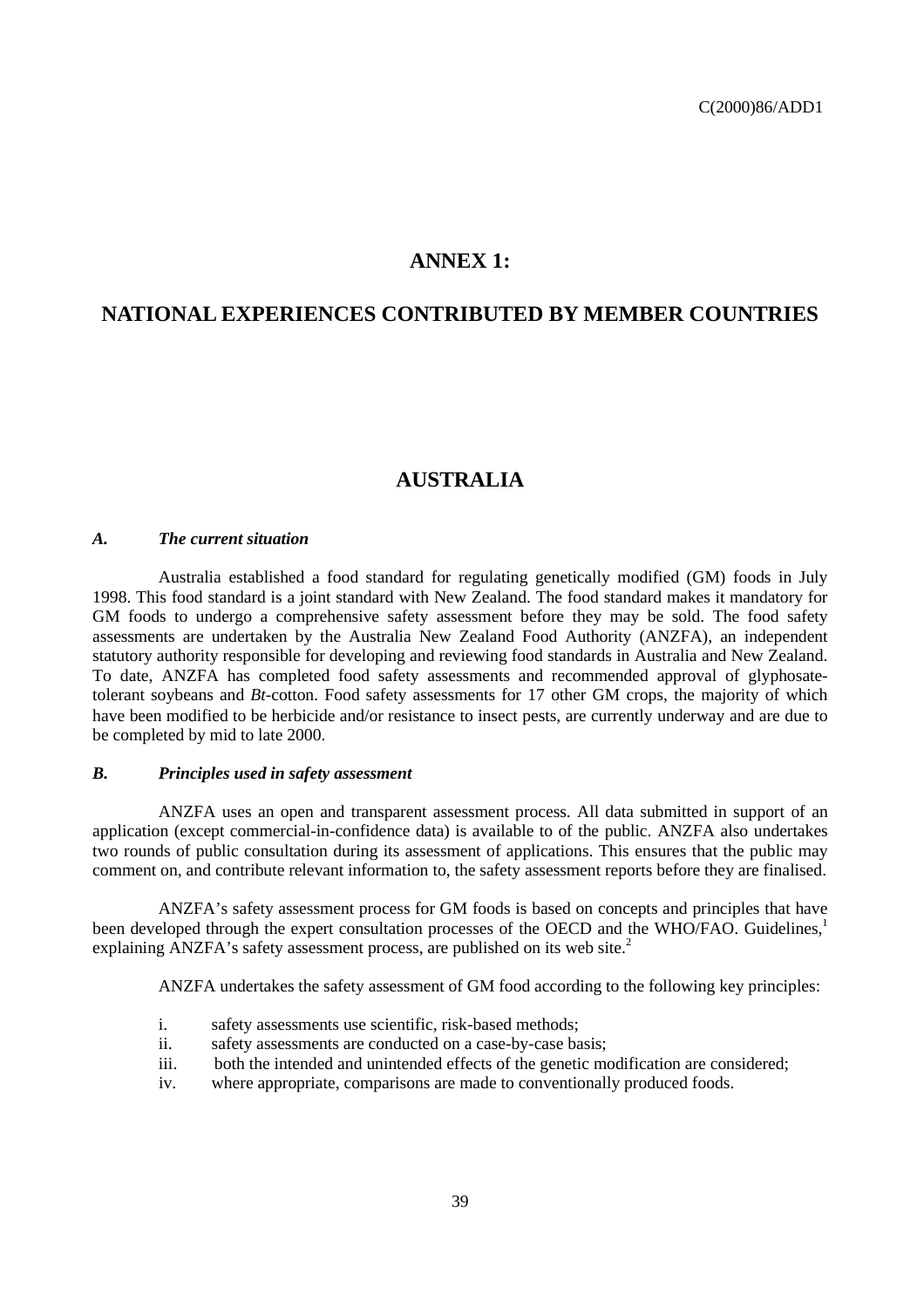# ANNEX 1:

# NATIONAL EXPERIENCES CONTRIBUTED BY MEMBER COUNTRIES

## AUSTRALIA

### *A. The current situation*

Australia established a food standard for regulating genetically modified (GM) foods in July 1998. This food standard is a joint standard with New Zealand. The food standard makes it mandatory for GM foods to undergo a comprehensive safety assessment before they may be sold. The food safety assessments are undertaken by the Australia New Zealand Food Authority (ANZFA), an independent statutory authority responsible for developing and reviewing food standards in Australia and New Zealand. To date, ANZFA has completed food safety assessments and recommended approval of glyphosate-tolerant soybeans and *Bt*-cotton. Food safety assessments for 17 other GM crops, the majority of which have been modified to be herbicide and/or resistance to insect pests, are currently underway and are due to be completed by mid to late 2000.

### *B. Principles used in safety assessment*

ANZFA uses an open and transparent assessment process. All data submitted in support of an application (except commercial-in-confidence data) is available to of the public. ANZFA also undertakes two rounds of public consultation during its assessment of applications. This ensures that the public may comment on, and contribute relevant information to, the safety assessment reports before they are finalised.

ANZFA's safety assessment process for GM foods is based on concepts and principles that have been developed through the expert consultation processes of the OECD and the WHO/FAO. Guidelines,[1] explaining ANZFA's safety assessment process, are published on its web site.[2]

ANZFA undertakes the safety assessment of GM food according to the following key principles:

i. safety assessments use scientific, risk-based methods;
ii. safety assessments are conducted on a case-by-case basis;
iii. both the intended and unintended effects of the genetic modification are considered;
iv. where appropriate, comparisons are made to conventionally produced foods.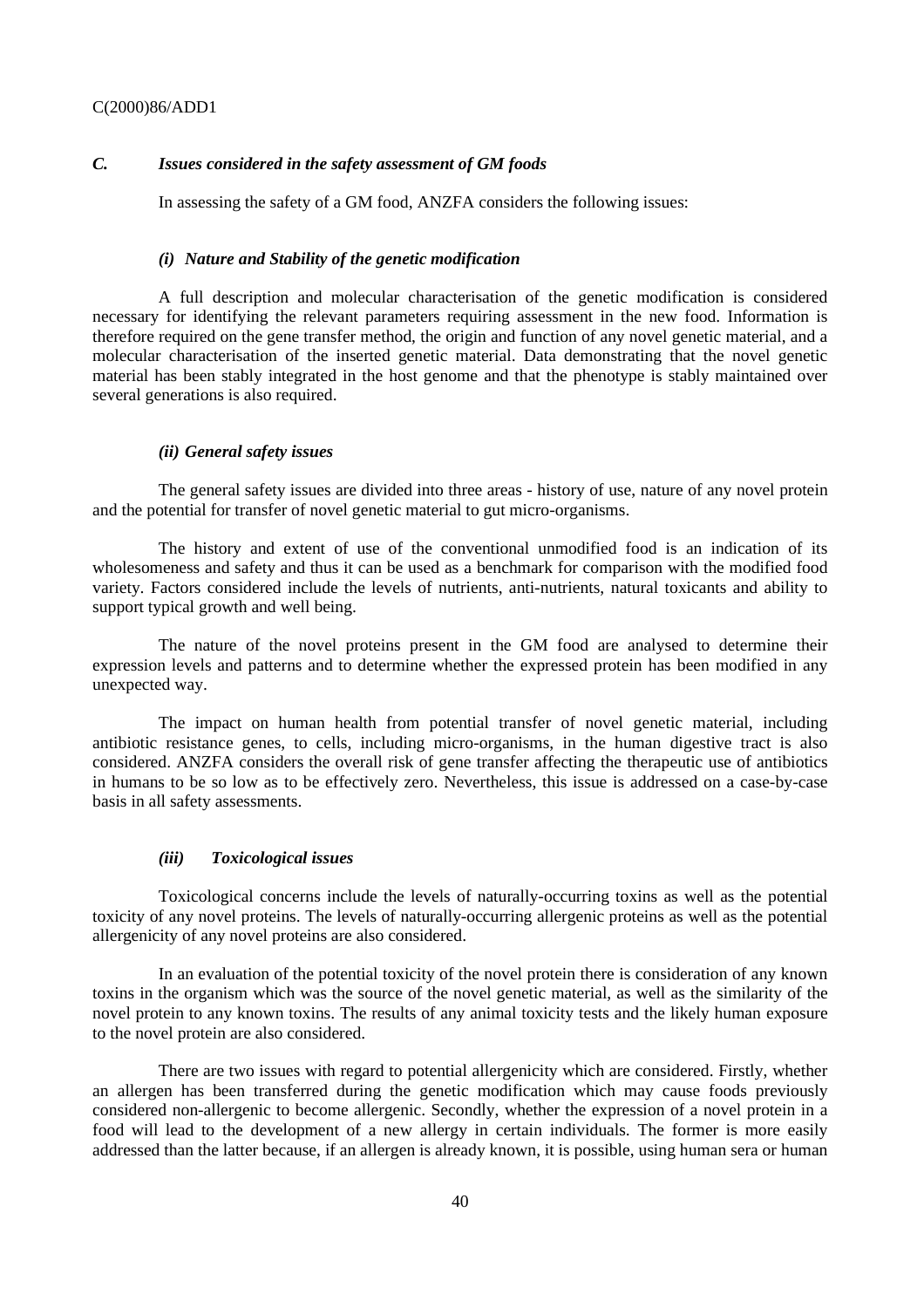### *C. Issues considered in the safety assessment of GM foods*

In assessing the safety of a GM food, ANZFA considers the following issues:

#### *(i) Nature and Stability of the genetic modification*

A full description and molecular characterisation of the genetic modification is considered necessary for identifying the relevant parameters requiring assessment in the new food. Information is therefore required on the gene transfer method, the origin and function of any novel genetic material, and a molecular characterisation of the inserted genetic material. Data demonstrating that the novel genetic material has been stably integrated in the host genome and that the phenotype is stably maintained over several generations is also required.

#### *(ii) General safety issues*

The general safety issues are divided into three areas - history of use, nature of any novel protein and the potential for transfer of novel genetic material to gut micro-organisms.

The history and extent of use of the conventional unmodified food is an indication of its wholesomeness and safety and thus it can be used as a benchmark for comparison with the modified food variety. Factors considered include the levels of nutrients, anti-nutrients, natural toxicants and ability to support typical growth and well being.

The nature of the novel proteins present in the GM food are analysed to determine their expression levels and patterns and to determine whether the expressed protein has been modified in any unexpected way.

The impact on human health from potential transfer of novel genetic material, including antibiotic resistance genes, to cells, including micro-organisms, in the human digestive tract is also considered. ANZFA considers the overall risk of gene transfer affecting the therapeutic use of antibiotics in humans to be so low as to be effectively zero. Nevertheless, this issue is addressed on a case-by-case basis in all safety assessments.

#### *(iii) Toxicological issues*

Toxicological concerns include the levels of naturally-occurring toxins as well as the potential toxicity of any novel proteins. The levels of naturally-occurring allergenic proteins as well as the potential allergenicity of any novel proteins are also considered.

In an evaluation of the potential toxicity of the novel protein there is consideration of any known toxins in the organism which was the source of the novel genetic material, as well as the similarity of the novel protein to any known toxins. The results of any animal toxicity tests and the likely human exposure to the novel protein are also considered.

There are two issues with regard to potential allergenicity which are considered. Firstly, whether an allergen has been transferred during the genetic modification which may cause foods previously considered non-allergenic to become allergenic. Secondly, whether the expression of a novel protein in a food will lead to the development of a new allergy in certain individuals. The former is more easily addressed than the latter because, if an allergen is already known, it is possible, using human sera or human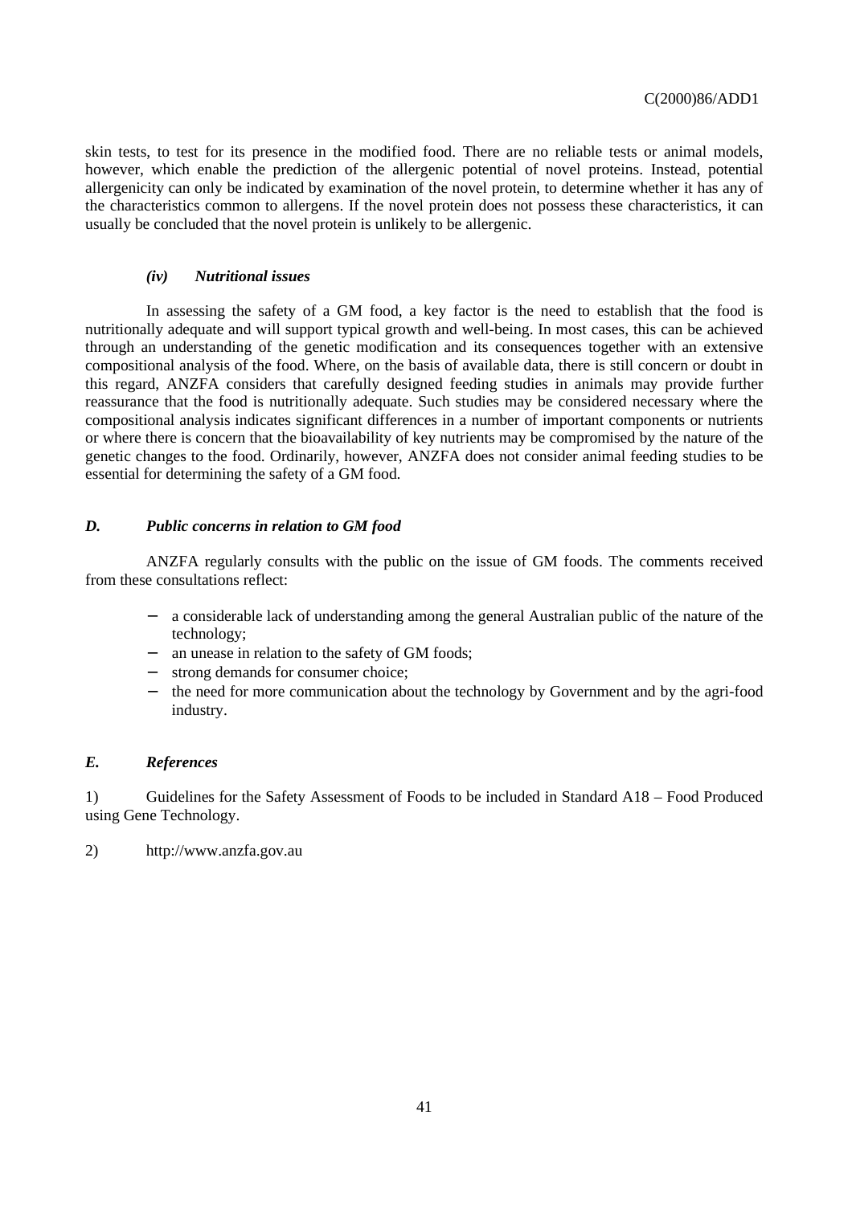skin tests, to test for its presence in the modified food. There are no reliable tests or animal models, however, which enable the prediction of the allergenic potential of novel proteins. Instead, potential allergenicity can only be indicated by examination of the novel protein, to determine whether it has any of the characteristics common to allergens. If the novel protein does not possess these characteristics, it can usually be concluded that the novel protein is unlikely to be allergenic.

#### *(iv) Nutritional issues*

In assessing the safety of a GM food, a key factor is the need to establish that the food is nutritionally adequate and will support typical growth and well-being. In most cases, this can be achieved through an understanding of the genetic modification and its consequences together with an extensive compositional analysis of the food. Where, on the basis of available data, there is still concern or doubt in this regard, ANZFA considers that carefully designed feeding studies in animals may provide further reassurance that the food is nutritionally adequate. Such studies may be considered necessary where the compositional analysis indicates significant differences in a number of important components or nutrients or where there is concern that the bioavailability of key nutrients may be compromised by the nature of the genetic changes to the food. Ordinarily, however, ANZFA does not consider animal feeding studies to be essential for determining the safety of a GM food.

### *D. Public concerns in relation to GM food*

ANZFA regularly consults with the public on the issue of GM foods. The comments received from these consultations reflect:

- a considerable lack of understanding among the general Australian public of the nature of the technology;
- an unease in relation to the safety of GM foods;
- strong demands for consumer choice;
- the need for more communication about the technology by Government and by the agri-food industry.

### *E. References*

1) Guidelines for the Safety Assessment of Foods to be included in Standard A18 – Food Produced using Gene Technology.

2) http://www.anzfa.gov.au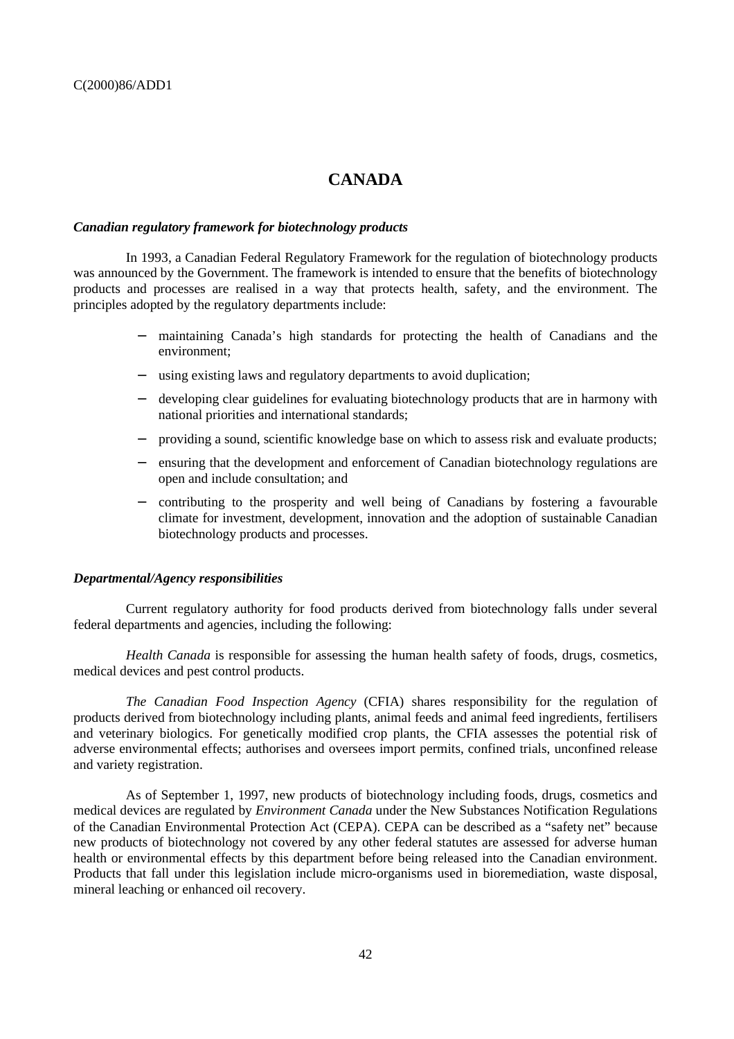# CANADA

### *Canadian regulatory framework for biotechnology products*

In 1993, a Canadian Federal Regulatory Framework for the regulation of biotechnology products was announced by the Government. The framework is intended to ensure that the benefits of biotechnology products and processes are realised in a way that protects health, safety, and the environment. The principles adopted by the regulatory departments include:

- maintaining Canada's high standards for protecting the health of Canadians and the environment;
- using existing laws and regulatory departments to avoid duplication;
- developing clear guidelines for evaluating biotechnology products that are in harmony with national priorities and international standards;
- providing a sound, scientific knowledge base on which to assess risk and evaluate products;
- ensuring that the development and enforcement of Canadian biotechnology regulations are open and include consultation; and
- contributing to the prosperity and well being of Canadians by fostering a favourable climate for investment, development, innovation and the adoption of sustainable Canadian biotechnology products and processes.

### *Departmental/Agency responsibilities*

Current regulatory authority for food products derived from biotechnology falls under several federal departments and agencies, including the following:

*Health Canada* is responsible for assessing the human health safety of foods, drugs, cosmetics, medical devices and pest control products.

*The Canadian Food Inspection Agency* (CFIA) shares responsibility for the regulation of products derived from biotechnology including plants, animal feeds and animal feed ingredients, fertilisers and veterinary biologics. For genetically modified crop plants, the CFIA assesses the potential risk of adverse environmental effects; authorises and oversees import permits, confined trials, unconfined release and variety registration.

As of September 1, 1997, new products of biotechnology including foods, drugs, cosmetics and medical devices are regulated by *Environment Canada* under the New Substances Notification Regulations of the Canadian Environmental Protection Act (CEPA). CEPA can be described as a "safety net" because new products of biotechnology not covered by any other federal statutes are assessed for adverse human health or environmental effects by this department before being released into the Canadian environment. Products that fall under this legislation include micro-organisms used in bioremediation, waste disposal, mineral leaching or enhanced oil recovery.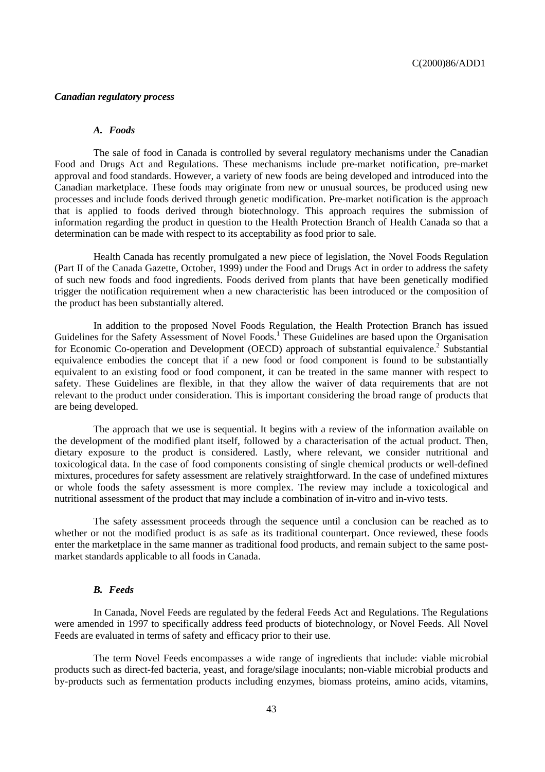*Canadian regulatory process*

***A. Foods***

The sale of food in Canada is controlled by several regulatory mechanisms under the Canadian Food and Drugs Act and Regulations. These mechanisms include pre-market notification, pre-market approval and food standards. However, a variety of new foods are being developed and introduced into the Canadian marketplace. These foods may originate from new or unusual sources, be produced using new processes and include foods derived through genetic modification. Pre-market notification is the approach that is applied to foods derived through biotechnology. This approach requires the submission of information regarding the product in question to the Health Protection Branch of Health Canada so that a determination can be made with respect to its acceptability as food prior to sale.

Health Canada has recently promulgated a new piece of legislation, the Novel Foods Regulation (Part II of the Canada Gazette, October, 1999) under the Food and Drugs Act in order to address the safety of such new foods and food ingredients. Foods derived from plants that have been genetically modified trigger the notification requirement when a new characteristic has been introduced or the composition of the product has been substantially altered.

In addition to the proposed Novel Foods Regulation, the Health Protection Branch has issued Guidelines for the Safety Assessment of Novel Foods.[1] These Guidelines are based upon the Organisation for Economic Co-operation and Development (OECD) approach of substantial equivalence.[2] Substantial equivalence embodies the concept that if a new food or food component is found to be substantially equivalent to an existing food or food component, it can be treated in the same manner with respect to safety. These Guidelines are flexible, in that they allow the waiver of data requirements that are not relevant to the product under consideration. This is important considering the broad range of products that are being developed.

The approach that we use is sequential. It begins with a review of the information available on the development of the modified plant itself, followed by a characterisation of the actual product. Then, dietary exposure to the product is considered. Lastly, where relevant, we consider nutritional and toxicological data. In the case of food components consisting of single chemical products or well-defined mixtures, procedures for safety assessment are relatively straightforward. In the case of undefined mixtures or whole foods the safety assessment is more complex. The review may include a toxicological and nutritional assessment of the product that may include a combination of in-vitro and in-vivo tests.

The safety assessment proceeds through the sequence until a conclusion can be reached as to whether or not the modified product is as safe as its traditional counterpart. Once reviewed, these foods enter the marketplace in the same manner as traditional food products, and remain subject to the same post-market standards applicable to all foods in Canada.

***B. Feeds***

In Canada, Novel Feeds are regulated by the federal Feeds Act and Regulations. The Regulations were amended in 1997 to specifically address feed products of biotechnology, or Novel Feeds. All Novel Feeds are evaluated in terms of safety and efficacy prior to their use.

The term Novel Feeds encompasses a wide range of ingredients that include: viable microbial products such as direct-fed bacteria, yeast, and forage/silage inoculants; non-viable microbial products and by-products such as fermentation products including enzymes, biomass proteins, amino acids, vitamins,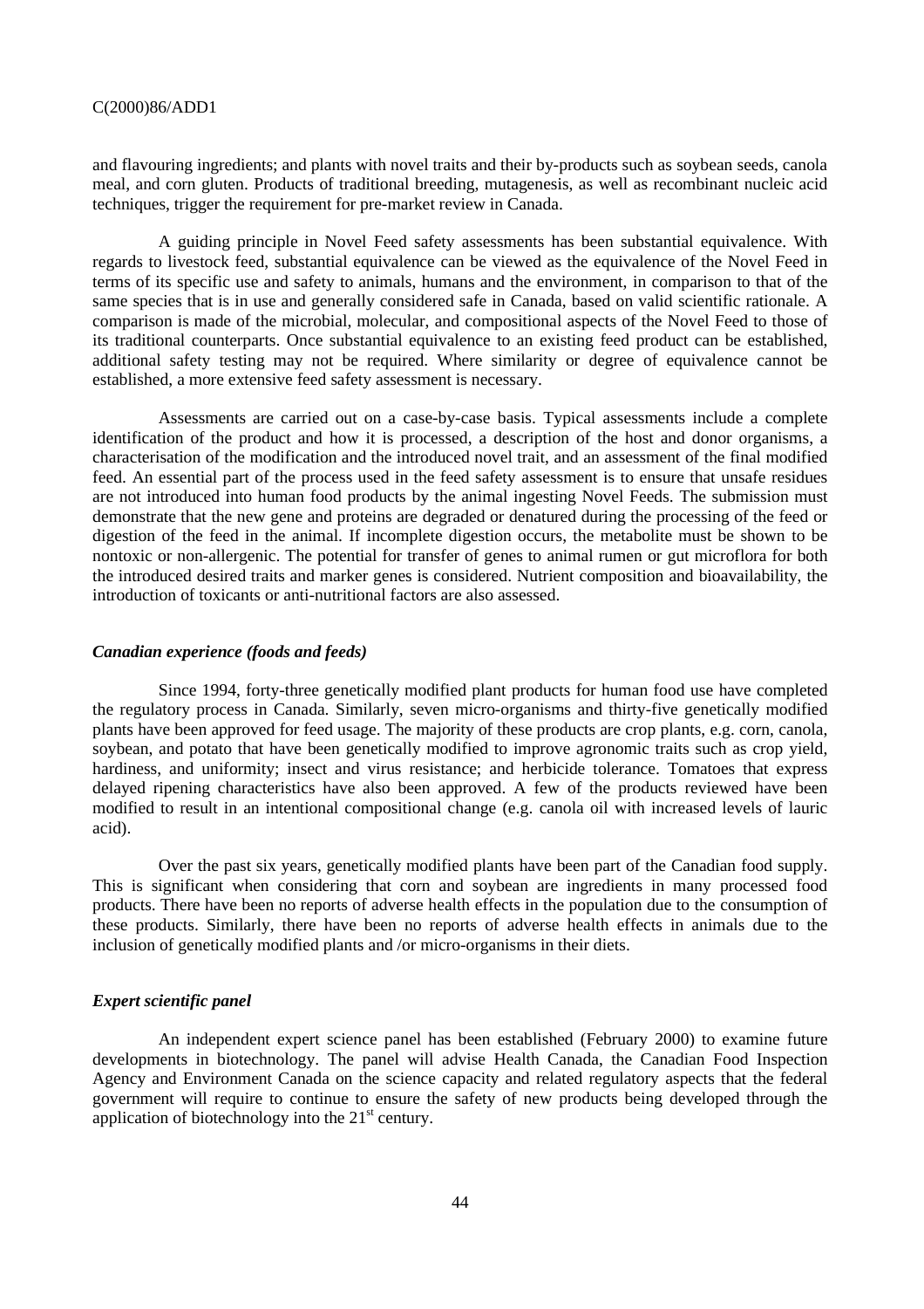and flavouring ingredients; and plants with novel traits and their by-products such as soybean seeds, canola meal, and corn gluten. Products of traditional breeding, mutagenesis, as well as recombinant nucleic acid techniques, trigger the requirement for pre-market review in Canada.

A guiding principle in Novel Feed safety assessments has been substantial equivalence. With regards to livestock feed, substantial equivalence can be viewed as the equivalence of the Novel Feed in terms of its specific use and safety to animals, humans and the environment, in comparison to that of the same species that is in use and generally considered safe in Canada, based on valid scientific rationale. A comparison is made of the microbial, molecular, and compositional aspects of the Novel Feed to those of its traditional counterparts. Once substantial equivalence to an existing feed product can be established, additional safety testing may not be required. Where similarity or degree of equivalence cannot be established, a more extensive feed safety assessment is necessary.

Assessments are carried out on a case-by-case basis. Typical assessments include a complete identification of the product and how it is processed, a description of the host and donor organisms, a characterisation of the modification and the introduced novel trait, and an assessment of the final modified feed. An essential part of the process used in the feed safety assessment is to ensure that unsafe residues are not introduced into human food products by the animal ingesting Novel Feeds. The submission must demonstrate that the new gene and proteins are degraded or denatured during the processing of the feed or digestion of the feed in the animal. If incomplete digestion occurs, the metabolite must be shown to be nontoxic or non-allergenic. The potential for transfer of genes to animal rumen or gut microflora for both the introduced desired traits and marker genes is considered. Nutrient composition and bioavailability, the introduction of toxicants or anti-nutritional factors are also assessed.

### *Canadian experience (foods and feeds)*

Since 1994, forty-three genetically modified plant products for human food use have completed the regulatory process in Canada. Similarly, seven micro-organisms and thirty-five genetically modified plants have been approved for feed usage. The majority of these products are crop plants, e.g. corn, canola, soybean, and potato that have been genetically modified to improve agronomic traits such as crop yield, hardiness, and uniformity; insect and virus resistance; and herbicide tolerance. Tomatoes that express delayed ripening characteristics have also been approved. A few of the products reviewed have been modified to result in an intentional compositional change (e.g. canola oil with increased levels of lauric acid).

Over the past six years, genetically modified plants have been part of the Canadian food supply. This is significant when considering that corn and soybean are ingredients in many processed food products. There have been no reports of adverse health effects in the population due to the consumption of these products. Similarly, there have been no reports of adverse health effects in animals due to the inclusion of genetically modified plants and /or micro-organisms in their diets.

### *Expert scientific panel*

An independent expert science panel has been established (February 2000) to examine future developments in biotechnology. The panel will advise Health Canada, the Canadian Food Inspection Agency and Environment Canada on the science capacity and related regulatory aspects that the federal government will require to continue to ensure the safety of new products being developed through the application of biotechnology into the 21st century.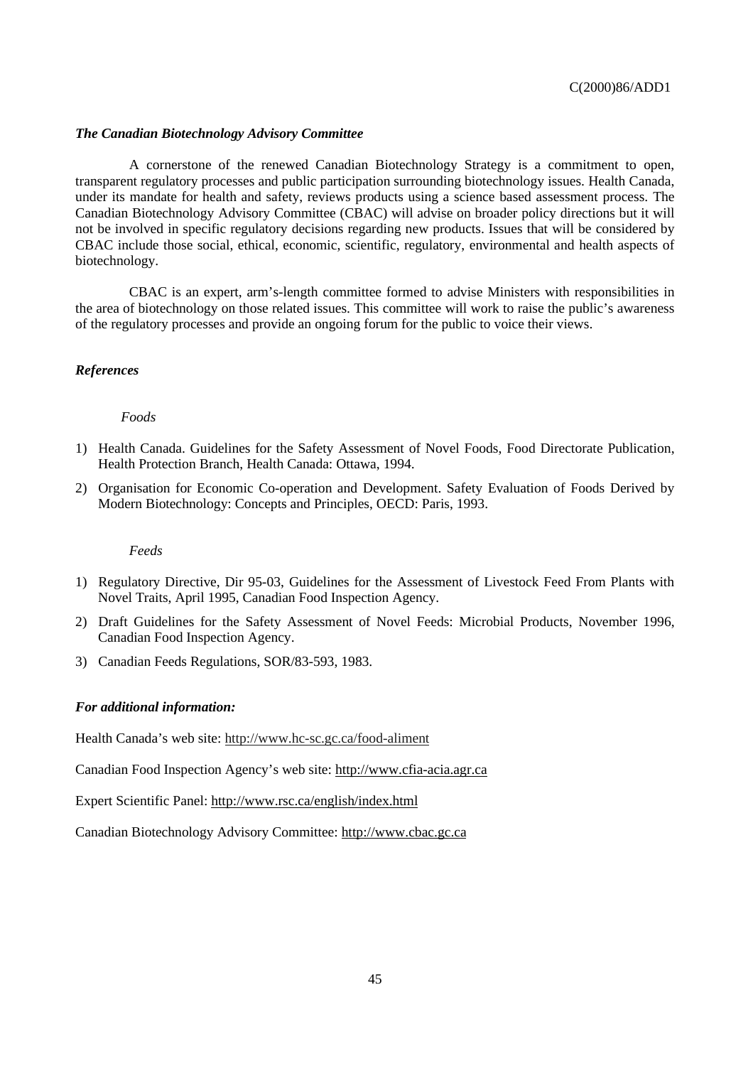### *The Canadian Biotechnology Advisory Committee*

A cornerstone of the renewed Canadian Biotechnology Strategy is a commitment to open, transparent regulatory processes and public participation surrounding biotechnology issues. Health Canada, under its mandate for health and safety, reviews products using a science based assessment process. The Canadian Biotechnology Advisory Committee (CBAC) will advise on broader policy directions but it will not be involved in specific regulatory decisions regarding new products. Issues that will be considered by CBAC include those social, ethical, economic, scientific, regulatory, environmental and health aspects of biotechnology.

CBAC is an expert, arm's-length committee formed to advise Ministers with responsibilities in the area of biotechnology on those related issues. This committee will work to raise the public's awareness of the regulatory processes and provide an ongoing forum for the public to voice their views.

### *References*

*Foods*

1) Health Canada. Guidelines for the Safety Assessment of Novel Foods, Food Directorate Publication, Health Protection Branch, Health Canada: Ottawa, 1994.
2) Organisation for Economic Co-operation and Development. Safety Evaluation of Foods Derived by Modern Biotechnology: Concepts and Principles, OECD: Paris, 1993.

*Feeds*

1) Regulatory Directive, Dir 95-03, Guidelines for the Assessment of Livestock Feed From Plants with Novel Traits, April 1995, Canadian Food Inspection Agency.
2) Draft Guidelines for the Safety Assessment of Novel Feeds: Microbial Products, November 1996, Canadian Food Inspection Agency.
3) Canadian Feeds Regulations, SOR/83-593, 1983.

### *For additional information:*

Health Canada's web site: http://www.hc-sc.gc.ca/food-aliment

Canadian Food Inspection Agency's web site: http://www.cfia-acia.agr.ca

Expert Scientific Panel: http://www.rsc.ca/english/index.html

Canadian Biotechnology Advisory Committee: http://www.cbac.gc.ca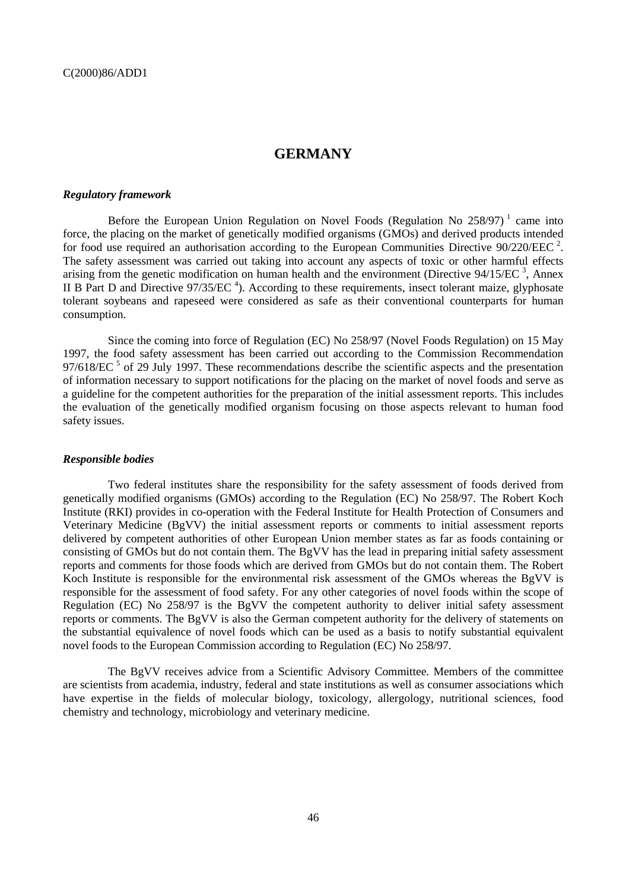# GERMANY

***Regulatory framework***

Before the European Union Regulation on Novel Foods (Regulation No 258/97) [1] came into force, the placing on the market of genetically modified organisms (GMOs) and derived products intended for food use required an authorisation according to the European Communities Directive 90/220/EEC [2]. The safety assessment was carried out taking into account any aspects of toxic or other harmful effects arising from the genetic modification on human health and the environment (Directive 94/15/EC [3], Annex II B Part D and Directive 97/35/EC [4]). According to these requirements, insect tolerant maize, glyphosate tolerant soybeans and rapeseed were considered as safe as their conventional counterparts for human consumption.

Since the coming into force of Regulation (EC) No 258/97 (Novel Foods Regulation) on 15 May 1997, the food safety assessment has been carried out according to the Commission Recommendation 97/618/EC [5] of 29 July 1997. These recommendations describe the scientific aspects and the presentation of information necessary to support notifications for the placing on the market of novel foods and serve as a guideline for the competent authorities for the preparation of the initial assessment reports. This includes the evaluation of the genetically modified organism focusing on those aspects relevant to human food safety issues.

***Responsible bodies***

Two federal institutes share the responsibility for the safety assessment of foods derived from genetically modified organisms (GMOs) according to the Regulation (EC) No 258/97. The Robert Koch Institute (RKI) provides in co-operation with the Federal Institute for Health Protection of Consumers and Veterinary Medicine (BgVV) the initial assessment reports or comments to initial assessment reports delivered by competent authorities of other European Union member states as far as foods containing or consisting of GMOs but do not contain them. The BgVV has the lead in preparing initial safety assessment reports and comments for those foods which are derived from GMOs but do not contain them. The Robert Koch Institute is responsible for the environmental risk assessment of the GMOs whereas the BgVV is responsible for the assessment of food safety. For any other categories of novel foods within the scope of Regulation (EC) No 258/97 is the BgVV the competent authority to deliver initial safety assessment reports or comments. The BgVV is also the German competent authority for the delivery of statements on the substantial equivalence of novel foods which can be used as a basis to notify substantial equivalent novel foods to the European Commission according to Regulation (EC) No 258/97.

The BgVV receives advice from a Scientific Advisory Committee. Members of the committee are scientists from academia, industry, federal and state institutions as well as consumer associations which have expertise in the fields of molecular biology, toxicology, allergology, nutritional sciences, food chemistry and technology, microbiology and veterinary medicine.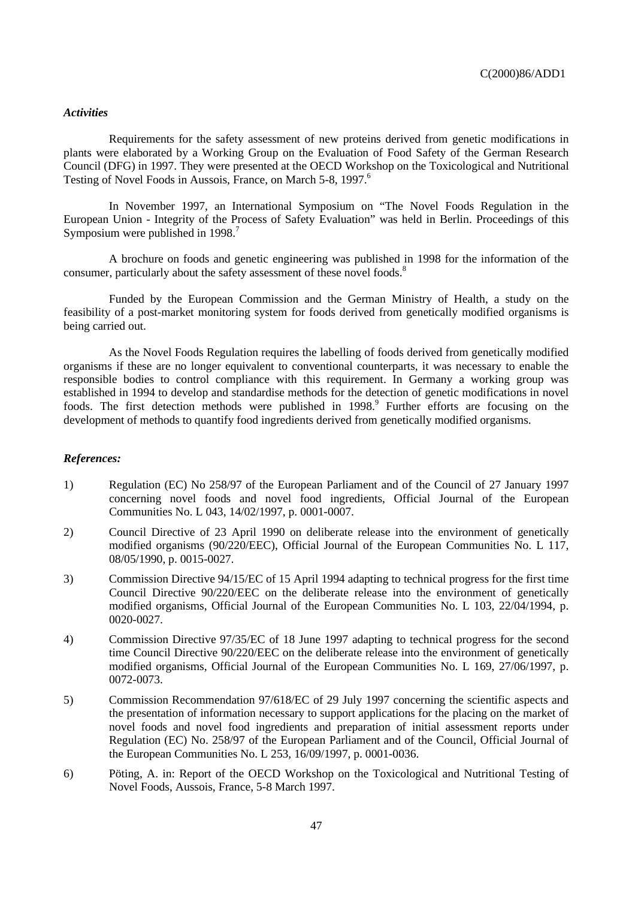### *Activities*

Requirements for the safety assessment of new proteins derived from genetic modifications in plants were elaborated by a Working Group on the Evaluation of Food Safety of the German Research Council (DFG) in 1997. They were presented at the OECD Workshop on the Toxicological and Nutritional Testing of Novel Foods in Aussois, France, on March 5-8, 1997.[6]

In November 1997, an International Symposium on "The Novel Foods Regulation in the European Union - Integrity of the Process of Safety Evaluation" was held in Berlin. Proceedings of this Symposium were published in 1998.[7]

A brochure on foods and genetic engineering was published in 1998 for the information of the consumer, particularly about the safety assessment of these novel foods.[8]

Funded by the European Commission and the German Ministry of Health, a study on the feasibility of a post-market monitoring system for foods derived from genetically modified organisms is being carried out.

As the Novel Foods Regulation requires the labelling of foods derived from genetically modified organisms if these are no longer equivalent to conventional counterparts, it was necessary to enable the responsible bodies to control compliance with this requirement. In Germany a working group was established in 1994 to develop and standardise methods for the detection of genetic modifications in novel foods. The first detection methods were published in 1998.[9] Further efforts are focusing on the development of methods to quantify food ingredients derived from genetically modified organisms.

### *References:*

1) Regulation (EC) No 258/97 of the European Parliament and of the Council of 27 January 1997 concerning novel foods and novel food ingredients, Official Journal of the European Communities No. L 043, 14/02/1997, p. 0001-0007.

2) Council Directive of 23 April 1990 on deliberate release into the environment of genetically modified organisms (90/220/EEC), Official Journal of the European Communities No. L 117, 08/05/1990, p. 0015-0027.

3) Commission Directive 94/15/EC of 15 April 1994 adapting to technical progress for the first time Council Directive 90/220/EEC on the deliberate release into the environment of genetically modified organisms, Official Journal of the European Communities No. L 103, 22/04/1994, p. 0020-0027.

4) Commission Directive 97/35/EC of 18 June 1997 adapting to technical progress for the second time Council Directive 90/220/EEC on the deliberate release into the environment of genetically modified organisms, Official Journal of the European Communities No. L 169, 27/06/1997, p. 0072-0073.

5) Commission Recommendation 97/618/EC of 29 July 1997 concerning the scientific aspects and the presentation of information necessary to support applications for the placing on the market of novel foods and novel food ingredients and preparation of initial assessment reports under Regulation (EC) No. 258/97 of the European Parliament and of the Council, Official Journal of the European Communities No. L 253, 16/09/1997, p. 0001-0036.

6) Pöting, A. in: Report of the OECD Workshop on the Toxicological and Nutritional Testing of Novel Foods, Aussois, France, 5-8 March 1997.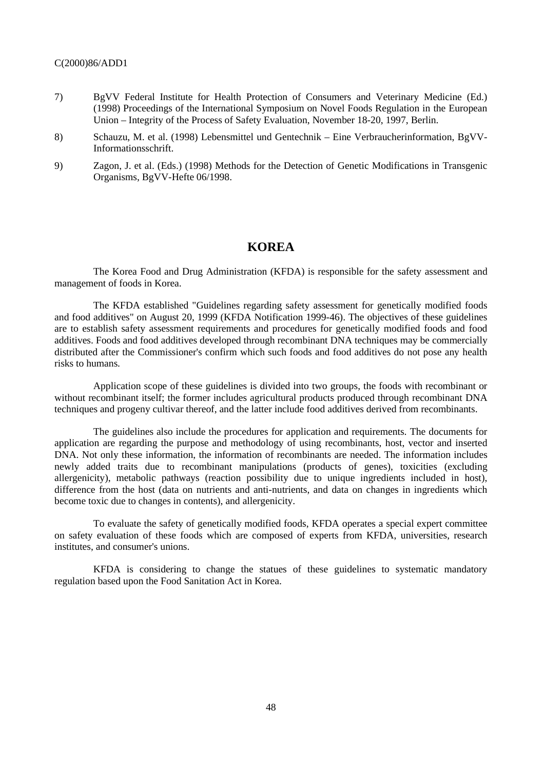7) BgVV Federal Institute for Health Protection of Consumers and Veterinary Medicine (Ed.) (1998) Proceedings of the International Symposium on Novel Foods Regulation in the European Union – Integrity of the Process of Safety Evaluation, November 18-20, 1997, Berlin.

8) Schauzu, M. et al. (1998) Lebensmittel und Gentechnik – Eine Verbraucherinformation, BgVV-Informationsschrift.

9) Zagon, J. et al. (Eds.) (1998) Methods for the Detection of Genetic Modifications in Transgenic Organisms, BgVV-Hefte 06/1998.

## KOREA

The Korea Food and Drug Administration (KFDA) is responsible for the safety assessment and management of foods in Korea.

The KFDA established "Guidelines regarding safety assessment for genetically modified foods and food additives" on August 20, 1999 (KFDA Notification 1999-46). The objectives of these guidelines are to establish safety assessment requirements and procedures for genetically modified foods and food additives. Foods and food additives developed through recombinant DNA techniques may be commercially distributed after the Commissioner's confirm which such foods and food additives do not pose any health risks to humans.

Application scope of these guidelines is divided into two groups, the foods with recombinant or without recombinant itself; the former includes agricultural products produced through recombinant DNA techniques and progeny cultivar thereof, and the latter include food additives derived from recombinants.

The guidelines also include the procedures for application and requirements. The documents for application are regarding the purpose and methodology of using recombinants, host, vector and inserted DNA. Not only these information, the information of recombinants are needed. The information includes newly added traits due to recombinant manipulations (products of genes), toxicities (excluding allergenicity), metabolic pathways (reaction possibility due to unique ingredients included in host), difference from the host (data on nutrients and anti-nutrients, and data on changes in ingredients which become toxic due to changes in contents), and allergenicity.

To evaluate the safety of genetically modified foods, KFDA operates a special expert committee on safety evaluation of these foods which are composed of experts from KFDA, universities, research institutes, and consumer's unions.

KFDA is considering to change the statues of these guidelines to systematic mandatory regulation based upon the Food Sanitation Act in Korea.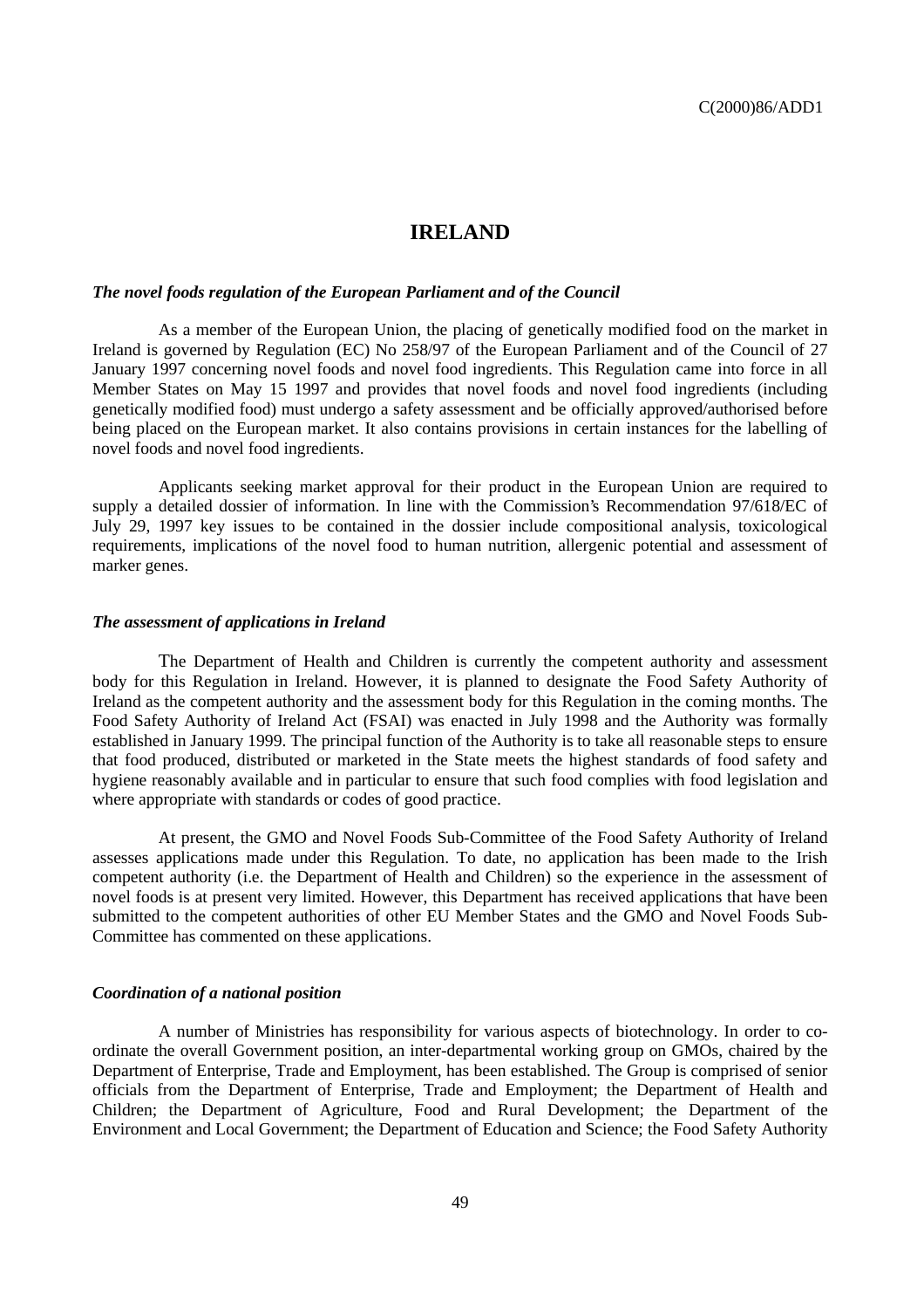# IRELAND

***The novel foods regulation of the European Parliament and of the Council***

As a member of the European Union, the placing of genetically modified food on the market in Ireland is governed by Regulation (EC) No 258/97 of the European Parliament and of the Council of 27 January 1997 concerning novel foods and novel food ingredients. This Regulation came into force in all Member States on May 15 1997 and provides that novel foods and novel food ingredients (including genetically modified food) must undergo a safety assessment and be officially approved/authorised before being placed on the European market. It also contains provisions in certain instances for the labelling of novel foods and novel food ingredients.

Applicants seeking market approval for their product in the European Union are required to supply a detailed dossier of information. In line with the Commission's Recommendation 97/618/EC of July 29, 1997 key issues to be contained in the dossier include compositional analysis, toxicological requirements, implications of the novel food to human nutrition, allergenic potential and assessment of marker genes.

***The assessment of applications in Ireland***

The Department of Health and Children is currently the competent authority and assessment body for this Regulation in Ireland. However, it is planned to designate the Food Safety Authority of Ireland as the competent authority and the assessment body for this Regulation in the coming months. The Food Safety Authority of Ireland Act (FSAI) was enacted in July 1998 and the Authority was formally established in January 1999. The principal function of the Authority is to take all reasonable steps to ensure that food produced, distributed or marketed in the State meets the highest standards of food safety and hygiene reasonably available and in particular to ensure that such food complies with food legislation and where appropriate with standards or codes of good practice.

At present, the GMO and Novel Foods Sub-Committee of the Food Safety Authority of Ireland assesses applications made under this Regulation. To date, no application has been made to the Irish competent authority (i.e. the Department of Health and Children) so the experience in the assessment of novel foods is at present very limited. However, this Department has received applications that have been submitted to the competent authorities of other EU Member States and the GMO and Novel Foods Sub-Committee has commented on these applications.

***Coordination of a national position***

A number of Ministries has responsibility for various aspects of biotechnology. In order to co-ordinate the overall Government position, an inter-departmental working group on GMOs, chaired by the Department of Enterprise, Trade and Employment, has been established. The Group is comprised of senior officials from the Department of Enterprise, Trade and Employment; the Department of Health and Children; the Department of Agriculture, Food and Rural Development; the Department of the Environment and Local Government; the Department of Education and Science; the Food Safety Authority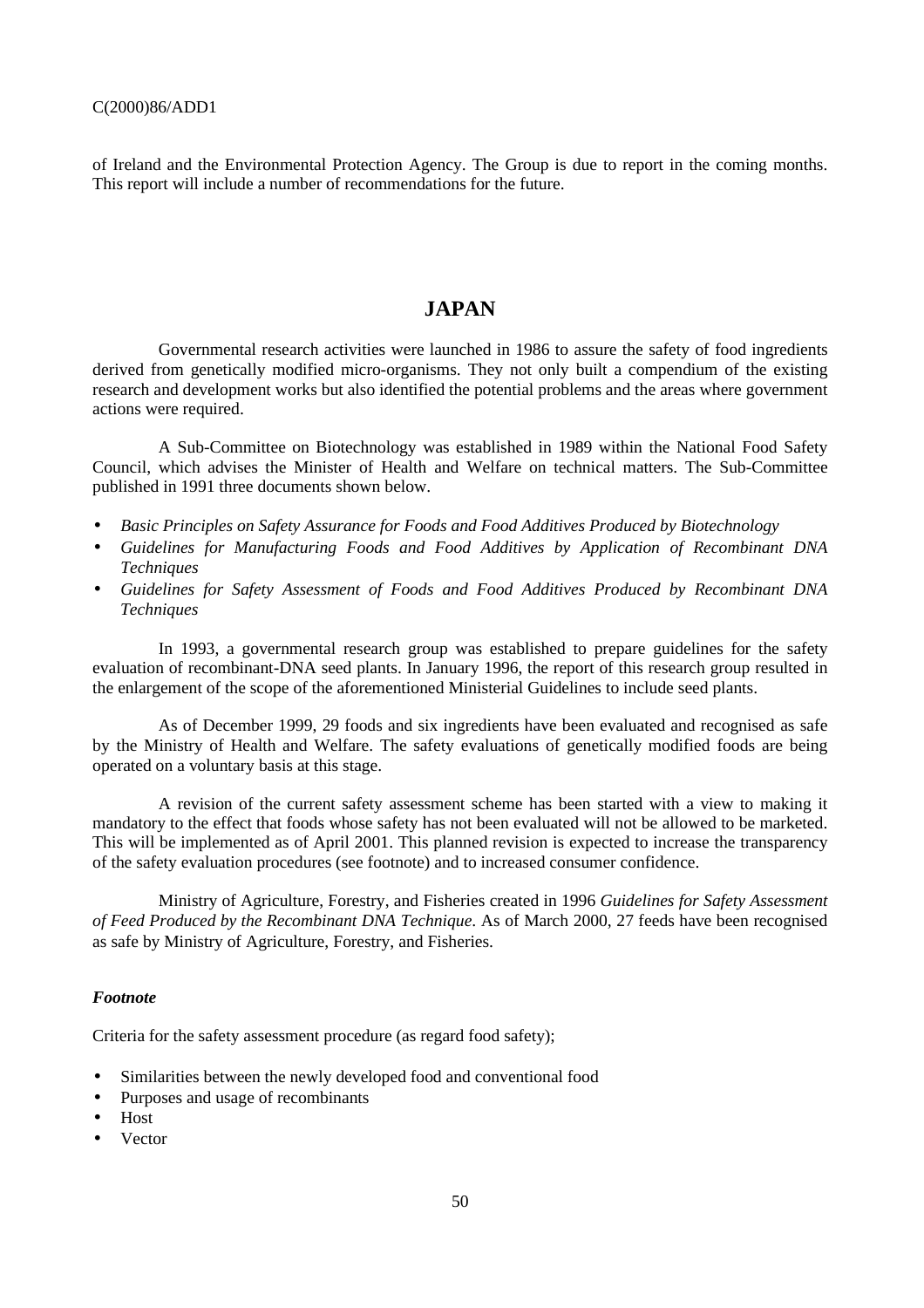of Ireland and the Environmental Protection Agency. The Group is due to report in the coming months. This report will include a number of recommendations for the future.

# JAPAN

Governmental research activities were launched in 1986 to assure the safety of food ingredients derived from genetically modified micro-organisms. They not only built a compendium of the existing research and development works but also identified the potential problems and the areas where government actions were required.

A Sub-Committee on Biotechnology was established in 1989 within the National Food Safety Council, which advises the Minister of Health and Welfare on technical matters. The Sub-Committee published in 1991 three documents shown below.

- *Basic Principles on Safety Assurance for Foods and Food Additives Produced by Biotechnology*
- *Guidelines for Manufacturing Foods and Food Additives by Application of Recombinant DNA Techniques*
- *Guidelines for Safety Assessment of Foods and Food Additives Produced by Recombinant DNA Techniques*

In 1993, a governmental research group was established to prepare guidelines for the safety evaluation of recombinant-DNA seed plants. In January 1996, the report of this research group resulted in the enlargement of the scope of the aforementioned Ministerial Guidelines to include seed plants.

As of December 1999, 29 foods and six ingredients have been evaluated and recognised as safe by the Ministry of Health and Welfare. The safety evaluations of genetically modified foods are being operated on a voluntary basis at this stage.

A revision of the current safety assessment scheme has been started with a view to making it mandatory to the effect that foods whose safety has not been evaluated will not be allowed to be marketed. This will be implemented as of April 2001. This planned revision is expected to increase the transparency of the safety evaluation procedures (see footnote) and to increased consumer confidence.

Ministry of Agriculture, Forestry, and Fisheries created in 1996 *Guidelines for Safety Assessment of Feed Produced by the Recombinant DNA Technique*. As of March 2000, 27 feeds have been recognised as safe by Ministry of Agriculture, Forestry, and Fisheries.

### *Footnote*

Criteria for the safety assessment procedure (as regard food safety);

- Similarities between the newly developed food and conventional food
- Purposes and usage of recombinants
- Host
- Vector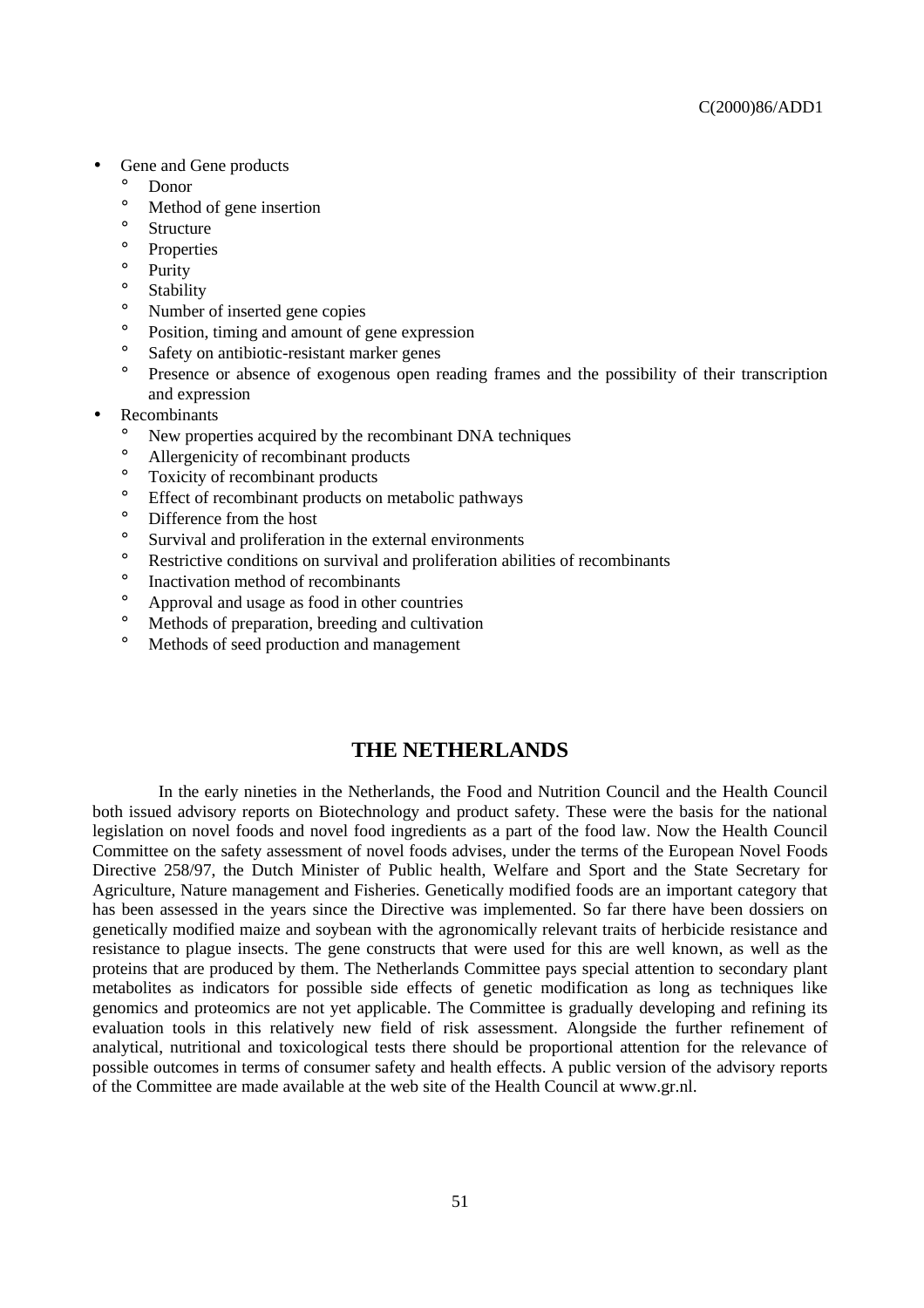- Gene and Gene products
  - Donor
  - Method of gene insertion
  - Structure
  - Properties
  - Purity
  - Stability
  - Number of inserted gene copies
  - Position, timing and amount of gene expression
  - Safety on antibiotic-resistant marker genes
  - Presence or absence of exogenous open reading frames and the possibility of their transcription and expression
- Recombinants
  - New properties acquired by the recombinant DNA techniques
  - Allergenicity of recombinant products
  - Toxicity of recombinant products
  - Effect of recombinant products on metabolic pathways
  - Difference from the host
  - Survival and proliferation in the external environments
  - Restrictive conditions on survival and proliferation abilities of recombinants
  - Inactivation method of recombinants
  - Approval and usage as food in other countries
  - Methods of preparation, breeding and cultivation
  - Methods of seed production and management

## THE NETHERLANDS

In the early nineties in the Netherlands, the Food and Nutrition Council and the Health Council both issued advisory reports on Biotechnology and product safety. These were the basis for the national legislation on novel foods and novel food ingredients as a part of the food law. Now the Health Council Committee on the safety assessment of novel foods advises, under the terms of the European Novel Foods Directive 258/97, the Dutch Minister of Public health, Welfare and Sport and the State Secretary for Agriculture, Nature management and Fisheries. Genetically modified foods are an important category that has been assessed in the years since the Directive was implemented. So far there have been dossiers on genetically modified maize and soybean with the agronomically relevant traits of herbicide resistance and resistance to plague insects. The gene constructs that were used for this are well known, as well as the proteins that are produced by them. The Netherlands Committee pays special attention to secondary plant metabolites as indicators for possible side effects of genetic modification as long as techniques like genomics and proteomics are not yet applicable. The Committee is gradually developing and refining its evaluation tools in this relatively new field of risk assessment. Alongside the further refinement of analytical, nutritional and toxicological tests there should be proportional attention for the relevance of possible outcomes in terms of consumer safety and health effects. A public version of the advisory reports of the Committee are made available at the web site of the Health Council at www.gr.nl.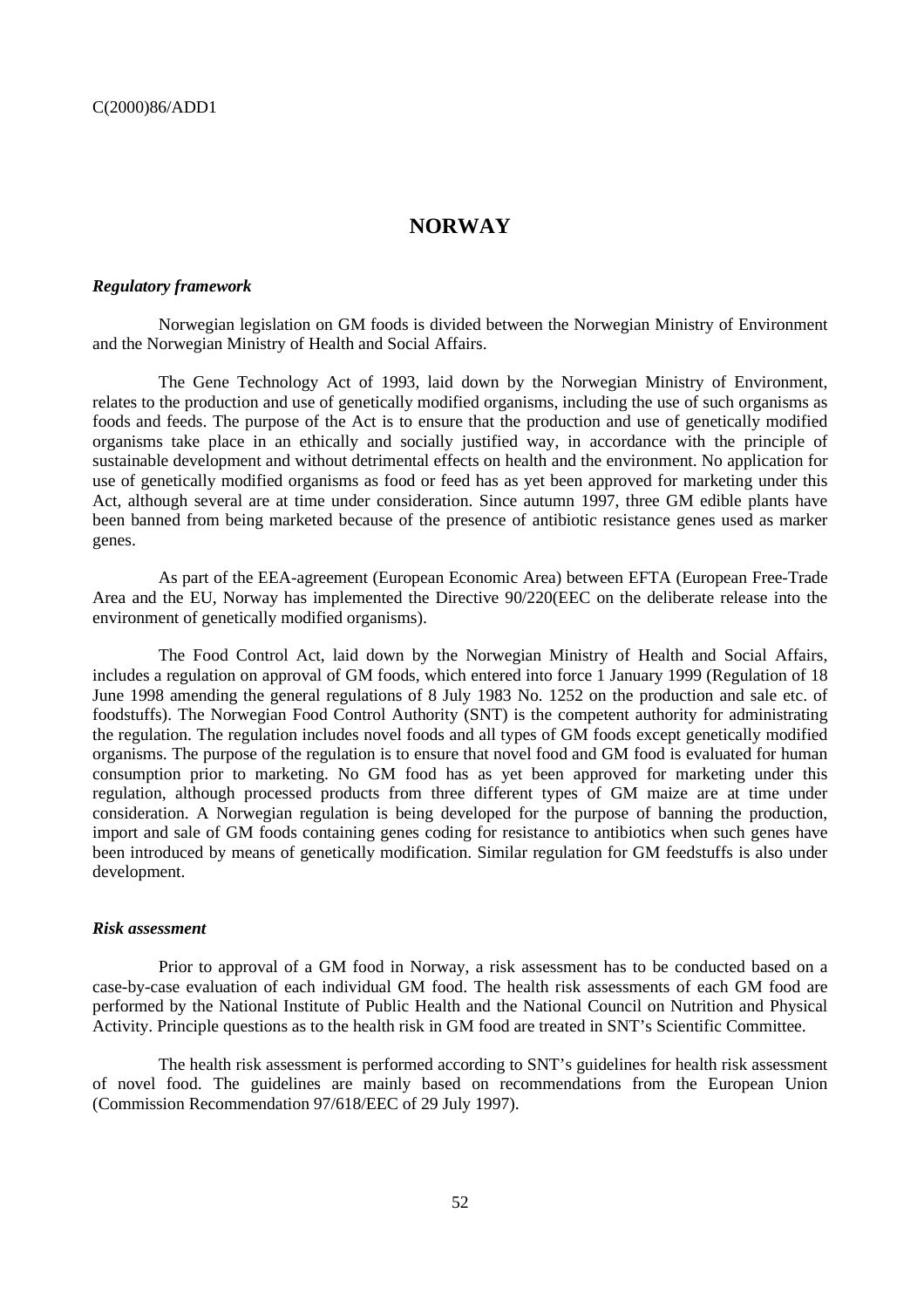# NORWAY

### *Regulatory framework*

Norwegian legislation on GM foods is divided between the Norwegian Ministry of Environment and the Norwegian Ministry of Health and Social Affairs.

The Gene Technology Act of 1993, laid down by the Norwegian Ministry of Environment, relates to the production and use of genetically modified organisms, including the use of such organisms as foods and feeds. The purpose of the Act is to ensure that the production and use of genetically modified organisms take place in an ethically and socially justified way, in accordance with the principle of sustainable development and without detrimental effects on health and the environment. No application for use of genetically modified organisms as food or feed has as yet been approved for marketing under this Act, although several are at time under consideration. Since autumn 1997, three GM edible plants have been banned from being marketed because of the presence of antibiotic resistance genes used as marker genes.

As part of the EEA-agreement (European Economic Area) between EFTA (European Free-Trade Area and the EU, Norway has implemented the Directive 90/220(EEC on the deliberate release into the environment of genetically modified organisms).

The Food Control Act, laid down by the Norwegian Ministry of Health and Social Affairs, includes a regulation on approval of GM foods, which entered into force 1 January 1999 (Regulation of 18 June 1998 amending the general regulations of 8 July 1983 No. 1252 on the production and sale etc. of foodstuffs). The Norwegian Food Control Authority (SNT) is the competent authority for administrating the regulation. The regulation includes novel foods and all types of GM foods except genetically modified organisms. The purpose of the regulation is to ensure that novel food and GM food is evaluated for human consumption prior to marketing. No GM food has as yet been approved for marketing under this regulation, although processed products from three different types of GM maize are at time under consideration. A Norwegian regulation is being developed for the purpose of banning the production, import and sale of GM foods containing genes coding for resistance to antibiotics when such genes have been introduced by means of genetically modification. Similar regulation for GM feedstuffs is also under development.

### *Risk assessment*

Prior to approval of a GM food in Norway, a risk assessment has to be conducted based on a case-by-case evaluation of each individual GM food. The health risk assessments of each GM food are performed by the National Institute of Public Health and the National Council on Nutrition and Physical Activity. Principle questions as to the health risk in GM food are treated in SNT's Scientific Committee.

The health risk assessment is performed according to SNT's guidelines for health risk assessment of novel food. The guidelines are mainly based on recommendations from the European Union (Commission Recommendation 97/618/EEC of 29 July 1997).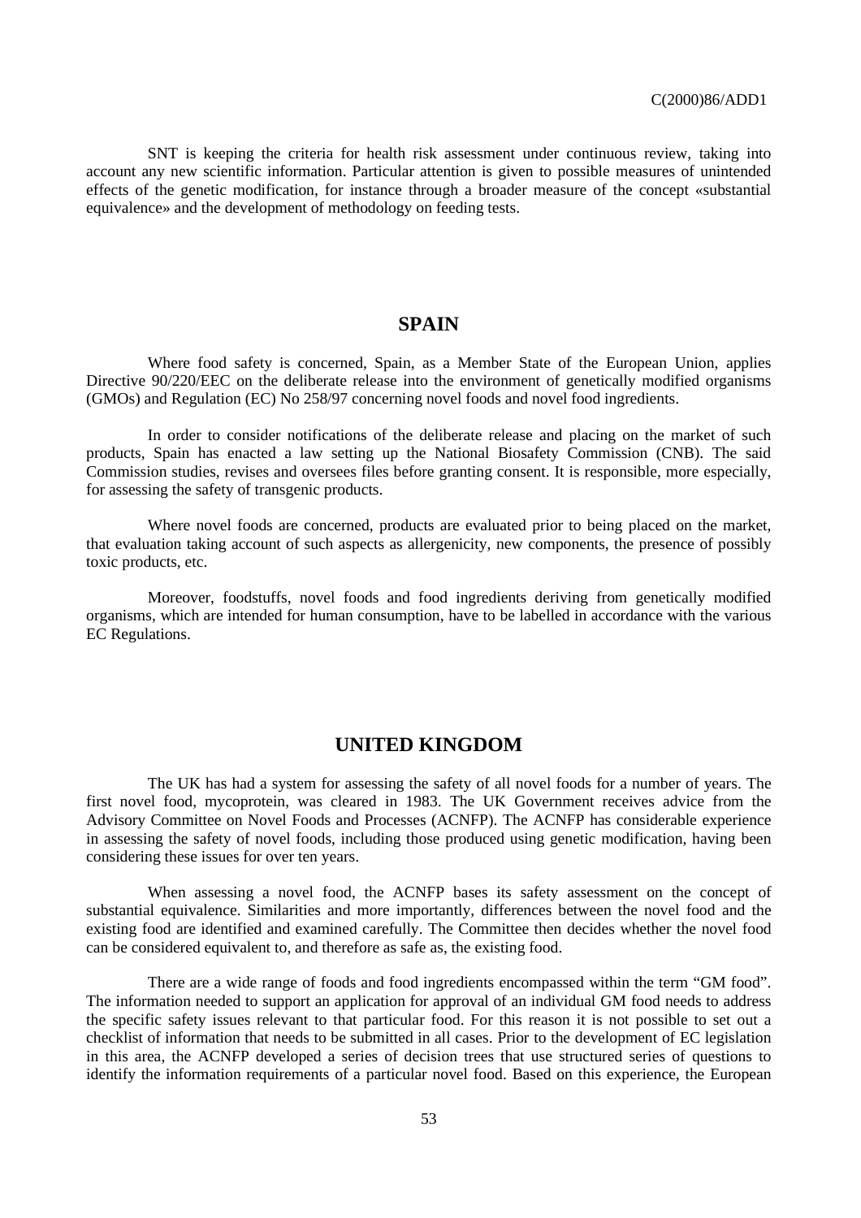SNT is keeping the criteria for health risk assessment under continuous review, taking into account any new scientific information. Particular attention is given to possible measures of unintended effects of the genetic modification, for instance through a broader measure of the concept «substantial equivalence» and the development of methodology on feeding tests.

## SPAIN

Where food safety is concerned, Spain, as a Member State of the European Union, applies Directive 90/220/EEC on the deliberate release into the environment of genetically modified organisms (GMOs) and Regulation (EC) No 258/97 concerning novel foods and novel food ingredients.

In order to consider notifications of the deliberate release and placing on the market of such products, Spain has enacted a law setting up the National Biosafety Commission (CNB). The said Commission studies, revises and oversees files before granting consent. It is responsible, more especially, for assessing the safety of transgenic products.

Where novel foods are concerned, products are evaluated prior to being placed on the market, that evaluation taking account of such aspects as allergenicity, new components, the presence of possibly toxic products, etc.

Moreover, foodstuffs, novel foods and food ingredients deriving from genetically modified organisms, which are intended for human consumption, have to be labelled in accordance with the various EC Regulations.

## UNITED KINGDOM

The UK has had a system for assessing the safety of all novel foods for a number of years. The first novel food, mycoprotein, was cleared in 1983. The UK Government receives advice from the Advisory Committee on Novel Foods and Processes (ACNFP). The ACNFP has considerable experience in assessing the safety of novel foods, including those produced using genetic modification, having been considering these issues for over ten years.

When assessing a novel food, the ACNFP bases its safety assessment on the concept of substantial equivalence. Similarities and more importantly, differences between the novel food and the existing food are identified and examined carefully. The Committee then decides whether the novel food can be considered equivalent to, and therefore as safe as, the existing food.

There are a wide range of foods and food ingredients encompassed within the term "GM food". The information needed to support an application for approval of an individual GM food needs to address the specific safety issues relevant to that particular food. For this reason it is not possible to set out a checklist of information that needs to be submitted in all cases. Prior to the development of EC legislation in this area, the ACNFP developed a series of decision trees that use structured series of questions to identify the information requirements of a particular novel food. Based on this experience, the European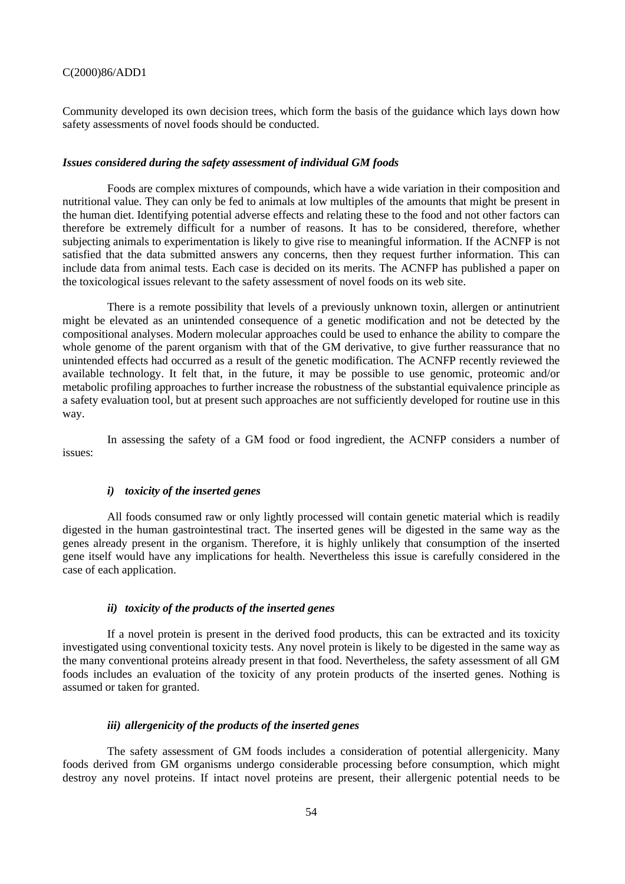Community developed its own decision trees, which form the basis of the guidance which lays down how safety assessments of novel foods should be conducted.

***Issues considered during the safety assessment of individual GM foods***

Foods are complex mixtures of compounds, which have a wide variation in their composition and nutritional value. They can only be fed to animals at low multiples of the amounts that might be present in the human diet. Identifying potential adverse effects and relating these to the food and not other factors can therefore be extremely difficult for a number of reasons. It has to be considered, therefore, whether subjecting animals to experimentation is likely to give rise to meaningful information. If the ACNFP is not satisfied that the data submitted answers any concerns, then they request further information. This can include data from animal tests. Each case is decided on its merits. The ACNFP has published a paper on the toxicological issues relevant to the safety assessment of novel foods on its web site.

There is a remote possibility that levels of a previously unknown toxin, allergen or antinutrient might be elevated as an unintended consequence of a genetic modification and not be detected by the compositional analyses. Modern molecular approaches could be used to enhance the ability to compare the whole genome of the parent organism with that of the GM derivative, to give further reassurance that no unintended effects had occurred as a result of the genetic modification. The ACNFP recently reviewed the available technology. It felt that, in the future, it may be possible to use genomic, proteomic and/or metabolic profiling approaches to further increase the robustness of the substantial equivalence principle as a safety evaluation tool, but at present such approaches are not sufficiently developed for routine use in this way.

In assessing the safety of a GM food or food ingredient, the ACNFP considers a number of issues:

***i) toxicity of the inserted genes***

All foods consumed raw or only lightly processed will contain genetic material which is readily digested in the human gastrointestinal tract. The inserted genes will be digested in the same way as the genes already present in the organism. Therefore, it is highly unlikely that consumption of the inserted gene itself would have any implications for health. Nevertheless this issue is carefully considered in the case of each application.

***ii) toxicity of the products of the inserted genes***

If a novel protein is present in the derived food products, this can be extracted and its toxicity investigated using conventional toxicity tests. Any novel protein is likely to be digested in the same way as the many conventional proteins already present in that food. Nevertheless, the safety assessment of all GM foods includes an evaluation of the toxicity of any protein products of the inserted genes. Nothing is assumed or taken for granted.

***iii) allergenicity of the products of the inserted genes***

The safety assessment of GM foods includes a consideration of potential allergenicity. Many foods derived from GM organisms undergo considerable processing before consumption, which might destroy any novel proteins. If intact novel proteins are present, their allergenic potential needs to be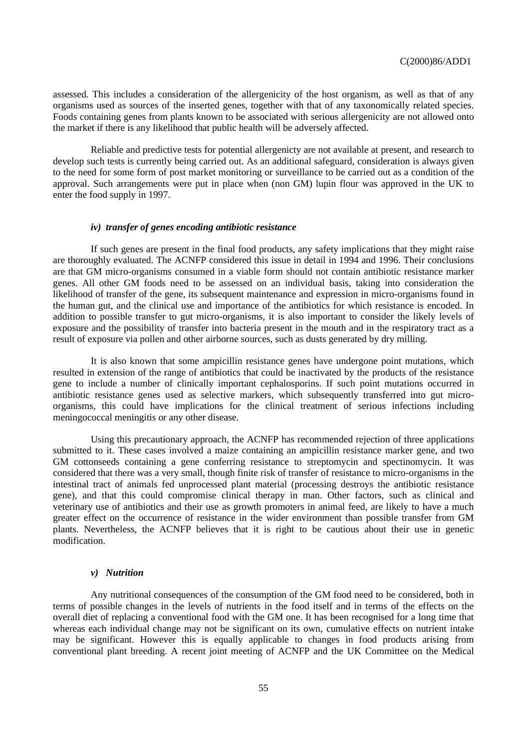assessed. This includes a consideration of the allergenicity of the host organism, as well as that of any organisms used as sources of the inserted genes, together with that of any taxonomically related species. Foods containing genes from plants known to be associated with serious allergenicity are not allowed onto the market if there is any likelihood that public health will be adversely affected.

Reliable and predictive tests for potential allergenicty are not available at present, and research to develop such tests is currently being carried out. As an additional safeguard, consideration is always given to the need for some form of post market monitoring or surveillance to be carried out as a condition of the approval. Such arrangements were put in place when (non GM) lupin flour was approved in the UK to enter the food supply in 1997.

#### *iv) transfer of genes encoding antibiotic resistance*

If such genes are present in the final food products, any safety implications that they might raise are thoroughly evaluated. The ACNFP considered this issue in detail in 1994 and 1996. Their conclusions are that GM micro-organisms consumed in a viable form should not contain antibiotic resistance marker genes. All other GM foods need to be assessed on an individual basis, taking into consideration the likelihood of transfer of the gene, its subsequent maintenance and expression in micro-organisms found in the human gut, and the clinical use and importance of the antibiotics for which resistance is encoded. In addition to possible transfer to gut micro-organisms, it is also important to consider the likely levels of exposure and the possibility of transfer into bacteria present in the mouth and in the respiratory tract as a result of exposure via pollen and other airborne sources, such as dusts generated by dry milling.

It is also known that some ampicillin resistance genes have undergone point mutations, which resulted in extension of the range of antibiotics that could be inactivated by the products of the resistance gene to include a number of clinically important cephalosporins. If such point mutations occurred in antibiotic resistance genes used as selective markers, which subsequently transferred into gut micro-organisms, this could have implications for the clinical treatment of serious infections including meningococcal meningitis or any other disease.

Using this precautionary approach, the ACNFP has recommended rejection of three applications submitted to it. These cases involved a maize containing an ampicillin resistance marker gene, and two GM cottonseeds containing a gene conferring resistance to streptomycin and spectinomycin. It was considered that there was a very small, though finite risk of transfer of resistance to micro-organisms in the intestinal tract of animals fed unprocessed plant material (processing destroys the antibiotic resistance gene), and that this could compromise clinical therapy in man. Other factors, such as clinical and veterinary use of antibiotics and their use as growth promoters in animal feed, are likely to have a much greater effect on the occurrence of resistance in the wider environment than possible transfer from GM plants. Nevertheless, the ACNFP believes that it is right to be cautious about their use in genetic modification.

#### *v) Nutrition*

Any nutritional consequences of the consumption of the GM food need to be considered, both in terms of possible changes in the levels of nutrients in the food itself and in terms of the effects on the overall diet of replacing a conventional food with the GM one. It has been recognised for a long time that whereas each individual change may not be significant on its own, cumulative effects on nutrient intake may be significant. However this is equally applicable to changes in food products arising from conventional plant breeding. A recent joint meeting of ACNFP and the UK Committee on the Medical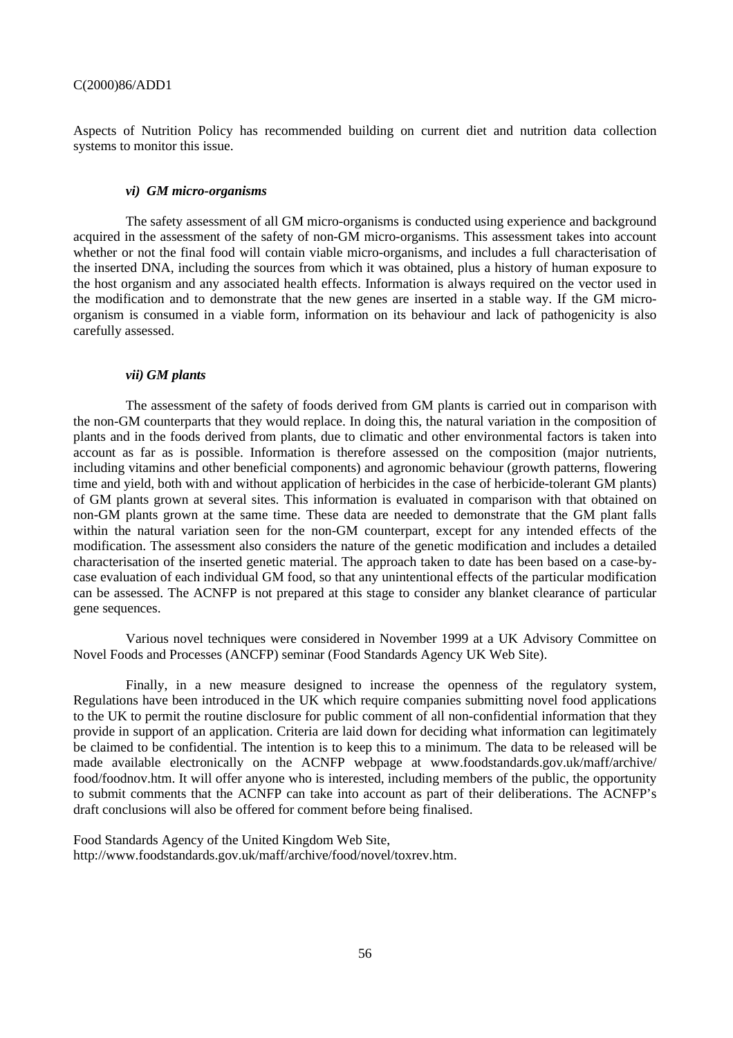Aspects of Nutrition Policy has recommended building on current diet and nutrition data collection systems to monitor this issue.

#### *vi) GM micro-organisms*

The safety assessment of all GM micro-organisms is conducted using experience and background acquired in the assessment of the safety of non-GM micro-organisms. This assessment takes into account whether or not the final food will contain viable micro-organisms, and includes a full characterisation of the inserted DNA, including the sources from which it was obtained, plus a history of human exposure to the host organism and any associated health effects. Information is always required on the vector used in the modification and to demonstrate that the new genes are inserted in a stable way. If the GM micro-organism is consumed in a viable form, information on its behaviour and lack of pathogenicity is also carefully assessed.

#### *vii) GM plants*

The assessment of the safety of foods derived from GM plants is carried out in comparison with the non-GM counterparts that they would replace. In doing this, the natural variation in the composition of plants and in the foods derived from plants, due to climatic and other environmental factors is taken into account as far as is possible. Information is therefore assessed on the composition (major nutrients, including vitamins and other beneficial components) and agronomic behaviour (growth patterns, flowering time and yield, both with and without application of herbicides in the case of herbicide-tolerant GM plants) of GM plants grown at several sites. This information is evaluated in comparison with that obtained on non-GM plants grown at the same time. These data are needed to demonstrate that the GM plant falls within the natural variation seen for the non-GM counterpart, except for any intended effects of the modification. The assessment also considers the nature of the genetic modification and includes a detailed characterisation of the inserted genetic material. The approach taken to date has been based on a case-by-case evaluation of each individual GM food, so that any unintentional effects of the particular modification can be assessed. The ACNFP is not prepared at this stage to consider any blanket clearance of particular gene sequences.

Various novel techniques were considered in November 1999 at a UK Advisory Committee on Novel Foods and Processes (ANCFP) seminar (Food Standards Agency UK Web Site).

Finally, in a new measure designed to increase the openness of the regulatory system, Regulations have been introduced in the UK which require companies submitting novel food applications to the UK to permit the routine disclosure for public comment of all non-confidential information that they provide in support of an application. Criteria are laid down for deciding what information can legitimately be claimed to be confidential. The intention is to keep this to a minimum. The data to be released will be made available electronically on the ACNFP webpage at www.foodstandards.gov.uk/maff/archive/food/foodnov.htm. It will offer anyone who is interested, including members of the public, the opportunity to submit comments that the ACNFP can take into account as part of their deliberations. The ACNFP's draft conclusions will also be offered for comment before being finalised.

Food Standards Agency of the United Kingdom Web Site,
http://www.foodstandards.gov.uk/maff/archive/food/novel/toxrev.htm.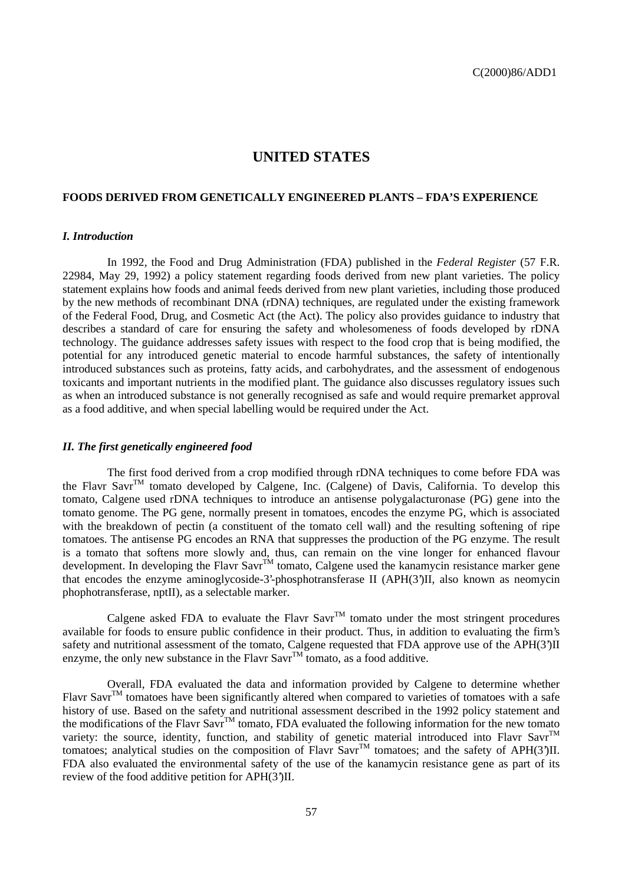# UNITED STATES

## FOODS DERIVED FROM GENETICALLY ENGINEERED PLANTS – FDA'S EXPERIENCE

### *I. Introduction*

In 1992, the Food and Drug Administration (FDA) published in the *Federal Register* (57 F.R. 22984, May 29, 1992) a policy statement regarding foods derived from new plant varieties. The policy statement explains how foods and animal feeds derived from new plant varieties, including those produced by the new methods of recombinant DNA (rDNA) techniques, are regulated under the existing framework of the Federal Food, Drug, and Cosmetic Act (the Act). The policy also provides guidance to industry that describes a standard of care for ensuring the safety and wholesomeness of foods developed by rDNA technology. The guidance addresses safety issues with respect to the food crop that is being modified, the potential for any introduced genetic material to encode harmful substances, the safety of intentionally introduced substances such as proteins, fatty acids, and carbohydrates, and the assessment of endogenous toxicants and important nutrients in the modified plant. The guidance also discusses regulatory issues such as when an introduced substance is not generally recognised as safe and would require premarket approval as a food additive, and when special labelling would be required under the Act.

### *II. The first genetically engineered food*

The first food derived from a crop modified through rDNA techniques to come before FDA was the Flavr Savr™ tomato developed by Calgene, Inc. (Calgene) of Davis, California. To develop this tomato, Calgene used rDNA techniques to introduce an antisense polygalacturonase (PG) gene into the tomato genome. The PG gene, normally present in tomatoes, encodes the enzyme PG, which is associated with the breakdown of pectin (a constituent of the tomato cell wall) and the resulting softening of ripe tomatoes. The antisense PG encodes an RNA that suppresses the production of the PG enzyme. The result is a tomato that softens more slowly and, thus, can remain on the vine longer for enhanced flavour development. In developing the Flavr Savr™ tomato, Calgene used the kanamycin resistance marker gene that encodes the enzyme aminoglycoside-3'-phosphotransferase II (APH(3')II, also known as neomycin phophotransferase, nptII), as a selectable marker.

Calgene asked FDA to evaluate the Flavr Savr™ tomato under the most stringent procedures available for foods to ensure public confidence in their product. Thus, in addition to evaluating the firm's safety and nutritional assessment of the tomato, Calgene requested that FDA approve use of the APH(3')II enzyme, the only new substance in the Flavr Savr™ tomato, as a food additive.

Overall, FDA evaluated the data and information provided by Calgene to determine whether Flavr Savr™ tomatoes have been significantly altered when compared to varieties of tomatoes with a safe history of use. Based on the safety and nutritional assessment described in the 1992 policy statement and the modifications of the Flavr Savr™ tomato, FDA evaluated the following information for the new tomato variety: the source, identity, function, and stability of genetic material introduced into Flavr Savr™ tomatoes; analytical studies on the composition of Flavr Savr™ tomatoes; and the safety of APH(3')II. FDA also evaluated the environmental safety of the use of the kanamycin resistance gene as part of its review of the food additive petition for APH(3')II.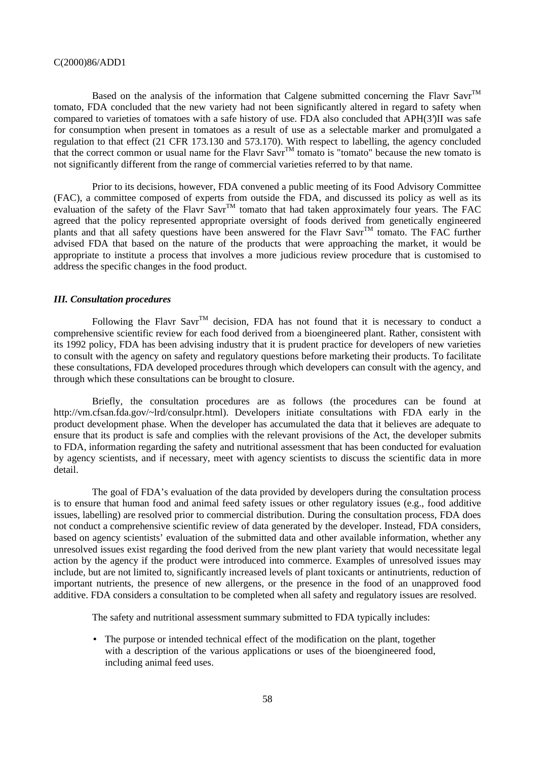Based on the analysis of the information that Calgene submitted concerning the Flavr Savr™ tomato, FDA concluded that the new variety had not been significantly altered in regard to safety when compared to varieties of tomatoes with a safe history of use. FDA also concluded that APH(3')II was safe for consumption when present in tomatoes as a result of use as a selectable marker and promulgated a regulation to that effect (21 CFR 173.130 and 573.170). With respect to labelling, the agency concluded that the correct common or usual name for the Flavr Savr™ tomato is "tomato" because the new tomato is not significantly different from the range of commercial varieties referred to by that name.

Prior to its decisions, however, FDA convened a public meeting of its Food Advisory Committee (FAC), a committee composed of experts from outside the FDA, and discussed its policy as well as its evaluation of the safety of the Flavr Savr™ tomato that had taken approximately four years. The FAC agreed that the policy represented appropriate oversight of foods derived from genetically engineered plants and that all safety questions have been answered for the Flavr Savr™ tomato. The FAC further advised FDA that based on the nature of the products that were approaching the market, it would be appropriate to institute a process that involves a more judicious review procedure that is customised to address the specific changes in the food product.

### *III. Consultation procedures*

Following the Flavr Savr™ decision, FDA has not found that it is necessary to conduct a comprehensive scientific review for each food derived from a bioengineered plant. Rather, consistent with its 1992 policy, FDA has been advising industry that it is prudent practice for developers of new varieties to consult with the agency on safety and regulatory questions before marketing their products. To facilitate these consultations, FDA developed procedures through which developers can consult with the agency, and through which these consultations can be brought to closure.

Briefly, the consultation procedures are as follows (the procedures can be found at http://vm.cfsan.fda.gov/~lrd/consulpr.html). Developers initiate consultations with FDA early in the product development phase. When the developer has accumulated the data that it believes are adequate to ensure that its product is safe and complies with the relevant provisions of the Act, the developer submits to FDA, information regarding the safety and nutritional assessment that has been conducted for evaluation by agency scientists, and if necessary, meet with agency scientists to discuss the scientific data in more detail.

The goal of FDA's evaluation of the data provided by developers during the consultation process is to ensure that human food and animal feed safety issues or other regulatory issues (e.g., food additive issues, labelling) are resolved prior to commercial distribution. During the consultation process, FDA does not conduct a comprehensive scientific review of data generated by the developer. Instead, FDA considers, based on agency scientists' evaluation of the submitted data and other available information, whether any unresolved issues exist regarding the food derived from the new plant variety that would necessitate legal action by the agency if the product were introduced into commerce. Examples of unresolved issues may include, but are not limited to, significantly increased levels of plant toxicants or antinutrients, reduction of important nutrients, the presence of new allergens, or the presence in the food of an unapproved food additive. FDA considers a consultation to be completed when all safety and regulatory issues are resolved.

The safety and nutritional assessment summary submitted to FDA typically includes:

- The purpose or intended technical effect of the modification on the plant, together with a description of the various applications or uses of the bioengineered food, including animal feed uses.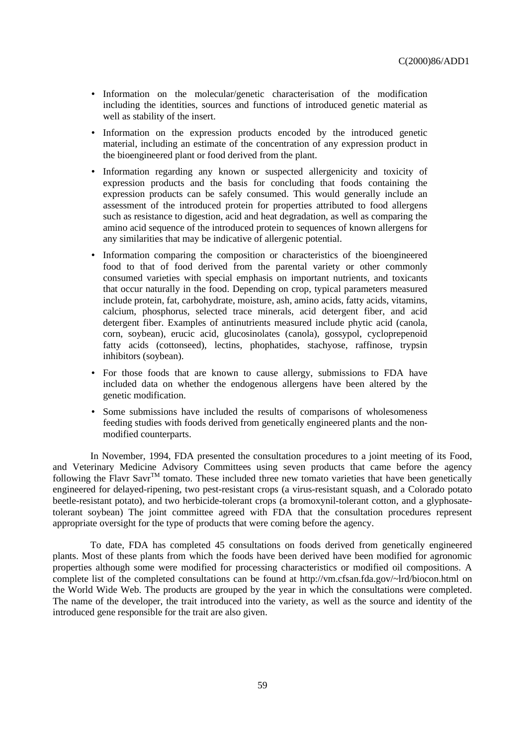- Information on the molecular/genetic characterisation of the modification including the identities, sources and functions of introduced genetic material as well as stability of the insert.
- Information on the expression products encoded by the introduced genetic material, including an estimate of the concentration of any expression product in the bioengineered plant or food derived from the plant.
- Information regarding any known or suspected allergenicity and toxicity of expression products and the basis for concluding that foods containing the expression products can be safely consumed. This would generally include an assessment of the introduced protein for properties attributed to food allergens such as resistance to digestion, acid and heat degradation, as well as comparing the amino acid sequence of the introduced protein to sequences of known allergens for any similarities that may be indicative of allergenic potential.
- Information comparing the composition or characteristics of the bioengineered food to that of food derived from the parental variety or other commonly consumed varieties with special emphasis on important nutrients, and toxicants that occur naturally in the food. Depending on crop, typical parameters measured include protein, fat, carbohydrate, moisture, ash, amino acids, fatty acids, vitamins, calcium, phosphorus, selected trace minerals, acid detergent fiber, and acid detergent fiber. Examples of antinutrients measured include phytic acid (canola, corn, soybean), erucic acid, glucosinolates (canola), gossypol, cycloprepenoid fatty acids (cottonseed), lectins, phophatides, stachyose, raffinose, trypsin inhibitors (soybean).
- For those foods that are known to cause allergy, submissions to FDA have included data on whether the endogenous allergens have been altered by the genetic modification.
- Some submissions have included the results of comparisons of wholesomeness feeding studies with foods derived from genetically engineered plants and the non-modified counterparts.

In November, 1994, FDA presented the consultation procedures to a joint meeting of its Food, and Veterinary Medicine Advisory Committees using seven products that came before the agency following the Flavr Savr™ tomato. These included three new tomato varieties that have been genetically engineered for delayed-ripening, two pest-resistant crops (a virus-resistant squash, and a Colorado potato beetle-resistant potato), and two herbicide-tolerant crops (a bromoxynil-tolerant cotton, and a glyphosate-tolerant soybean) The joint committee agreed with FDA that the consultation procedures represent appropriate oversight for the type of products that were coming before the agency.

To date, FDA has completed 45 consultations on foods derived from genetically engineered plants. Most of these plants from which the foods have been derived have been modified for agronomic properties although some were modified for processing characteristics or modified oil compositions. A complete list of the completed consultations can be found at http://vm.cfsan.fda.gov/~lrd/biocon.html on the World Wide Web. The products are grouped by the year in which the consultations were completed. The name of the developer, the trait introduced into the variety, as well as the source and identity of the introduced gene responsible for the trait are also given.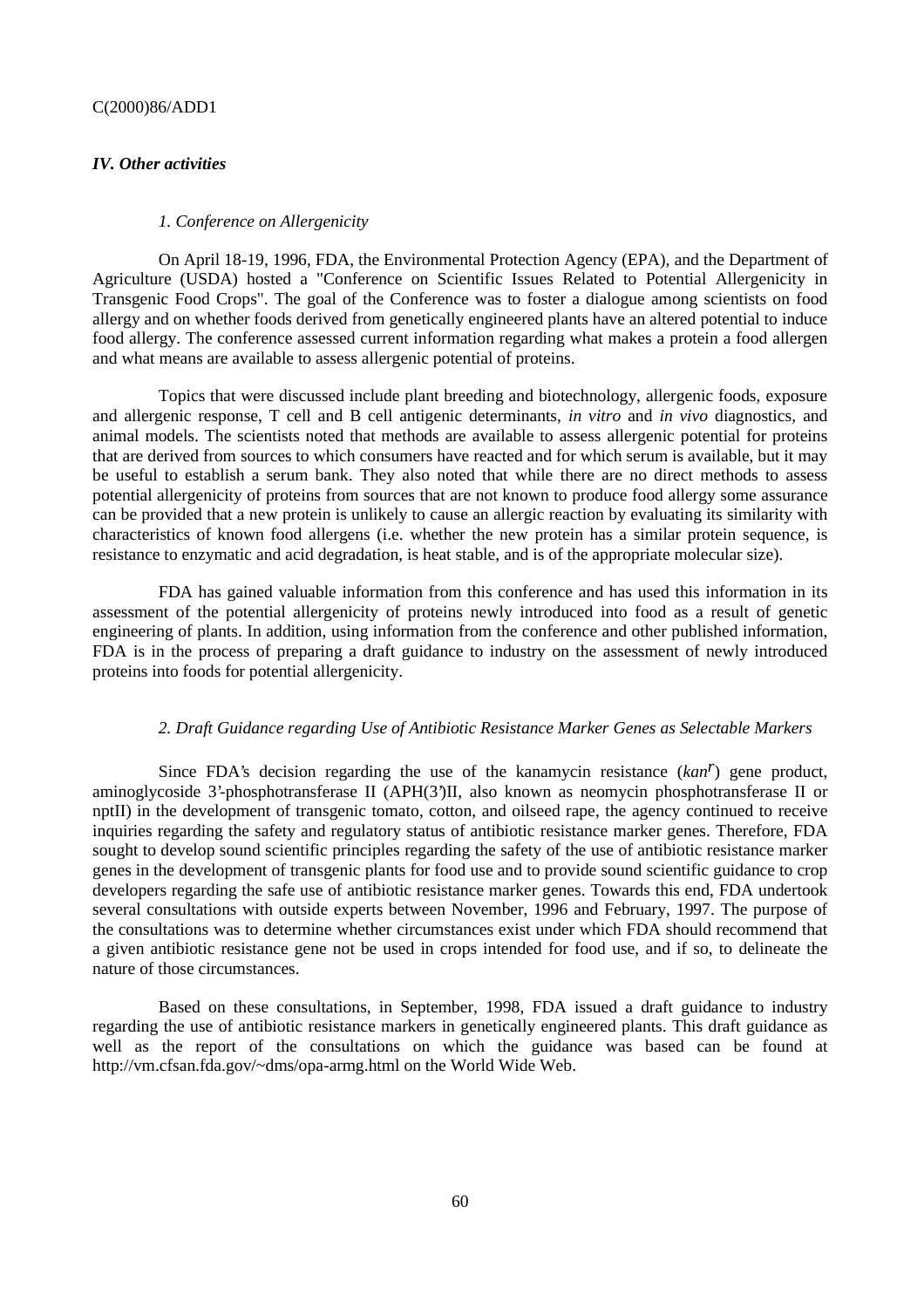### *IV. Other activities*

#### *1. Conference on Allergenicity*

On April 18-19, 1996, FDA, the Environmental Protection Agency (EPA), and the Department of Agriculture (USDA) hosted a "Conference on Scientific Issues Related to Potential Allergenicity in Transgenic Food Crops". The goal of the Conference was to foster a dialogue among scientists on food allergy and on whether foods derived from genetically engineered plants have an altered potential to induce food allergy. The conference assessed current information regarding what makes a protein a food allergen and what means are available to assess allergenic potential of proteins.

Topics that were discussed include plant breeding and biotechnology, allergenic foods, exposure and allergenic response, T cell and B cell antigenic determinants, *in vitro* and *in vivo* diagnostics, and animal models. The scientists noted that methods are available to assess allergenic potential for proteins that are derived from sources to which consumers have reacted and for which serum is available, but it may be useful to establish a serum bank. They also noted that while there are no direct methods to assess potential allergenicity of proteins from sources that are not known to produce food allergy some assurance can be provided that a new protein is unlikely to cause an allergic reaction by evaluating its similarity with characteristics of known food allergens (i.e. whether the new protein has a similar protein sequence, is resistance to enzymatic and acid degradation, is heat stable, and is of the appropriate molecular size).

FDA has gained valuable information from this conference and has used this information in its assessment of the potential allergenicity of proteins newly introduced into food as a result of genetic engineering of plants. In addition, using information from the conference and other published information, FDA is in the process of preparing a draft guidance to industry on the assessment of newly introduced proteins into foods for potential allergenicity.

#### *2. Draft Guidance regarding Use of Antibiotic Resistance Marker Genes as Selectable Markers*

Since FDA's decision regarding the use of the kanamycin resistance (*kan$^r$*) gene product, aminoglycoside 3'-phosphotransferase II (APH(3')II, also known as neomycin phosphotransferase II or nptII) in the development of transgenic tomato, cotton, and oilseed rape, the agency continued to receive inquiries regarding the safety and regulatory status of antibiotic resistance marker genes. Therefore, FDA sought to develop sound scientific principles regarding the safety of the use of antibiotic resistance marker genes in the development of transgenic plants for food use and to provide sound scientific guidance to crop developers regarding the safe use of antibiotic resistance marker genes. Towards this end, FDA undertook several consultations with outside experts between November, 1996 and February, 1997. The purpose of the consultations was to determine whether circumstances exist under which FDA should recommend that a given antibiotic resistance gene not be used in crops intended for food use, and if so, to delineate the nature of those circumstances.

Based on these consultations, in September, 1998, FDA issued a draft guidance to industry regarding the use of antibiotic resistance markers in genetically engineered plants. This draft guidance as well as the report of the consultations on which the guidance was based can be found at http://vm.cfsan.fda.gov/~dms/opa-armg.html on the World Wide Web.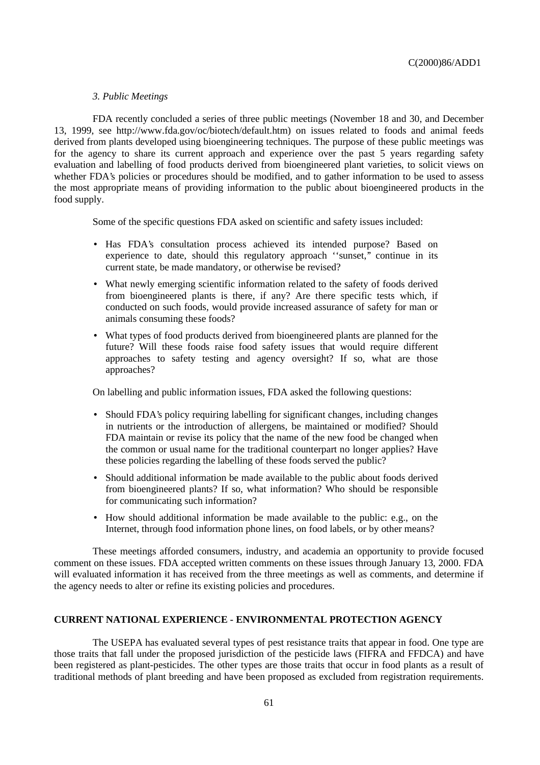*3. Public Meetings*

FDA recently concluded a series of three public meetings (November 18 and 30, and December 13, 1999, see http://www.fda.gov/oc/biotech/default.htm) on issues related to foods and animal feeds derived from plants developed using bioengineering techniques. The purpose of these public meetings was for the agency to share its current approach and experience over the past 5 years regarding safety evaluation and labelling of food products derived from bioengineered plant varieties, to solicit views on whether FDA's policies or procedures should be modified, and to gather information to be used to assess the most appropriate means of providing information to the public about bioengineered products in the food supply.

Some of the specific questions FDA asked on scientific and safety issues included:

- Has FDA's consultation process achieved its intended purpose? Based on experience to date, should this regulatory approach ''sunset,'' continue in its current state, be made mandatory, or otherwise be revised?
- What newly emerging scientific information related to the safety of foods derived from bioengineered plants is there, if any? Are there specific tests which, if conducted on such foods, would provide increased assurance of safety for man or animals consuming these foods?
- What types of food products derived from bioengineered plants are planned for the future? Will these foods raise food safety issues that would require different approaches to safety testing and agency oversight? If so, what are those approaches?

On labelling and public information issues, FDA asked the following questions:

- Should FDA's policy requiring labelling for significant changes, including changes in nutrients or the introduction of allergens, be maintained or modified? Should FDA maintain or revise its policy that the name of the new food be changed when the common or usual name for the traditional counterpart no longer applies? Have these policies regarding the labelling of these foods served the public?
- Should additional information be made available to the public about foods derived from bioengineered plants? If so, what information? Who should be responsible for communicating such information?
- How should additional information be made available to the public: e.g., on the Internet, through food information phone lines, on food labels, or by other means?

These meetings afforded consumers, industry, and academia an opportunity to provide focused comment on these issues. FDA accepted written comments on these issues through January 13, 2000. FDA will evaluated information it has received from the three meetings as well as comments, and determine if the agency needs to alter or refine its existing policies and procedures.

## CURRENT NATIONAL EXPERIENCE - ENVIRONMENTAL PROTECTION AGENCY

The USEPA has evaluated several types of pest resistance traits that appear in food. One type are those traits that fall under the proposed jurisdiction of the pesticide laws (FIFRA and FFDCA) and have been registered as plant-pesticides. The other types are those traits that occur in food plants as a result of traditional methods of plant breeding and have been proposed as excluded from registration requirements.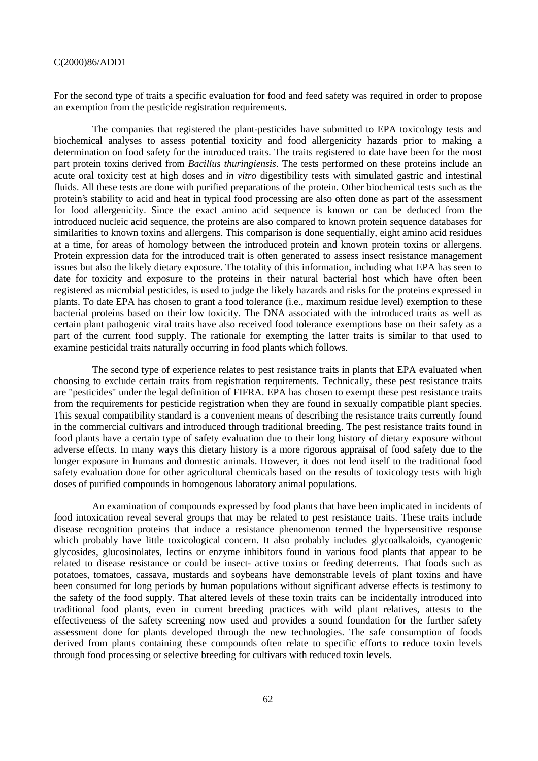For the second type of traits a specific evaluation for food and feed safety was required in order to propose an exemption from the pesticide registration requirements.

The companies that registered the plant-pesticides have submitted to EPA toxicology tests and biochemical analyses to assess potential toxicity and food allergenicity hazards prior to making a determination on food safety for the introduced traits. The traits registered to date have been for the most part protein toxins derived from *Bacillus thuringiensis*. The tests performed on these proteins include an acute oral toxicity test at high doses and *in vitro* digestibility tests with simulated gastric and intestinal fluids. All these tests are done with purified preparations of the protein. Other biochemical tests such as the protein's stability to acid and heat in typical food processing are also often done as part of the assessment for food allergenicity. Since the exact amino acid sequence is known or can be deduced from the introduced nucleic acid sequence, the proteins are also compared to known protein sequence databases for similarities to known toxins and allergens. This comparison is done sequentially, eight amino acid residues at a time, for areas of homology between the introduced protein and known protein toxins or allergens. Protein expression data for the introduced trait is often generated to assess insect resistance management issues but also the likely dietary exposure. The totality of this information, including what EPA has seen to date for toxicity and exposure to the proteins in their natural bacterial host which have often been registered as microbial pesticides, is used to judge the likely hazards and risks for the proteins expressed in plants. To date EPA has chosen to grant a food tolerance (i.e., maximum residue level) exemption to these bacterial proteins based on their low toxicity. The DNA associated with the introduced traits as well as certain plant pathogenic viral traits have also received food tolerance exemptions base on their safety as a part of the current food supply. The rationale for exempting the latter traits is similar to that used to examine pesticidal traits naturally occurring in food plants which follows.

The second type of experience relates to pest resistance traits in plants that EPA evaluated when choosing to exclude certain traits from registration requirements. Technically, these pest resistance traits are "pesticides" under the legal definition of FIFRA. EPA has chosen to exempt these pest resistance traits from the requirements for pesticide registration when they are found in sexually compatible plant species. This sexual compatibility standard is a convenient means of describing the resistance traits currently found in the commercial cultivars and introduced through traditional breeding. The pest resistance traits found in food plants have a certain type of safety evaluation due to their long history of dietary exposure without adverse effects. In many ways this dietary history is a more rigorous appraisal of food safety due to the longer exposure in humans and domestic animals. However, it does not lend itself to the traditional food safety evaluation done for other agricultural chemicals based on the results of toxicology tests with high doses of purified compounds in homogenous laboratory animal populations.

An examination of compounds expressed by food plants that have been implicated in incidents of food intoxication reveal several groups that may be related to pest resistance traits. These traits include disease recognition proteins that induce a resistance phenomenon termed the hypersensitive response which probably have little toxicological concern. It also probably includes glycoalkaloids, cyanogenic glycosides, glucosinolates, lectins or enzyme inhibitors found in various food plants that appear to be related to disease resistance or could be insect- active toxins or feeding deterrents. That foods such as potatoes, tomatoes, cassava, mustards and soybeans have demonstrable levels of plant toxins and have been consumed for long periods by human populations without significant adverse effects is testimony to the safety of the food supply. That altered levels of these toxin traits can be incidentally introduced into traditional food plants, even in current breeding practices with wild plant relatives, attests to the effectiveness of the safety screening now used and provides a sound foundation for the further safety assessment done for plants developed through the new technologies. The safe consumption of foods derived from plants containing these compounds often relate to specific efforts to reduce toxin levels through food processing or selective breeding for cultivars with reduced toxin levels.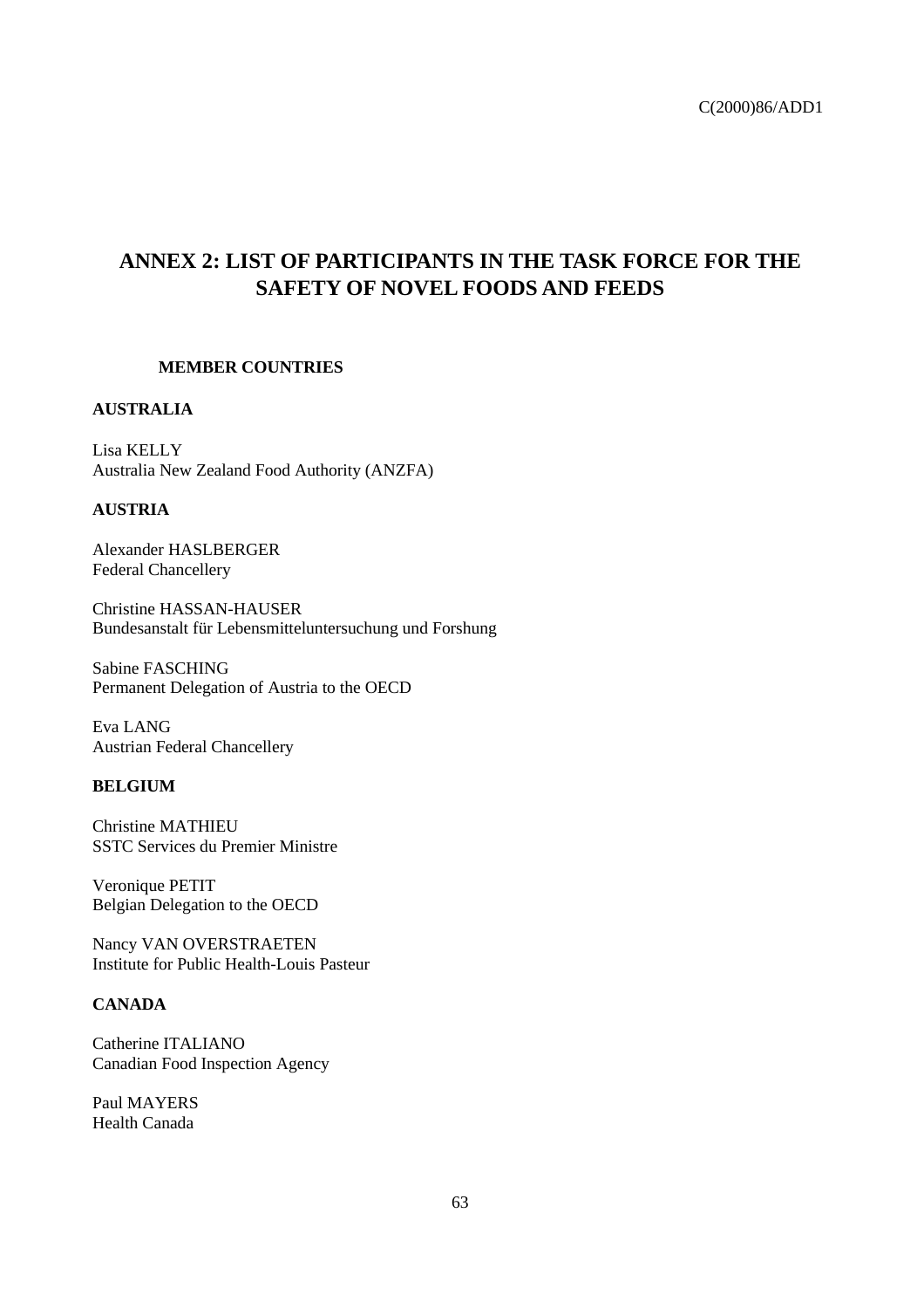# ANNEX 2: LIST OF PARTICIPANTS IN THE TASK FORCE FOR THE SAFETY OF NOVEL FOODS AND FEEDS

## MEMBER COUNTRIES

### AUSTRALIA

Lisa KELLY
Australia New Zealand Food Authority (ANZFA)

### AUSTRIA

Alexander HASLBERGER
Federal Chancellery

Christine HASSAN-HAUSER
Bundesanstalt für Lebensmitteluntersuchung und Forshung

Sabine FASCHING
Permanent Delegation of Austria to the OECD

Eva LANG
Austrian Federal Chancellery

### BELGIUM

Christine MATHIEU
SSTC Services du Premier Ministre

Veronique PETIT
Belgian Delegation to the OECD

Nancy VAN OVERSTRAETEN
Institute for Public Health-Louis Pasteur

### CANADA

Catherine ITALIANO
Canadian Food Inspection Agency

Paul MAYERS
Health Canada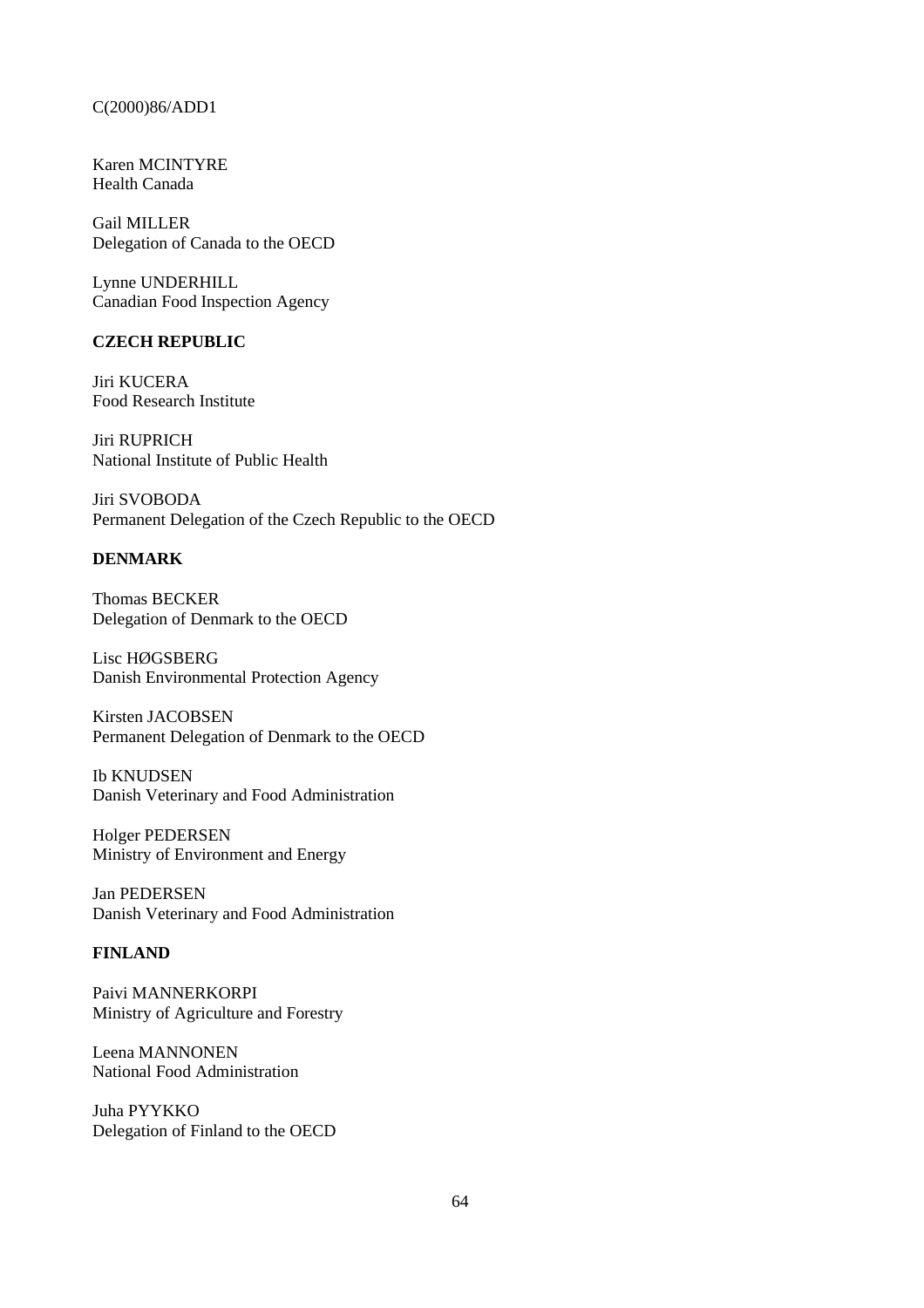Karen MCINTYRE
Health Canada

Gail MILLER
Delegation of Canada to the OECD

Lynne UNDERHILL
Canadian Food Inspection Agency

**CZECH REPUBLIC**

Jiri KUCERA
Food Research Institute

Jiri RUPRICH
National Institute of Public Health

Jiri SVOBODA
Permanent Delegation of the Czech Republic to the OECD

**DENMARK**

Thomas BECKER
Delegation of Denmark to the OECD

Lisc HØGSBERG
Danish Environmental Protection Agency

Kirsten JACOBSEN
Permanent Delegation of Denmark to the OECD

Ib KNUDSEN
Danish Veterinary and Food Administration

Holger PEDERSEN
Ministry of Environment and Energy

Jan PEDERSEN
Danish Veterinary and Food Administration

**FINLAND**

Paivi MANNERKORPI
Ministry of Agriculture and Forestry

Leena MANNONEN
National Food Administration

Juha PYYKKO
Delegation of Finland to the OECD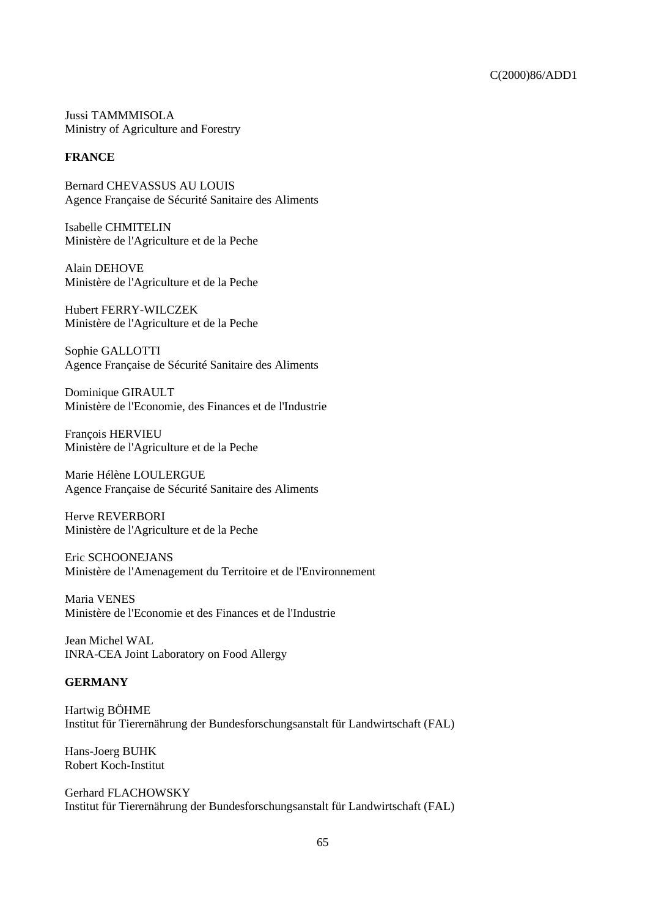Jussi TAMMMISOLA
Ministry of Agriculture and Forestry

**FRANCE**

Bernard CHEVASSUS AU LOUIS
Agence Française de Sécurité Sanitaire des Aliments

Isabelle CHMITELIN
Ministère de l'Agriculture et de la Peche

Alain DEHOVE
Ministère de l'Agriculture et de la Peche

Hubert FERRY-WILCZEK
Ministère de l'Agriculture et de la Peche

Sophie GALLOTTI
Agence Française de Sécurité Sanitaire des Aliments

Dominique GIRAULT
Ministère de l'Economie, des Finances et de l'Industrie

François HERVIEU
Ministère de l'Agriculture et de la Peche

Marie Hélène LOULERGUE
Agence Française de Sécurité Sanitaire des Aliments

Herve REVERBORI
Ministère de l'Agriculture et de la Peche

Eric SCHOONEJANS
Ministère de l'Amenagement du Territoire et de l'Environnement

Maria VENES
Ministère de l'Economie et des Finances et de l'Industrie

Jean Michel WAL
INRA-CEA Joint Laboratory on Food Allergy

**GERMANY**

Hartwig BÖHME
Institut für Tierernährung der Bundesforschungsanstalt für Landwirtschaft (FAL)

Hans-Joerg BUHK
Robert Koch-Institut

Gerhard FLACHOWSKY
Institut für Tierernährung der Bundesforschungsanstalt für Landwirtschaft (FAL)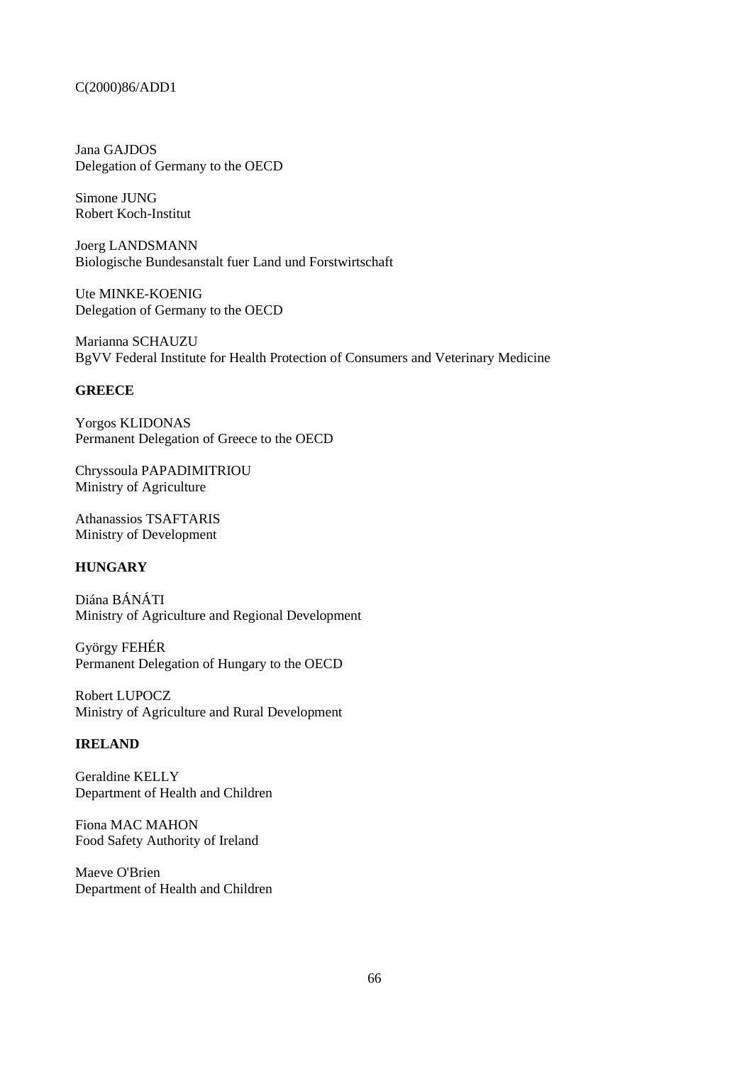Jana GAJDOS
Delegation of Germany to the OECD

Simone JUNG
Robert Koch-Institut

Joerg LANDSMANN
Biologische Bundesanstalt fuer Land und Forstwirtschaft

Ute MINKE-KOENIG
Delegation of Germany to the OECD

Marianna SCHAUZU
BgVV Federal Institute for Health Protection of Consumers and Veterinary Medicine

**GREECE**

Yorgos KLIDONAS
Permanent Delegation of Greece to the OECD

Chryssoula PAPADIMITRIOU
Ministry of Agriculture

Athanassios TSAFTARIS
Ministry of Development

**HUNGARY**

Diána BÁNÁTI
Ministry of Agriculture and Regional Development

György FEHÉR
Permanent Delegation of Hungary to the OECD

Robert LUPOCZ
Ministry of Agriculture and Rural Development

**IRELAND**

Geraldine KELLY
Department of Health and Children

Fiona MAC MAHON
Food Safety Authority of Ireland

Maeve O'Brien
Department of Health and Children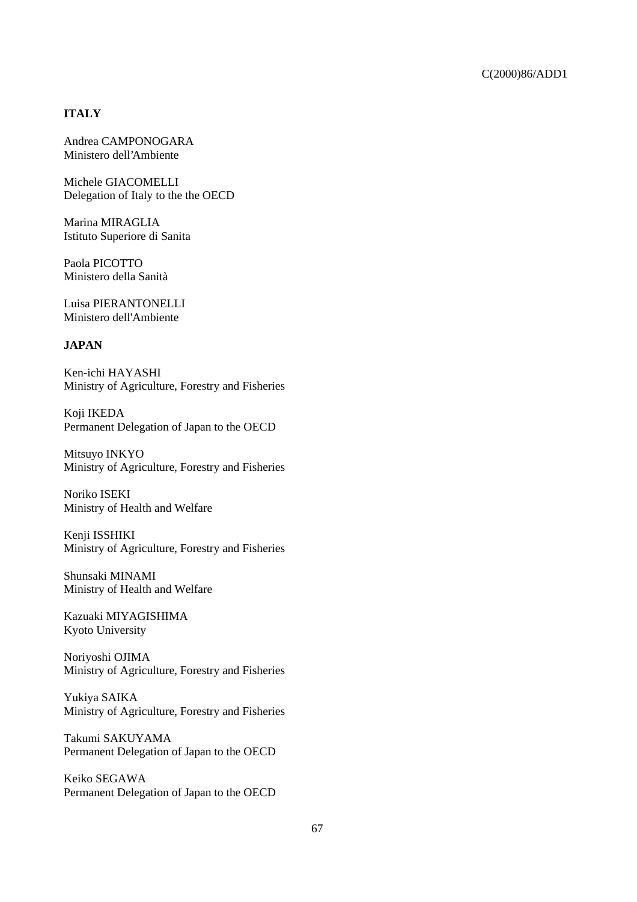**ITALY**

Andrea CAMPONOGARA
Ministero dell'Ambiente

Michele GIACOMELLI
Delegation of Italy to the the OECD

Marina MIRAGLIA
Istituto Superiore di Sanita

Paola PICOTTO
Ministero della Sanità

Luisa PIERANTONELLI
Ministero dell'Ambiente

**JAPAN**

Ken-ichi HAYASHI
Ministry of Agriculture, Forestry and Fisheries

Koji IKEDA
Permanent Delegation of Japan to the OECD

Mitsuyo INKYO
Ministry of Agriculture, Forestry and Fisheries

Noriko ISEKI
Ministry of Health and Welfare

Kenji ISSHIKI
Ministry of Agriculture, Forestry and Fisheries

Shunsaki MINAMI
Ministry of Health and Welfare

Kazuaki MIYAGISHIMA
Kyoto University

Noriyoshi OJIMA
Ministry of Agriculture, Forestry and Fisheries

Yukiya SAIKA
Ministry of Agriculture, Forestry and Fisheries

Takumi SAKUYAMA
Permanent Delegation of Japan to the OECD

Keiko SEGAWA
Permanent Delegation of Japan to the OECD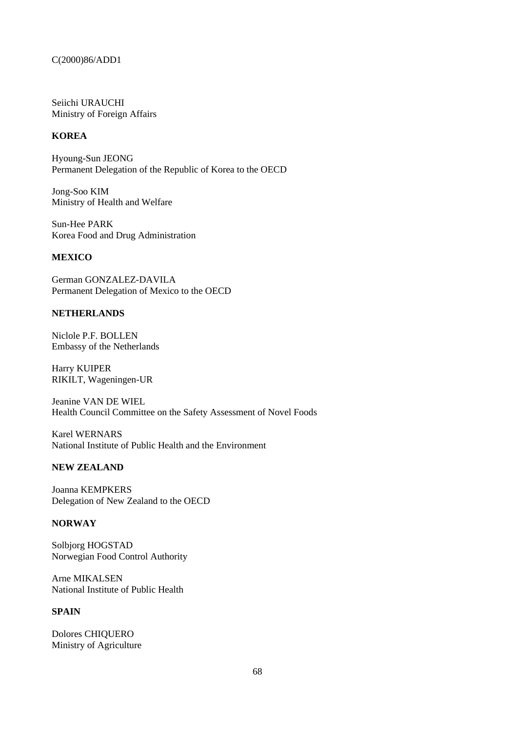Seiichi URAUCHI
Ministry of Foreign Affairs

**KOREA**

Hyoung-Sun JEONG
Permanent Delegation of the Republic of Korea to the OECD

Jong-Soo KIM
Ministry of Health and Welfare

Sun-Hee PARK
Korea Food and Drug Administration

**MEXICO**

German GONZALEZ-DAVILA
Permanent Delegation of Mexico to the OECD

**NETHERLANDS**

Niclole P.F. BOLLEN
Embassy of the Netherlands

Harry KUIPER
RIKILT, Wageningen-UR

Jeanine VAN DE WIEL
Health Council Committee on the Safety Assessment of Novel Foods

Karel WERNARS
National Institute of Public Health and the Environment

**NEW ZEALAND**

Joanna KEMPKERS
Delegation of New Zealand to the OECD

**NORWAY**

Solbjorg HOGSTAD
Norwegian Food Control Authority

Arne MIKALSEN
National Institute of Public Health

**SPAIN**

Dolores CHIQUERO
Ministry of Agriculture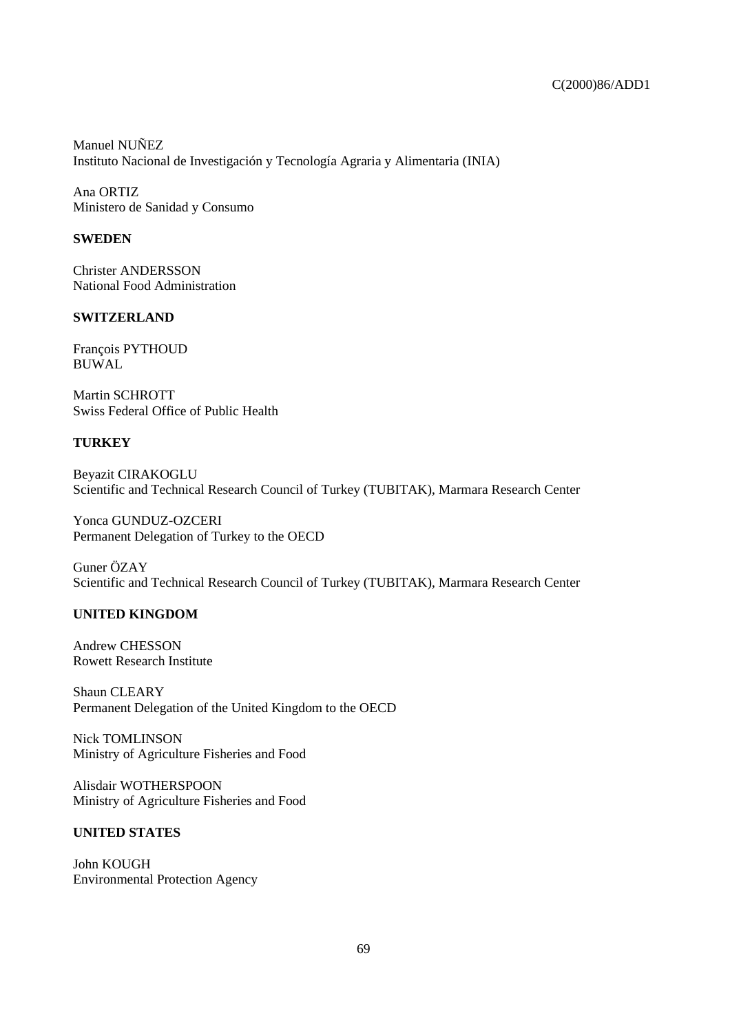Manuel NUÑEZ
Instituto Nacional de Investigación y Tecnología Agraria y Alimentaria (INIA)

Ana ORTIZ
Ministero de Sanidad y Consumo

**SWEDEN**

Christer ANDERSSON
National Food Administration

**SWITZERLAND**

François PYTHOUD
BUWAL

Martin SCHROTT
Swiss Federal Office of Public Health

**TURKEY**

Beyazit CIRAKOGLU
Scientific and Technical Research Council of Turkey (TUBITAK), Marmara Research Center

Yonca GUNDUZ-OZCERI
Permanent Delegation of Turkey to the OECD

Guner ÖZAY
Scientific and Technical Research Council of Turkey (TUBITAK), Marmara Research Center

**UNITED KINGDOM**

Andrew CHESSON
Rowett Research Institute

Shaun CLEARY
Permanent Delegation of the United Kingdom to the OECD

Nick TOMLINSON
Ministry of Agriculture Fisheries and Food

Alisdair WOTHERSPOON
Ministry of Agriculture Fisheries and Food

**UNITED STATES**

John KOUGH
Environmental Protection Agency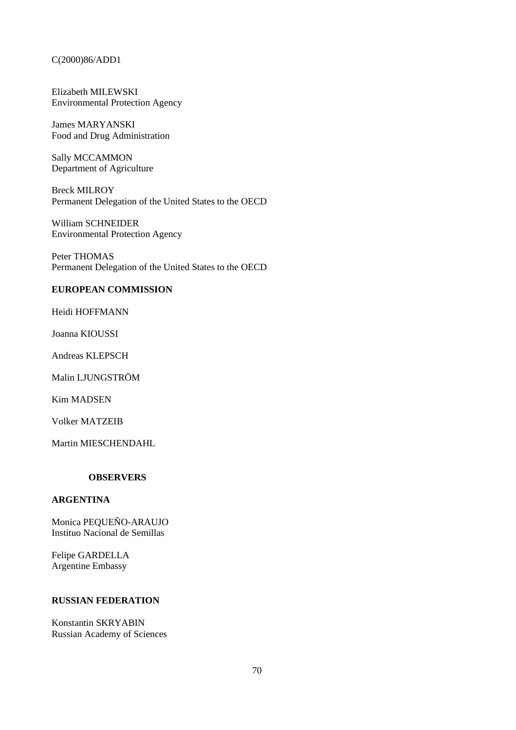Elizabeth MILEWSKI
Environmental Protection Agency

James MARYANSKI
Food and Drug Administration

Sally MCCAMMON
Department of Agriculture

Breck MILROY
Permanent Delegation of the United States to the OECD

William SCHNEIDER
Environmental Protection Agency

Peter THOMAS
Permanent Delegation of the United States to the OECD

**EUROPEAN COMMISSION**

Heidi HOFFMANN

Joanna KIOUSSI

Andreas KLEPSCH

Malin LJUNGSTRÖM

Kim MADSEN

Volker MATZEIB

Martin MIESCHENDAHL

**OBSERVERS**

**ARGENTINA**

Monica PEQUEÑO-ARAUJO
Instituo Nacional de Semillas

Felipe GARDELLA
Argentine Embassy

**RUSSIAN FEDERATION**

Konstantin SKRYABIN
Russian Academy of Sciences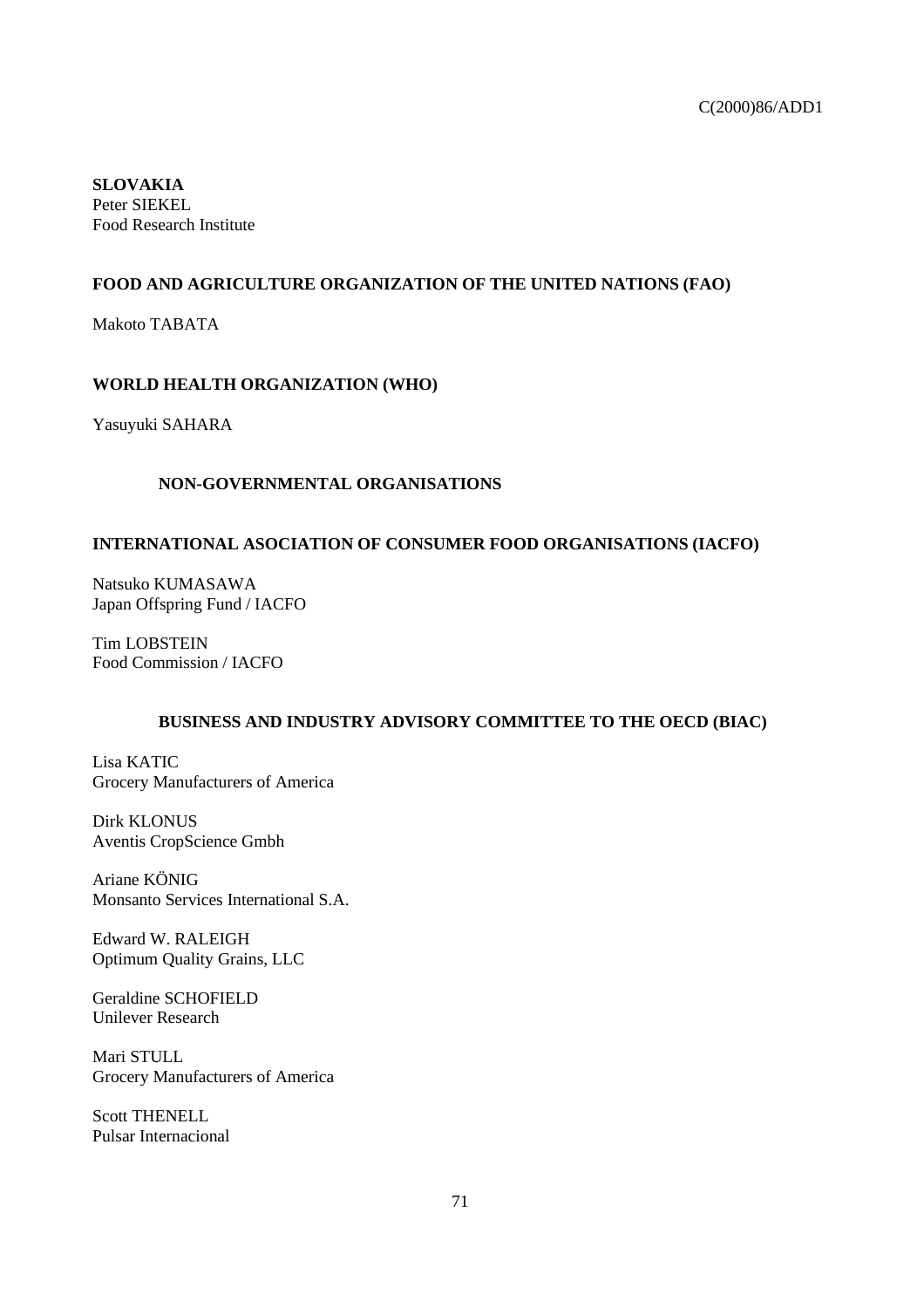**SLOVAKIA**
Peter SIEKEL
Food Research Institute

**FOOD AND AGRICULTURE ORGANIZATION OF THE UNITED NATIONS (FAO)**

Makoto TABATA

**WORLD HEALTH ORGANIZATION (WHO)**

Yasuyuki SAHARA

## NON-GOVERNMENTAL ORGANISATIONS

**INTERNATIONAL ASOCIATION OF CONSUMER FOOD ORGANISATIONS (IACFO)**

Natsuko KUMASAWA
Japan Offspring Fund / IACFO

Tim LOBSTEIN
Food Commission / IACFO

**BUSINESS AND INDUSTRY ADVISORY COMMITTEE TO THE OECD (BIAC)**

Lisa KATIC
Grocery Manufacturers of America

Dirk KLONUS
Aventis CropScience Gmbh

Ariane KÖNIG
Monsanto Services International S.A.

Edward W. RALEIGH
Optimum Quality Grains, LLC

Geraldine SCHOFIELD
Unilever Research

Mari STULL
Grocery Manufacturers of America

Scott THENELL
Pulsar Internacional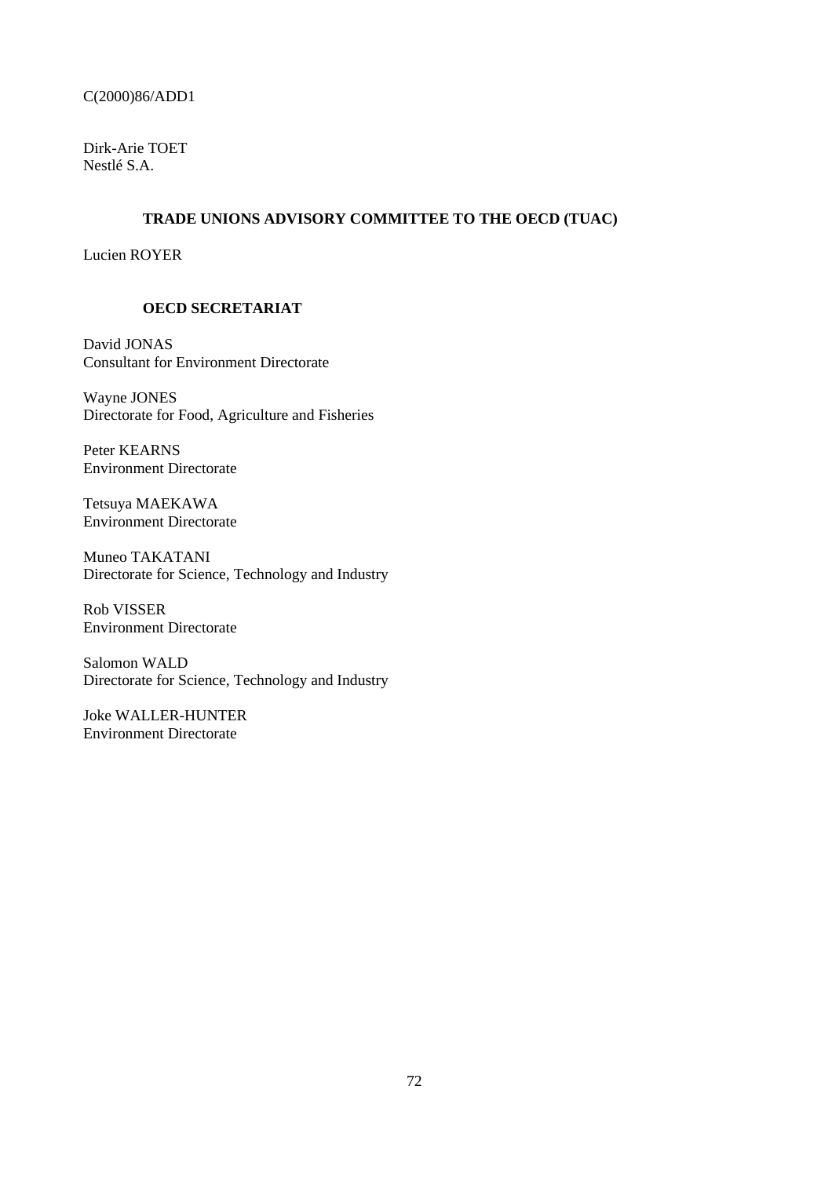Dirk-Arie TOET
Nestlé S.A.

### TRADE UNIONS ADVISORY COMMITTEE TO THE OECD (TUAC)

Lucien ROYER

### OECD SECRETARIAT

David JONAS
Consultant for Environment Directorate

Wayne JONES
Directorate for Food, Agriculture and Fisheries

Peter KEARNS
Environment Directorate

Tetsuya MAEKAWA
Environment Directorate

Muneo TAKATANI
Directorate for Science, Technology and Industry

Rob VISSER
Environment Directorate

Salomon WALD
Directorate for Science, Technology and Industry

Joke WALLER-HUNTER
Environment Directorate